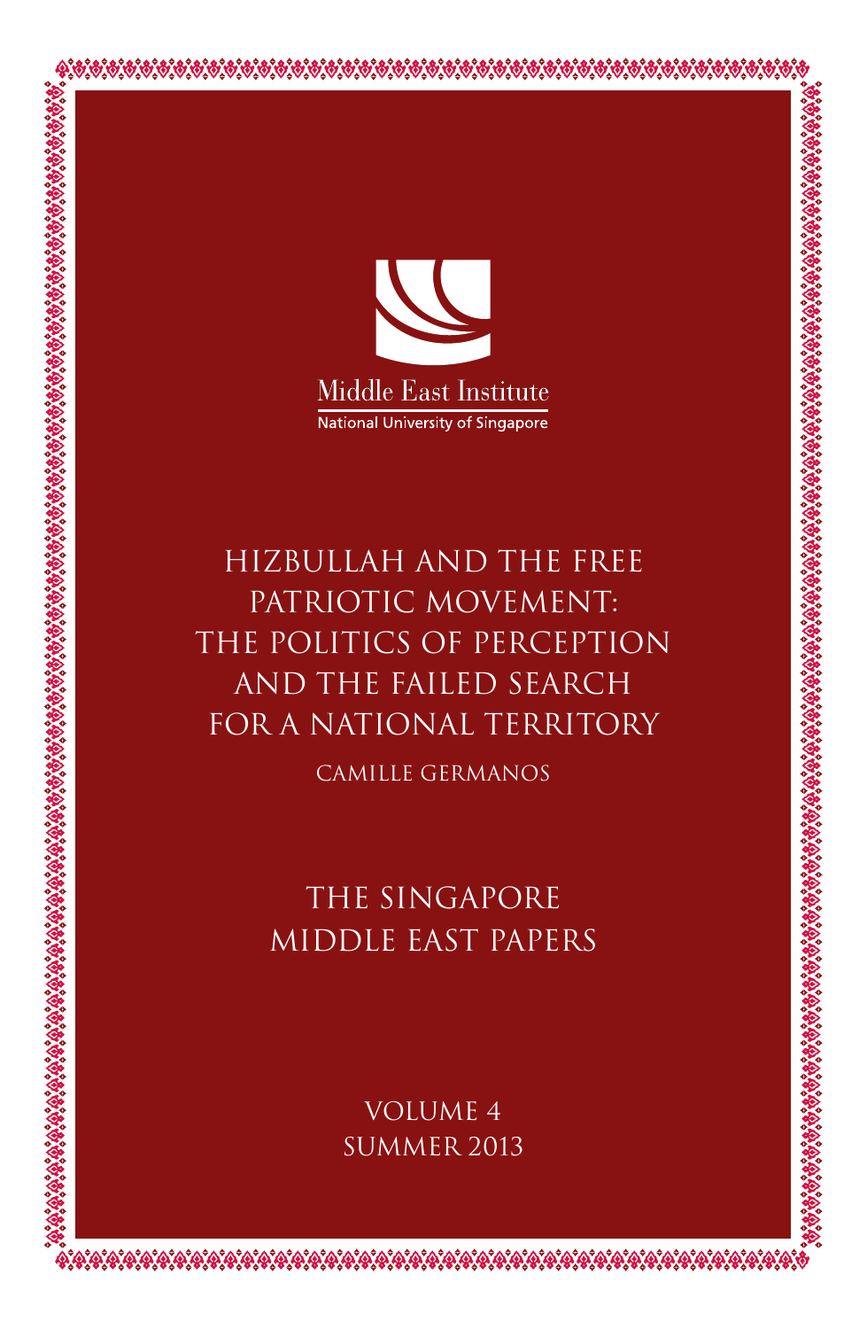Middle East Institute

National University of Singapore

# HIZBULLAH AND THE FREE PATRIOTIC MOVEMENT: THE POLITICS OF PERCEPTION AND THE FAILED SEARCH FOR A NATIONAL TERRITORY

CAMILLE GERMANOS

THE SINGAPORE MIDDLE EAST PAPERS

VOLUME 4

SUMMER 2013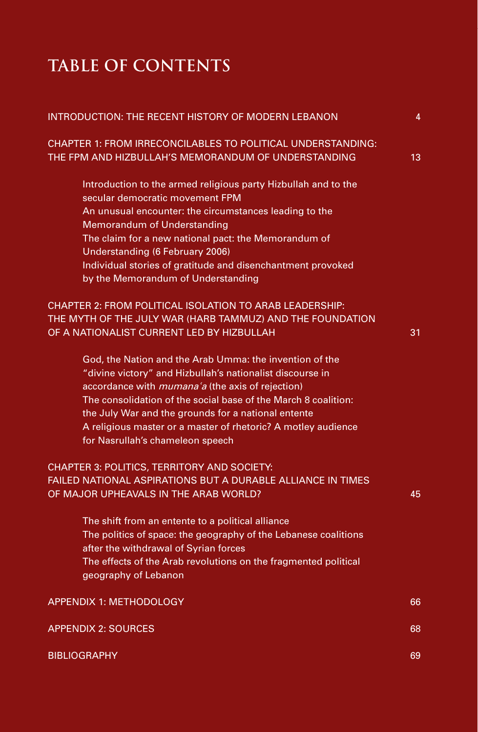# TABLE OF CONTENTS

INTRODUCTION: THE RECENT HISTORY OF MODERN LEBANON 4

CHAPTER 1: FROM IRRECONCILABLES TO POLITICAL UNDERSTANDING: THE FPM AND HIZBULLAH'S MEMORANDUM OF UNDERSTANDING 13

- Introduction to the armed religious party Hizbullah and to the secular democratic movement FPM
- An unusual encounter: the circumstances leading to the Memorandum of Understanding
- The claim for a new national pact: the Memorandum of Understanding (6 February 2006)
- Individual stories of gratitude and disenchantment provoked by the Memorandum of Understanding

CHAPTER 2: FROM POLITICAL ISOLATION TO ARAB LEADERSHIP: THE MYTH OF THE JULY WAR (HARB TAMMUZ) AND THE FOUNDATION OF A NATIONALIST CURRENT LED BY HIZBULLAH 31

- God, the Nation and the Arab Umma: the invention of the "divine victory" and Hizbullah's nationalist discourse in accordance with *mumana'a* (the axis of rejection)
- The consolidation of the social base of the March 8 coalition: the July War and the grounds for a national entente
- A religious master or a master of rhetoric? A motley audience for Nasrullah's chameleon speech

CHAPTER 3: POLITICS, TERRITORY AND SOCIETY: FAILED NATIONAL ASPIRATIONS BUT A DURABLE ALLIANCE IN TIMES OF MAJOR UPHEAVALS IN THE ARAB WORLD? 45

- The shift from an entente to a political alliance
- The politics of space: the geography of the Lebanese coalitions after the withdrawal of Syrian forces
- The effects of the Arab revolutions on the fragmented political geography of Lebanon

APPENDIX 1: METHODOLOGY 66

APPENDIX 2: SOURCES 68

BIBLIOGRAPHY 69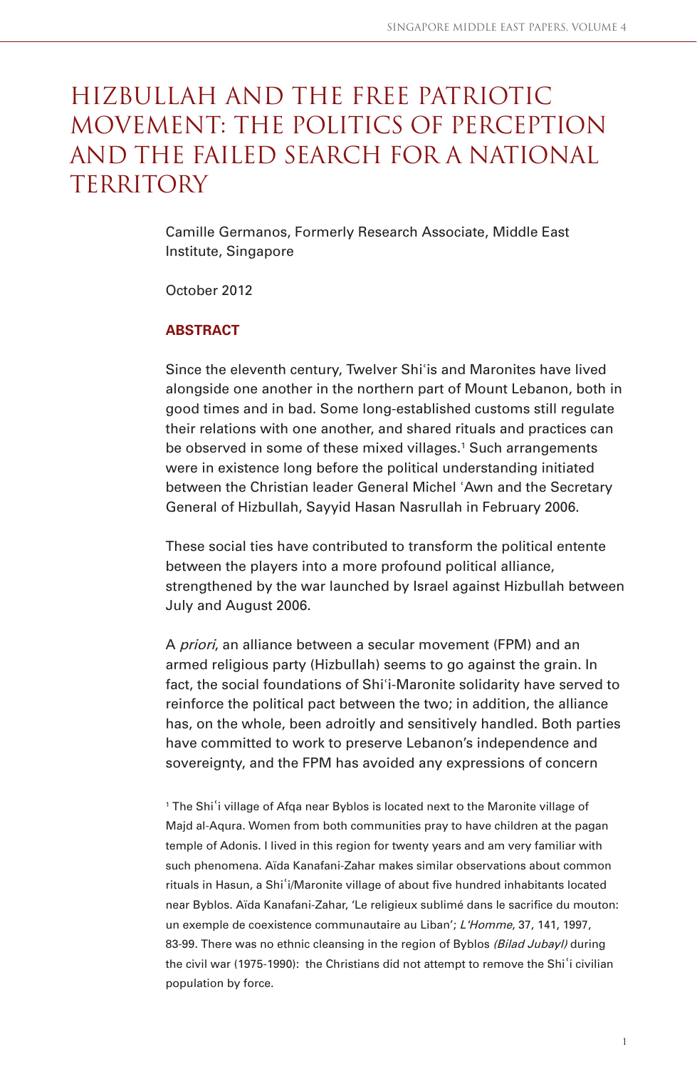# HIZBULLAH AND THE FREE PATRIOTIC MOVEMENT: THE POLITICS OF PERCEPTION AND THE FAILED SEARCH FOR A NATIONAL TERRITORY

Camille Germanos, Formerly Research Associate, Middle East Institute, Singapore

October 2012

## ABSTRACT

Since the eleventh century, Twelver Shiʿis and Maronites have lived alongside one another in the northern part of Mount Lebanon, both in good times and in bad. Some long-established customs still regulate their relations with one another, and shared rituals and practices can be observed in some of these mixed villages.[1] Such arrangements were in existence long before the political understanding initiated between the Christian leader General Michel ʿAwn and the Secretary General of Hizbullah, Sayyid Hasan Nasrullah in February 2006.

These social ties have contributed to transform the political entente between the players into a more profound political alliance, strengthened by the war launched by Israel against Hizbullah between July and August 2006.

A *priori*, an alliance between a secular movement (FPM) and an armed religious party (Hizbullah) seems to go against the grain. In fact, the social foundations of Shiʿi-Maronite solidarity have served to reinforce the political pact between the two; in addition, the alliance has, on the whole, been adroitly and sensitively handled. Both parties have committed to work to preserve Lebanon's independence and sovereignty, and the FPM has avoided any expressions of concern

[1] The Shiʿi village of Afqa near Byblos is located next to the Maronite village of Majd al-Aqura. Women from both communities pray to have children at the pagan temple of Adonis. I lived in this region for twenty years and am very familiar with such phenomena. Aïda Kanafani-Zahar makes similar observations about common rituals in Hasun, a Shiʿi/Maronite village of about five hundred inhabitants located near Byblos. Aïda Kanafani-Zahar, 'Le religieux sublimé dans le sacrifice du mouton: un exemple de coexistence communautaire au Liban'; *L'Homme*, 37, 141, 1997, 83-99. There was no ethnic cleansing in the region of Byblos *(Bilad Jubayl)* during the civil war (1975-1990): the Christians did not attempt to remove the Shiʿi civilian population by force.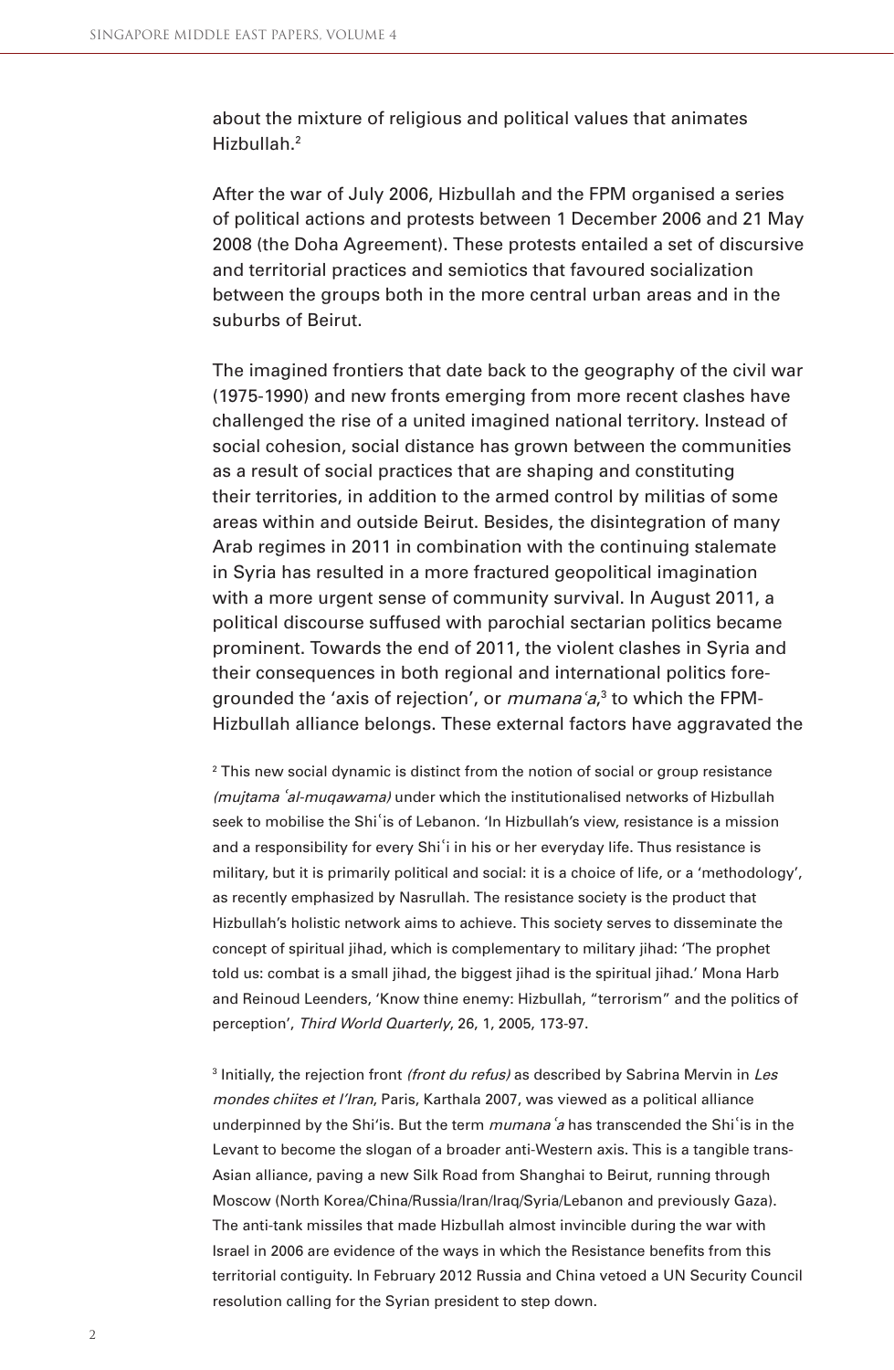about the mixture of religious and political values that animates Hizbullah.[2]

After the war of July 2006, Hizbullah and the FPM organised a series of political actions and protests between 1 December 2006 and 21 May 2008 (the Doha Agreement). These protests entailed a set of discursive and territorial practices and semiotics that favoured socialization between the groups both in the more central urban areas and in the suburbs of Beirut.

The imagined frontiers that date back to the geography of the civil war (1975-1990) and new fronts emerging from more recent clashes have challenged the rise of a united imagined national territory. Instead of social cohesion, social distance has grown between the communities as a result of social practices that are shaping and constituting their territories, in addition to the armed control by militias of some areas within and outside Beirut. Besides, the disintegration of many Arab regimes in 2011 in combination with the continuing stalemate in Syria has resulted in a more fractured geopolitical imagination with a more urgent sense of community survival. In August 2011, a political discourse suffused with parochial sectarian politics became prominent. Towards the end of 2011, the violent clashes in Syria and their consequences in both regional and international politics foregrounded the 'axis of rejection', or *mumanaʿa*,[3] to which the FPM-Hizbullah alliance belongs. These external factors have aggravated the

[2] This new social dynamic is distinct from the notion of social or group resistance *(mujtama ʿal-muqawama)* under which the institutionalised networks of Hizbullah seek to mobilise the Shiʿis of Lebanon. 'In Hizbullah's view, resistance is a mission and a responsibility for every Shiʿi in his or her everyday life. Thus resistance is military, but it is primarily political and social: it is a choice of life, or a 'methodology', as recently emphasized by Nasrullah. The resistance society is the product that Hizbullah's holistic network aims to achieve. This society serves to disseminate the concept of spiritual jihad, which is complementary to military jihad: 'The prophet told us: combat is a small jihad, the biggest jihad is the spiritual jihad.' Mona Harb and Reinoud Leenders, 'Know thine enemy: Hizbullah, "terrorism" and the politics of perception', *Third World Quarterly*, 26, 1, 2005, 173-97.

[3] Initially, the rejection front *(front du refus)* as described by Sabrina Mervin in *Les mondes chiites et l'Iran*, Paris, Karthala 2007, was viewed as a political alliance underpinned by the Shi'is. But the term *mumanaʿa* has transcended the Shiʿis in the Levant to become the slogan of a broader anti-Western axis. This is a tangible trans-Asian alliance, paving a new Silk Road from Shanghai to Beirut, running through Moscow (North Korea/China/Russia/Iran/Iraq/Syria/Lebanon and previously Gaza). The anti-tank missiles that made Hizbullah almost invincible during the war with Israel in 2006 are evidence of the ways in which the Resistance benefits from this territorial contiguity. In February 2012 Russia and China vetoed a UN Security Council resolution calling for the Syrian president to step down.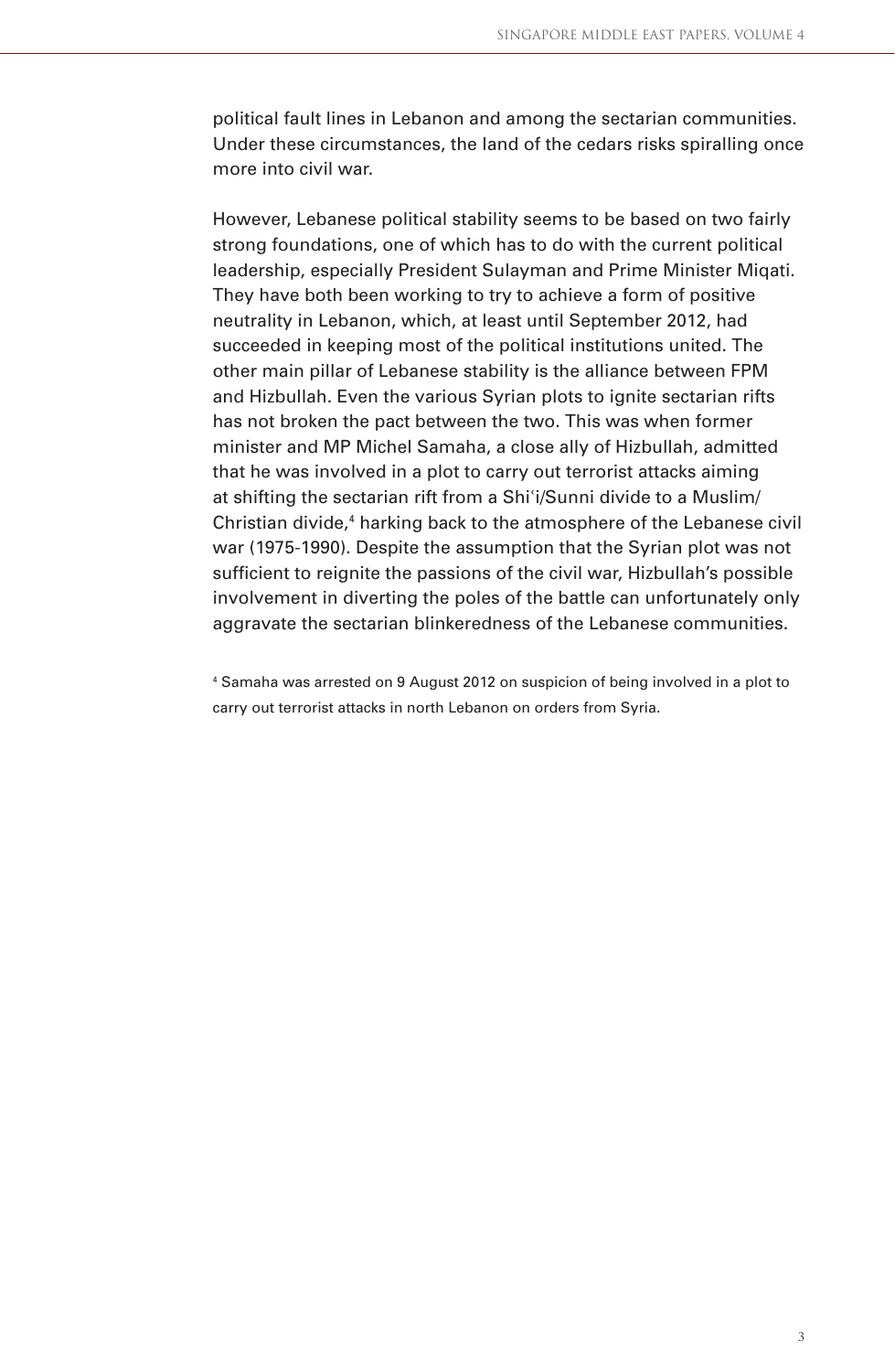political fault lines in Lebanon and among the sectarian communities. Under these circumstances, the land of the cedars risks spiralling once more into civil war.

However, Lebanese political stability seems to be based on two fairly strong foundations, one of which has to do with the current political leadership, especially President Sulayman and Prime Minister Miqati. They have both been working to try to achieve a form of positive neutrality in Lebanon, which, at least until September 2012, had succeeded in keeping most of the political institutions united. The other main pillar of Lebanese stability is the alliance between FPM and Hizbullah. Even the various Syrian plots to ignite sectarian rifts has not broken the pact between the two. This was when former minister and MP Michel Samaha, a close ally of Hizbullah, admitted that he was involved in a plot to carry out terrorist attacks aiming at shifting the sectarian rift from a Shiʿi/Sunni divide to a Muslim/Christian divide,[4] harking back to the atmosphere of the Lebanese civil war (1975-1990). Despite the assumption that the Syrian plot was not sufficient to reignite the passions of the civil war, Hizbullah's possible involvement in diverting the poles of the battle can unfortunately only aggravate the sectarian blinkeredness of the Lebanese communities.

[4] Samaha was arrested on 9 August 2012 on suspicion of being involved in a plot to carry out terrorist attacks in north Lebanon on orders from Syria.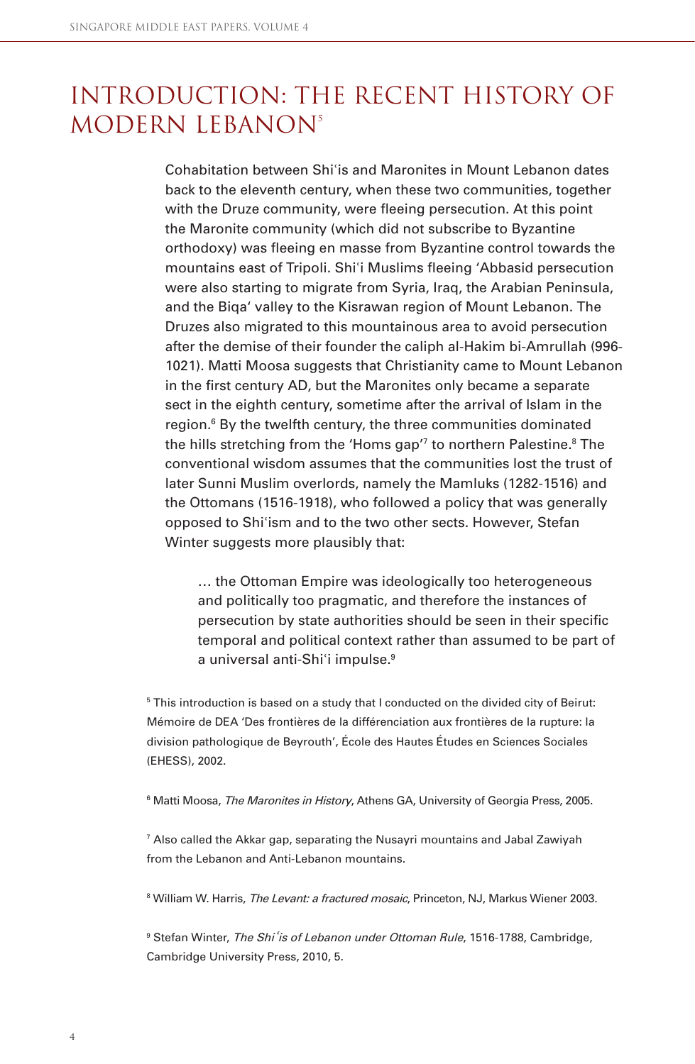# INTRODUCTION: THE RECENT HISTORY OF MODERN LEBANON[5]

Cohabitation between Shiʿis and Maronites in Mount Lebanon dates back to the eleventh century, when these two communities, together with the Druze community, were fleeing persecution. At this point the Maronite community (which did not subscribe to Byzantine orthodoxy) was fleeing en masse from Byzantine control towards the mountains east of Tripoli. Shiʿi Muslims fleeing ʿAbbasid persecution were also starting to migrate from Syria, Iraq, the Arabian Peninsula, and the Biqaʿ valley to the Kisrawan region of Mount Lebanon. The Druzes also migrated to this mountainous area to avoid persecution after the demise of their founder the caliph al-Hakim bi-Amrullah (996-1021). Matti Moosa suggests that Christianity came to Mount Lebanon in the first century AD, but the Maronites only became a separate sect in the eighth century, sometime after the arrival of Islam in the region.[6] By the twelfth century, the three communities dominated the hills stretching from the 'Homs gap'[7] to northern Palestine.[8] The conventional wisdom assumes that the communities lost the trust of later Sunni Muslim overlords, namely the Mamluks (1282-1516) and the Ottomans (1516-1918), who followed a policy that was generally opposed to Shiʿism and to the two other sects. However, Stefan Winter suggests more plausibly that:

> … the Ottoman Empire was ideologically too heterogeneous and politically too pragmatic, and therefore the instances of persecution by state authorities should be seen in their specific temporal and political context rather than assumed to be part of a universal anti-Shiʿi impulse.[9]

[5] This introduction is based on a study that I conducted on the divided city of Beirut: Mémoire de DEA 'Des frontières de la différenciation aux frontières de la rupture: la division pathologique de Beyrouth', École des Hautes Études en Sciences Sociales (EHESS), 2002.

[6] Matti Moosa, *The Maronites in History*, Athens GA, University of Georgia Press, 2005.

[7] Also called the Akkar gap, separating the Nusayri mountains and Jabal Zawiyah from the Lebanon and Anti-Lebanon mountains.

[8] William W. Harris, *The Levant: a fractured mosaic*, Princeton, NJ, Markus Wiener 2003.

[9] Stefan Winter, *The Shiʿis of Lebanon under Ottoman Rule*, 1516-1788, Cambridge, Cambridge University Press, 2010, 5.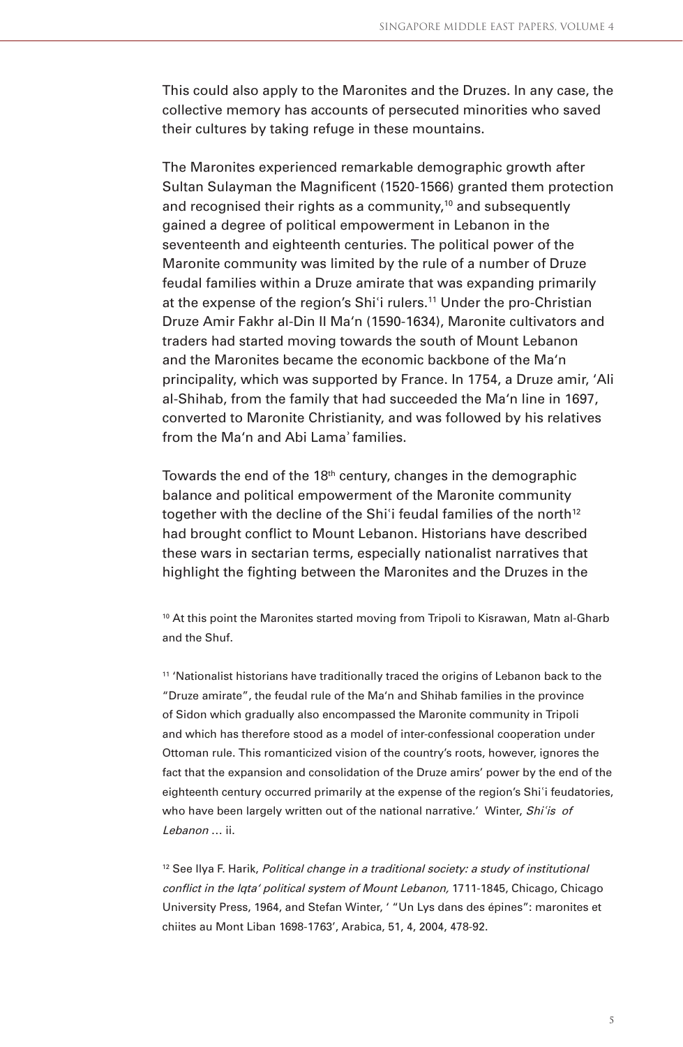This could also apply to the Maronites and the Druzes. In any case, the collective memory has accounts of persecuted minorities who saved their cultures by taking refuge in these mountains.

The Maronites experienced remarkable demographic growth after Sultan Sulayman the Magnificent (1520-1566) granted them protection and recognised their rights as a community,[10] and subsequently gained a degree of political empowerment in Lebanon in the seventeenth and eighteenth centuries. The political power of the Maronite community was limited by the rule of a number of Druze feudal families within a Druze amirate that was expanding primarily at the expense of the region's Shi'i rulers.[11] Under the pro-Christian Druze Amir Fakhr al-Din II Ma'n (1590-1634), Maronite cultivators and traders had started moving towards the south of Mount Lebanon and the Maronites became the economic backbone of the Ma'n principality, which was supported by France. In 1754, a Druze amir, 'Ali al-Shihab, from the family that had succeeded the Ma'n line in 1697, converted to Maronite Christianity, and was followed by his relatives from the Ma'n and Abi Lama' families.

Towards the end of the 18th century, changes in the demographic balance and political empowerment of the Maronite community together with the decline of the Shi'i feudal families of the north[12] had brought conflict to Mount Lebanon. Historians have described these wars in sectarian terms, especially nationalist narratives that highlight the fighting between the Maronites and the Druzes in the

[10] At this point the Maronites started moving from Tripoli to Kisrawan, Matn al-Gharb and the Shuf.

[11] 'Nationalist historians have traditionally traced the origins of Lebanon back to the "Druze amirate", the feudal rule of the Ma'n and Shihab families in the province of Sidon which gradually also encompassed the Maronite community in Tripoli and which has therefore stood as a model of inter-confessional cooperation under Ottoman rule. This romanticized vision of the country's roots, however, ignores the fact that the expansion and consolidation of the Druze amirs' power by the end of the eighteenth century occurred primarily at the expense of the region's Shi'i feudatories, who have been largely written out of the national narrative.' Winter, *Shi'is of Lebanon …* ii.

[12] See Ilya F. Harik, *Political change in a traditional society: a study of institutional conflict in the Iqta' political system of Mount Lebanon,* 1711-1845, Chicago, Chicago University Press, 1964, and Stefan Winter, ' "Un Lys dans des épines": maronites et chiites au Mont Liban 1698-1763', Arabica, 51, 4, 2004, 478-92.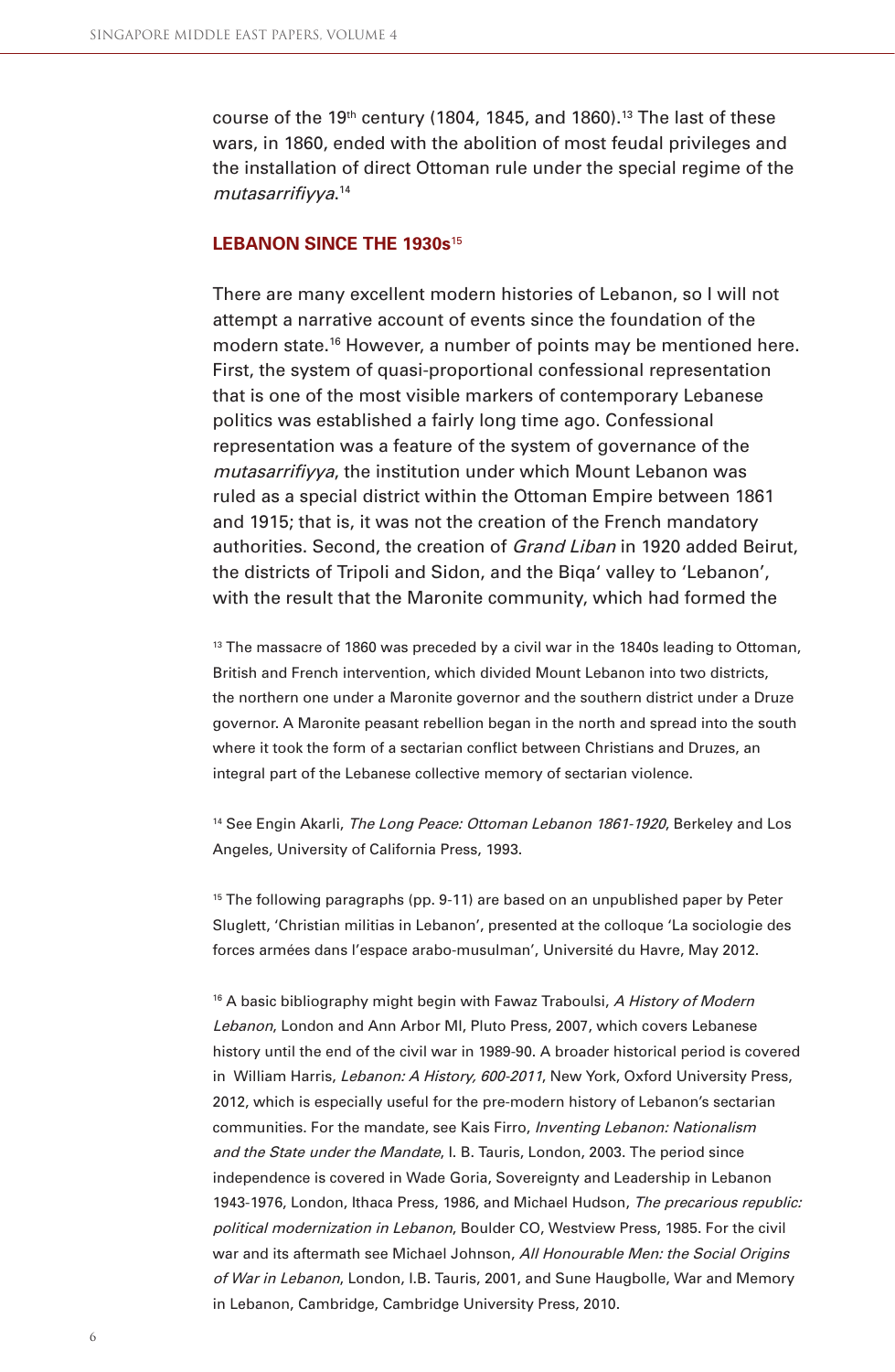course of the 19th century (1804, 1845, and 1860).[13] The last of these wars, in 1860, ended with the abolition of most feudal privileges and the installation of direct Ottoman rule under the special regime of the *mutasarrifiyya*.[14]

## LEBANON SINCE THE 1930s[15]

There are many excellent modern histories of Lebanon, so I will not attempt a narrative account of events since the foundation of the modern state.[16] However, a number of points may be mentioned here. First, the system of quasi-proportional confessional representation that is one of the most visible markers of contemporary Lebanese politics was established a fairly long time ago. Confessional representation was a feature of the system of governance of the *mutasarrifiyya*, the institution under which Mount Lebanon was ruled as a special district within the Ottoman Empire between 1861 and 1915; that is, it was not the creation of the French mandatory authorities. Second, the creation of *Grand Liban* in 1920 added Beirut, the districts of Tripoli and Sidon, and the Biqa' valley to 'Lebanon', with the result that the Maronite community, which had formed the

[13] The massacre of 1860 was preceded by a civil war in the 1840s leading to Ottoman, British and French intervention, which divided Mount Lebanon into two districts, the northern one under a Maronite governor and the southern district under a Druze governor. A Maronite peasant rebellion began in the north and spread into the south where it took the form of a sectarian conflict between Christians and Druzes, an integral part of the Lebanese collective memory of sectarian violence.

[14] See Engin Akarli, *The Long Peace: Ottoman Lebanon 1861-1920*, Berkeley and Los Angeles, University of California Press, 1993.

[15] The following paragraphs (pp. 9-11) are based on an unpublished paper by Peter Sluglett, 'Christian militias in Lebanon', presented at the colloque 'La sociologie des forces armées dans l'espace arabo-musulman', Université du Havre, May 2012.

[16] A basic bibliography might begin with Fawaz Traboulsi, *A History of Modern Lebanon*, London and Ann Arbor MI, Pluto Press, 2007, which covers Lebanese history until the end of the civil war in 1989-90. A broader historical period is covered in William Harris, *Lebanon: A History, 600-2011*, New York, Oxford University Press, 2012, which is especially useful for the pre-modern history of Lebanon's sectarian communities. For the mandate, see Kais Firro, *Inventing Lebanon: Nationalism and the State under the Mandate*, I. B. Tauris, London, 2003. The period since independence is covered in Wade Goria, Sovereignty and Leadership in Lebanon 1943-1976, London, Ithaca Press, 1986, and Michael Hudson, *The precarious republic: political modernization in Lebanon*, Boulder CO, Westview Press, 1985. For the civil war and its aftermath see Michael Johnson, *All Honourable Men: the Social Origins of War in Lebanon*, London, I.B. Tauris, 2001, and Sune Haugbolle, War and Memory in Lebanon, Cambridge, Cambridge University Press, 2010.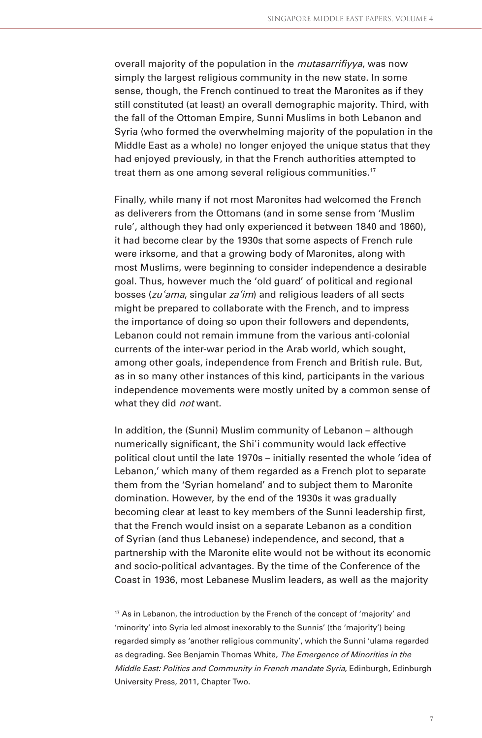overall majority of the population in the *mutasarrifiyya*, was now simply the largest religious community in the new state. In some sense, though, the French continued to treat the Maronites as if they still constituted (at least) an overall demographic majority. Third, with the fall of the Ottoman Empire, Sunni Muslims in both Lebanon and Syria (who formed the overwhelming majority of the population in the Middle East as a whole) no longer enjoyed the unique status that they had enjoyed previously, in that the French authorities attempted to treat them as one among several religious communities.[17]

Finally, while many if not most Maronites had welcomed the French as deliverers from the Ottomans (and in some sense from 'Muslim rule', although they had only experienced it between 1840 and 1860), it had become clear by the 1930s that some aspects of French rule were irksome, and that a growing body of Maronites, along with most Muslims, were beginning to consider independence a desirable goal. Thus, however much the 'old guard' of political and regional bosses (*zuʿama*, singular *zaʿim*) and religious leaders of all sects might be prepared to collaborate with the French, and to impress the importance of doing so upon their followers and dependents, Lebanon could not remain immune from the various anti-colonial currents of the inter-war period in the Arab world, which sought, among other goals, independence from French and British rule. But, as in so many other instances of this kind, participants in the various independence movements were mostly united by a common sense of what they did *not* want.

In addition, the (Sunni) Muslim community of Lebanon – although numerically significant, the Shiʿi community would lack effective political clout until the late 1970s – initially resented the whole 'idea of Lebanon,' which many of them regarded as a French plot to separate them from the 'Syrian homeland' and to subject them to Maronite domination. However, by the end of the 1930s it was gradually becoming clear at least to key members of the Sunni leadership first, that the French would insist on a separate Lebanon as a condition of Syrian (and thus Lebanese) independence, and second, that a partnership with the Maronite elite would not be without its economic and socio-political advantages. By the time of the Conference of the Coast in 1936, most Lebanese Muslim leaders, as well as the majority

[17] As in Lebanon, the introduction by the French of the concept of 'majority' and 'minority' into Syria led almost inexorably to the Sunnis' (the 'majority') being regarded simply as 'another religious community', which the Sunni 'ulama regarded as degrading. See Benjamin Thomas White, *The Emergence of Minorities in the Middle East: Politics and Community in French mandate Syria*, Edinburgh, Edinburgh University Press, 2011, Chapter Two.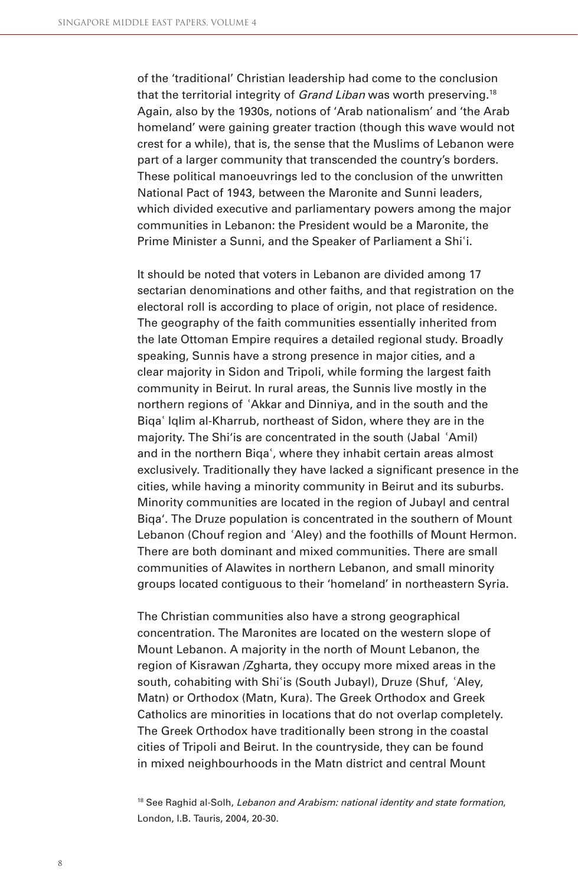of the 'traditional' Christian leadership had come to the conclusion that the territorial integrity of *Grand Liban* was worth preserving.[18] Again, also by the 1930s, notions of 'Arab nationalism' and 'the Arab homeland' were gaining greater traction (though this wave would not crest for a while), that is, the sense that the Muslims of Lebanon were part of a larger community that transcended the country's borders. These political manoeuvrings led to the conclusion of the unwritten National Pact of 1943, between the Maronite and Sunni leaders, which divided executive and parliamentary powers among the major communities in Lebanon: the President would be a Maronite, the Prime Minister a Sunni, and the Speaker of Parliament a Shiʿi.

It should be noted that voters in Lebanon are divided among 17 sectarian denominations and other faiths, and that registration on the electoral roll is according to place of origin, not place of residence. The geography of the faith communities essentially inherited from the late Ottoman Empire requires a detailed regional study. Broadly speaking, Sunnis have a strong presence in major cities, and a clear majority in Sidon and Tripoli, while forming the largest faith community in Beirut. In rural areas, the Sunnis live mostly in the northern regions of ʿAkkar and Dinniya, and in the south and the Biqaʿ Iqlim al-Kharrub, northeast of Sidon, where they are in the majority. The Shi'is are concentrated in the south (Jabal ʿAmil) and in the northern Biqaʿ, where they inhabit certain areas almost exclusively. Traditionally they have lacked a significant presence in the cities, while having a minority community in Beirut and its suburbs. Minority communities are located in the region of Jubayl and central Biqa'. The Druze population is concentrated in the southern of Mount Lebanon (Chouf region and ʿAley) and the foothills of Mount Hermon. There are both dominant and mixed communities. There are small communities of Alawites in northern Lebanon, and small minority groups located contiguous to their 'homeland' in northeastern Syria.

The Christian communities also have a strong geographical concentration. The Maronites are located on the western slope of Mount Lebanon. A majority in the north of Mount Lebanon, the region of Kisrawan /Zgharta, they occupy more mixed areas in the south, cohabiting with Shiʿis (South Jubayl), Druze (Shuf, ʿAley, Matn) or Orthodox (Matn, Kura). The Greek Orthodox and Greek Catholics are minorities in locations that do not overlap completely. The Greek Orthodox have traditionally been strong in the coastal cities of Tripoli and Beirut. In the countryside, they can be found in mixed neighbourhoods in the Matn district and central Mount

[18] See Raghid al-Solh, *Lebanon and Arabism: national identity and state formation*, London, I.B. Tauris, 2004, 20-30.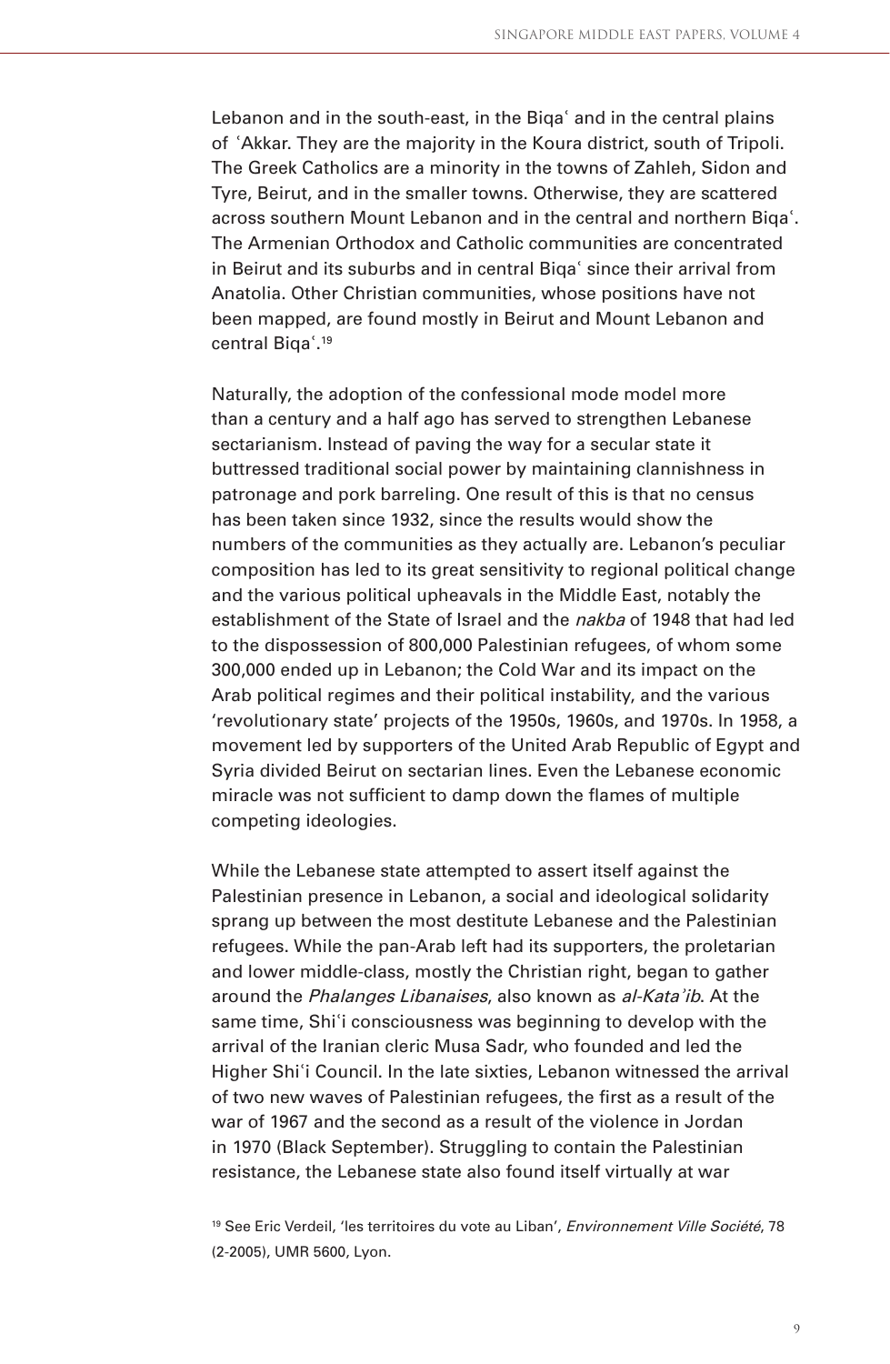Lebanon and in the south-east, in the Biqaʿ and in the central plains of ʿAkkar. They are the majority in the Koura district, south of Tripoli. The Greek Catholics are a minority in the towns of Zahleh, Sidon and Tyre, Beirut, and in the smaller towns. Otherwise, they are scattered across southern Mount Lebanon and in the central and northern Biqaʿ. The Armenian Orthodox and Catholic communities are concentrated in Beirut and its suburbs and in central Biqaʿ since their arrival from Anatolia. Other Christian communities, whose positions have not been mapped, are found mostly in Beirut and Mount Lebanon and central Biqaʿ.[19]

Naturally, the adoption of the confessional mode model more than a century and a half ago has served to strengthen Lebanese sectarianism. Instead of paving the way for a secular state it buttressed traditional social power by maintaining clannishness in patronage and pork barreling. One result of this is that no census has been taken since 1932, since the results would show the numbers of the communities as they actually are. Lebanon's peculiar composition has led to its great sensitivity to regional political change and the various political upheavals in the Middle East, notably the establishment of the State of Israel and the *nakba* of 1948 that had led to the dispossession of 800,000 Palestinian refugees, of whom some 300,000 ended up in Lebanon; the Cold War and its impact on the Arab political regimes and their political instability, and the various 'revolutionary state' projects of the 1950s, 1960s, and 1970s. In 1958, a movement led by supporters of the United Arab Republic of Egypt and Syria divided Beirut on sectarian lines. Even the Lebanese economic miracle was not sufficient to damp down the flames of multiple competing ideologies.

While the Lebanese state attempted to assert itself against the Palestinian presence in Lebanon, a social and ideological solidarity sprang up between the most destitute Lebanese and the Palestinian refugees. While the pan-Arab left had its supporters, the proletarian and lower middle-class, mostly the Christian right, began to gather around the *Phalanges Libanaises*, also known as *al-Kata'ib*. At the same time, Shiʿi consciousness was beginning to develop with the arrival of the Iranian cleric Musa Sadr, who founded and led the Higher Shiʿi Council. In the late sixties, Lebanon witnessed the arrival of two new waves of Palestinian refugees, the first as a result of the war of 1967 and the second as a result of the violence in Jordan in 1970 (Black September). Struggling to contain the Palestinian resistance, the Lebanese state also found itself virtually at war

[19] See Eric Verdeil, 'les territoires du vote au Liban', *Environnement Ville Société*, 78 (2-2005), UMR 5600, Lyon.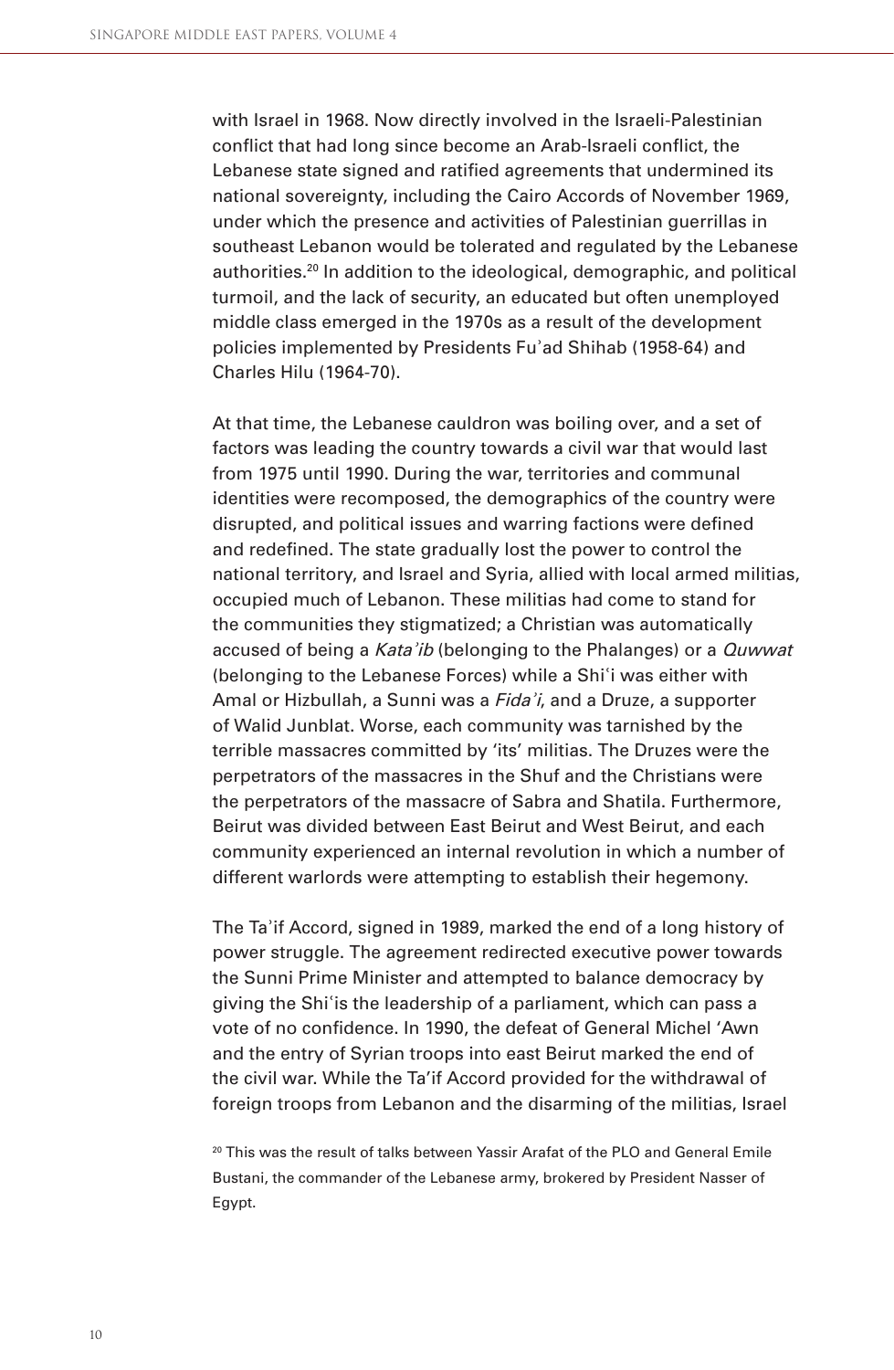with Israel in 1968. Now directly involved in the Israeli-Palestinian conflict that had long since become an Arab-Israeli conflict, the Lebanese state signed and ratified agreements that undermined its national sovereignty, including the Cairo Accords of November 1969, under which the presence and activities of Palestinian guerrillas in southeast Lebanon would be tolerated and regulated by the Lebanese authorities.[20] In addition to the ideological, demographic, and political turmoil, and the lack of security, an educated but often unemployed middle class emerged in the 1970s as a result of the development policies implemented by Presidents Fuʾad Shihab (1958-64) and Charles Hilu (1964-70).

At that time, the Lebanese cauldron was boiling over, and a set of factors was leading the country towards a civil war that would last from 1975 until 1990. During the war, territories and communal identities were recomposed, the demographics of the country were disrupted, and political issues and warring factions were defined and redefined. The state gradually lost the power to control the national territory, and Israel and Syria, allied with local armed militias, occupied much of Lebanon. These militias had come to stand for the communities they stigmatized; a Christian was automatically accused of being a *Kataʾib* (belonging to the Phalanges) or a *Quwwat* (belonging to the Lebanese Forces) while a Shiʿi was either with Amal or Hizbullah, a Sunni was a *Fidaʾi*, and a Druze, a supporter of Walid Junblat. Worse, each community was tarnished by the terrible massacres committed by 'its' militias. The Druzes were the perpetrators of the massacres in the Shuf and the Christians were the perpetrators of the massacre of Sabra and Shatila. Furthermore, Beirut was divided between East Beirut and West Beirut, and each community experienced an internal revolution in which a number of different warlords were attempting to establish their hegemony.

The Taʾif Accord, signed in 1989, marked the end of a long history of power struggle. The agreement redirected executive power towards the Sunni Prime Minister and attempted to balance democracy by giving the Shiʿis the leadership of a parliament, which can pass a vote of no confidence. In 1990, the defeat of General Michel 'Awn and the entry of Syrian troops into east Beirut marked the end of the civil war. While the Ta'if Accord provided for the withdrawal of foreign troops from Lebanon and the disarming of the militias, Israel

[20] This was the result of talks between Yassir Arafat of the PLO and General Emile Bustani, the commander of the Lebanese army, brokered by President Nasser of Egypt.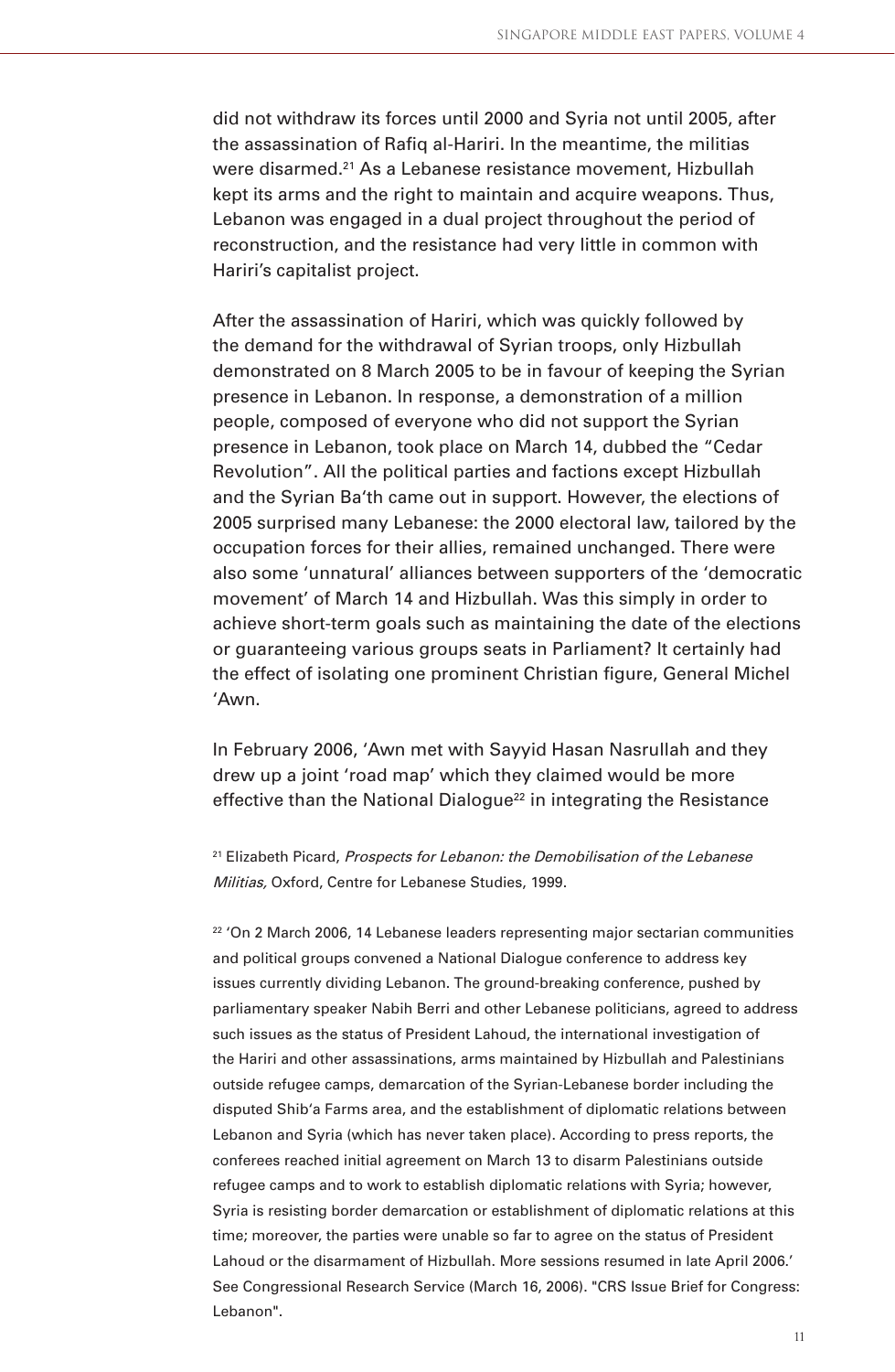did not withdraw its forces until 2000 and Syria not until 2005, after the assassination of Rafiq al-Hariri. In the meantime, the militias were disarmed.[21] As a Lebanese resistance movement, Hizbullah kept its arms and the right to maintain and acquire weapons. Thus, Lebanon was engaged in a dual project throughout the period of reconstruction, and the resistance had very little in common with Hariri's capitalist project.

After the assassination of Hariri, which was quickly followed by the demand for the withdrawal of Syrian troops, only Hizbullah demonstrated on 8 March 2005 to be in favour of keeping the Syrian presence in Lebanon. In response, a demonstration of a million people, composed of everyone who did not support the Syrian presence in Lebanon, took place on March 14, dubbed the "Cedar Revolution". All the political parties and factions except Hizbullah and the Syrian Ba'th came out in support. However, the elections of 2005 surprised many Lebanese: the 2000 electoral law, tailored by the occupation forces for their allies, remained unchanged. There were also some 'unnatural' alliances between supporters of the 'democratic movement' of March 14 and Hizbullah. Was this simply in order to achieve short-term goals such as maintaining the date of the elections or guaranteeing various groups seats in Parliament? It certainly had the effect of isolating one prominent Christian figure, General Michel 'Awn.

In February 2006, 'Awn met with Sayyid Hasan Nasrullah and they drew up a joint 'road map' which they claimed would be more effective than the National Dialogue[22] in integrating the Resistance

[21] Elizabeth Picard, *Prospects for Lebanon: the Demobilisation of the Lebanese Militias,* Oxford, Centre for Lebanese Studies, 1999.

[22] 'On 2 March 2006, 14 Lebanese leaders representing major sectarian communities and political groups convened a National Dialogue conference to address key issues currently dividing Lebanon. The ground-breaking conference, pushed by parliamentary speaker Nabih Berri and other Lebanese politicians, agreed to address such issues as the status of President Lahoud, the international investigation of the Hariri and other assassinations, arms maintained by Hizbullah and Palestinians outside refugee camps, demarcation of the Syrian-Lebanese border including the disputed Shib'a Farms area, and the establishment of diplomatic relations between Lebanon and Syria (which has never taken place). According to press reports, the conferees reached initial agreement on March 13 to disarm Palestinians outside refugee camps and to work to establish diplomatic relations with Syria; however, Syria is resisting border demarcation or establishment of diplomatic relations at this time; moreover, the parties were unable so far to agree on the status of President Lahoud or the disarmament of Hizbullah. More sessions resumed in late April 2006.' See Congressional Research Service (March 16, 2006). "CRS Issue Brief for Congress: Lebanon".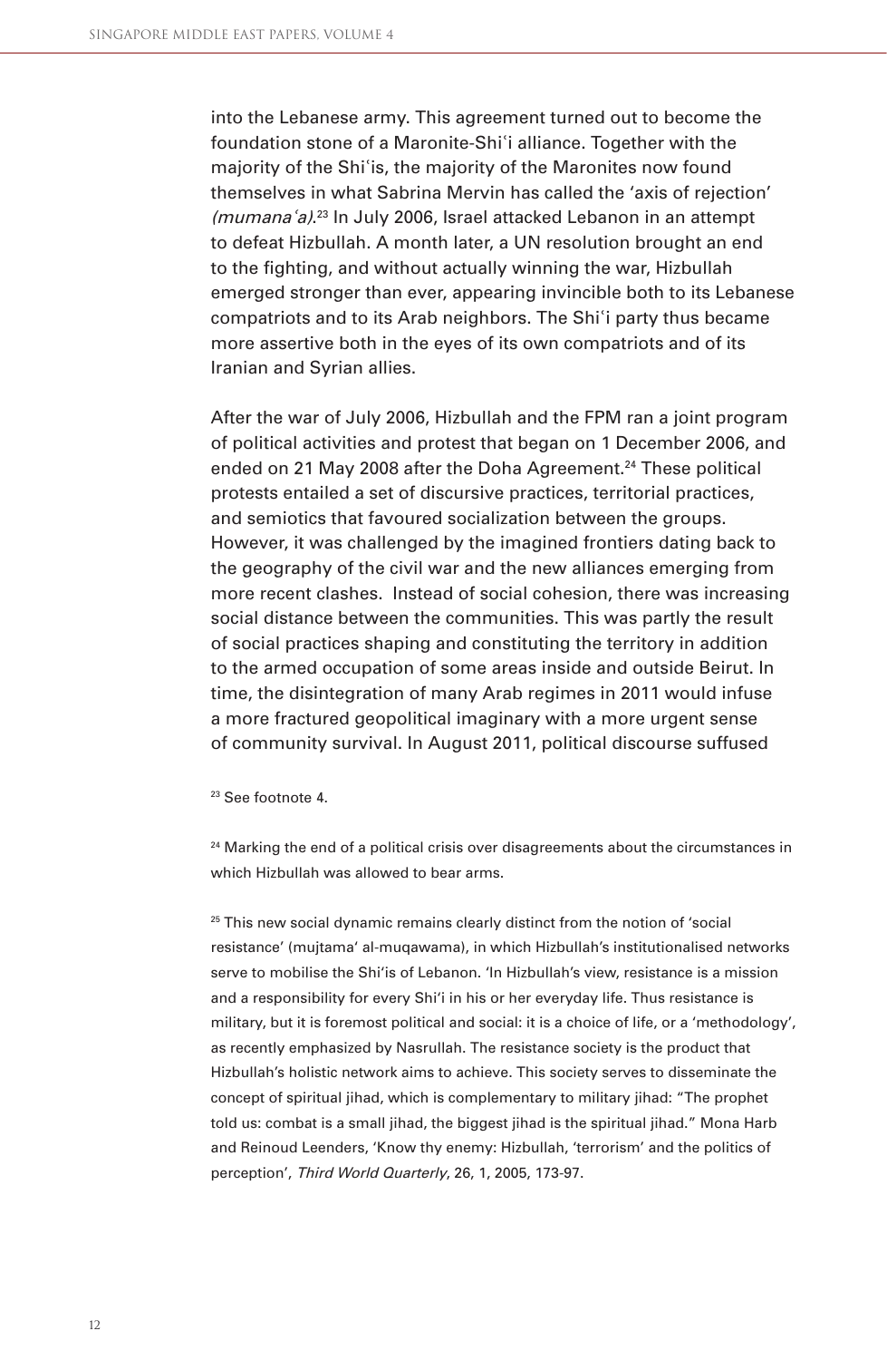into the Lebanese army. This agreement turned out to become the foundation stone of a Maronite-Shiʿi alliance. Together with the majority of the Shiʿis, the majority of the Maronites now found themselves in what Sabrina Mervin has called the 'axis of rejection' *(mumanaʿa)*.[23] In July 2006, Israel attacked Lebanon in an attempt to defeat Hizbullah. A month later, a UN resolution brought an end to the fighting, and without actually winning the war, Hizbullah emerged stronger than ever, appearing invincible both to its Lebanese compatriots and to its Arab neighbors. The Shiʿi party thus became more assertive both in the eyes of its own compatriots and of its Iranian and Syrian allies.

After the war of July 2006, Hizbullah and the FPM ran a joint program of political activities and protest that began on 1 December 2006, and ended on 21 May 2008 after the Doha Agreement.[24] These political protests entailed a set of discursive practices, territorial practices, and semiotics that favoured socialization between the groups. However, it was challenged by the imagined frontiers dating back to the geography of the civil war and the new alliances emerging from more recent clashes. Instead of social cohesion, there was increasing social distance between the communities. This was partly the result of social practices shaping and constituting the territory in addition to the armed occupation of some areas inside and outside Beirut. In time, the disintegration of many Arab regimes in 2011 would infuse a more fractured geopolitical imaginary with a more urgent sense of community survival. In August 2011, political discourse suffused

[23] See footnote 4.

[24] Marking the end of a political crisis over disagreements about the circumstances in which Hizbullah was allowed to bear arms.

[25] This new social dynamic remains clearly distinct from the notion of 'social resistance' (mujtama' al-muqawama), in which Hizbullah's institutionalised networks serve to mobilise the Shi'is of Lebanon. 'In Hizbullah's view, resistance is a mission and a responsibility for every Shi'i in his or her everyday life. Thus resistance is military, but it is foremost political and social: it is a choice of life, or a 'methodology', as recently emphasized by Nasrullah. The resistance society is the product that Hizbullah's holistic network aims to achieve. This society serves to disseminate the concept of spiritual jihad, which is complementary to military jihad: "The prophet told us: combat is a small jihad, the biggest jihad is the spiritual jihad." Mona Harb and Reinoud Leenders, 'Know thy enemy: Hizbullah, 'terrorism' and the politics of perception', *Third World Quarterly*, 26, 1, 2005, 173-97.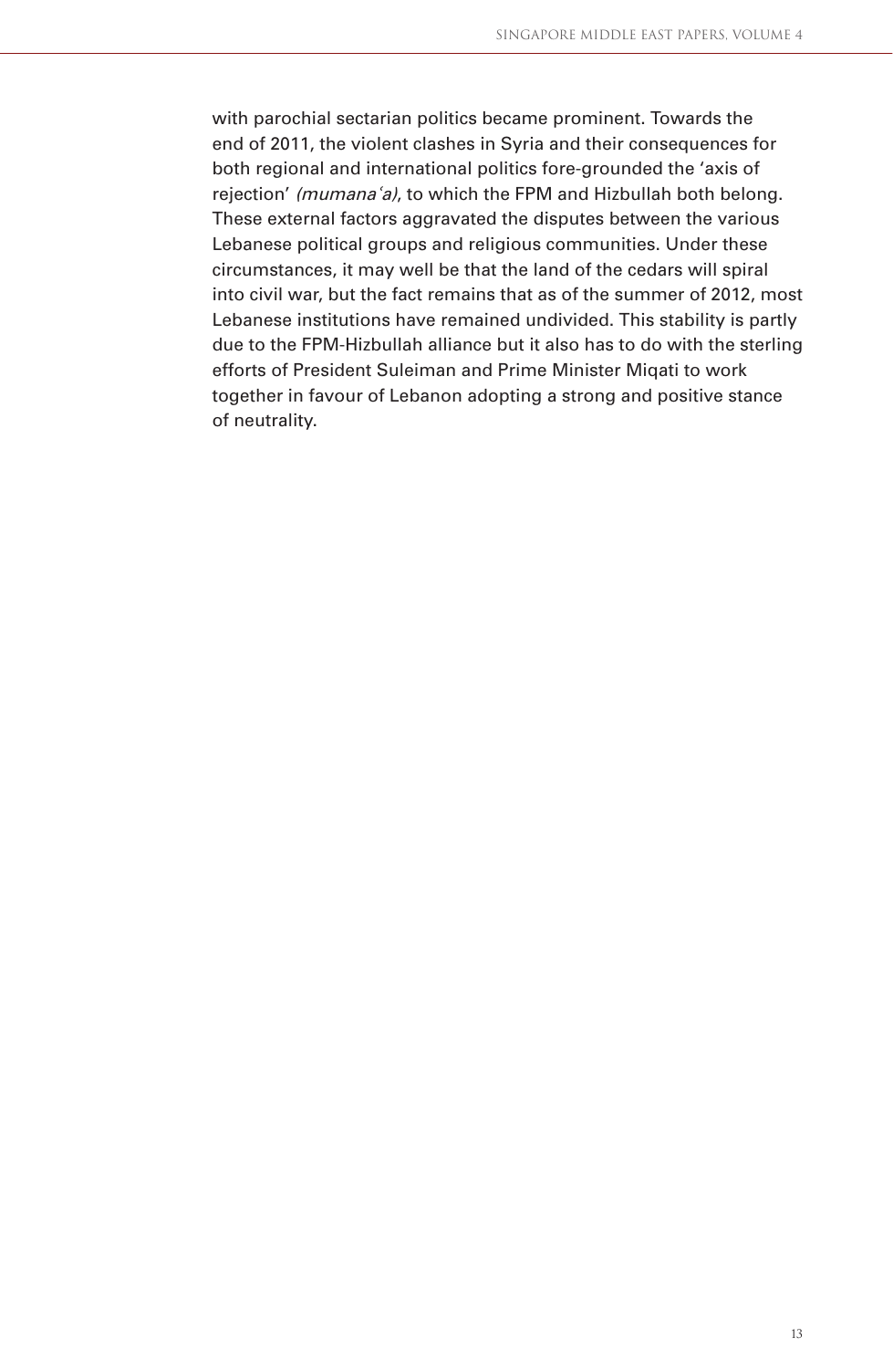with parochial sectarian politics became prominent. Towards the end of 2011, the violent clashes in Syria and their consequences for both regional and international politics fore-grounded the 'axis of rejection' *(mumana'a)*, to which the FPM and Hizbullah both belong. These external factors aggravated the disputes between the various Lebanese political groups and religious communities. Under these circumstances, it may well be that the land of the cedars will spiral into civil war, but the fact remains that as of the summer of 2012, most Lebanese institutions have remained undivided. This stability is partly due to the FPM-Hizbullah alliance but it also has to do with the sterling efforts of President Suleiman and Prime Minister Miqati to work together in favour of Lebanon adopting a strong and positive stance of neutrality.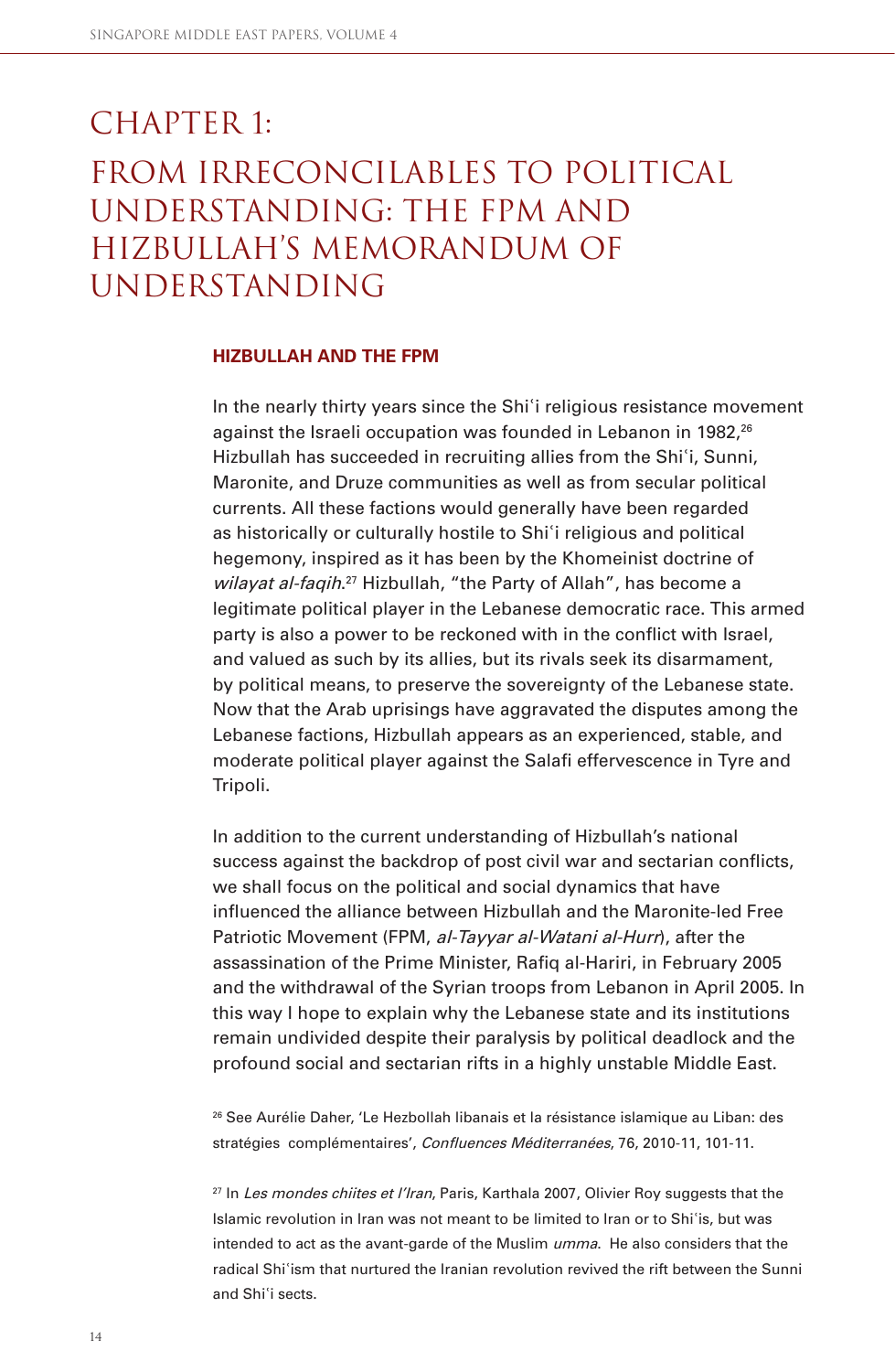# CHAPTER 1:

# FROM IRRECONCILABLES TO POLITICAL UNDERSTANDING: THE FPM AND HIZBULLAH'S MEMORANDUM OF UNDERSTANDING

## HIZBULLAH AND THE FPM

In the nearly thirty years since the Shiʿi religious resistance movement against the Israeli occupation was founded in Lebanon in 1982,[26] Hizbullah has succeeded in recruiting allies from the Shiʿi, Sunni, Maronite, and Druze communities as well as from secular political currents. All these factions would generally have been regarded as historically or culturally hostile to Shiʿi religious and political hegemony, inspired as it has been by the Khomeinist doctrine of *wilayat al-faqih*.[27] Hizbullah, "the Party of Allah", has become a legitimate political player in the Lebanese democratic race. This armed party is also a power to be reckoned with in the conflict with Israel, and valued as such by its allies, but its rivals seek its disarmament, by political means, to preserve the sovereignty of the Lebanese state. Now that the Arab uprisings have aggravated the disputes among the Lebanese factions, Hizbullah appears as an experienced, stable, and moderate political player against the Salafi effervescence in Tyre and Tripoli.

In addition to the current understanding of Hizbullah's national success against the backdrop of post civil war and sectarian conflicts, we shall focus on the political and social dynamics that have influenced the alliance between Hizbullah and the Maronite-led Free Patriotic Movement (FPM, *al-Tayyar al-Watani al-Hurr*), after the assassination of the Prime Minister, Rafiq al-Hariri, in February 2005 and the withdrawal of the Syrian troops from Lebanon in April 2005. In this way I hope to explain why the Lebanese state and its institutions remain undivided despite their paralysis by political deadlock and the profound social and sectarian rifts in a highly unstable Middle East.

[26] See Aurélie Daher, 'Le Hezbollah libanais et la résistance islamique au Liban: des stratégies complémentaires', *Confluences Méditerranées*, 76, 2010-11, 101-11.

[27] In *Les mondes chiites et l'Iran*, Paris, Karthala 2007, Olivier Roy suggests that the Islamic revolution in Iran was not meant to be limited to Iran or to Shiʿis, but was intended to act as the avant-garde of the Muslim *umma*. He also considers that the radical Shiʿism that nurtured the Iranian revolution revived the rift between the Sunni and Shiʿi sects.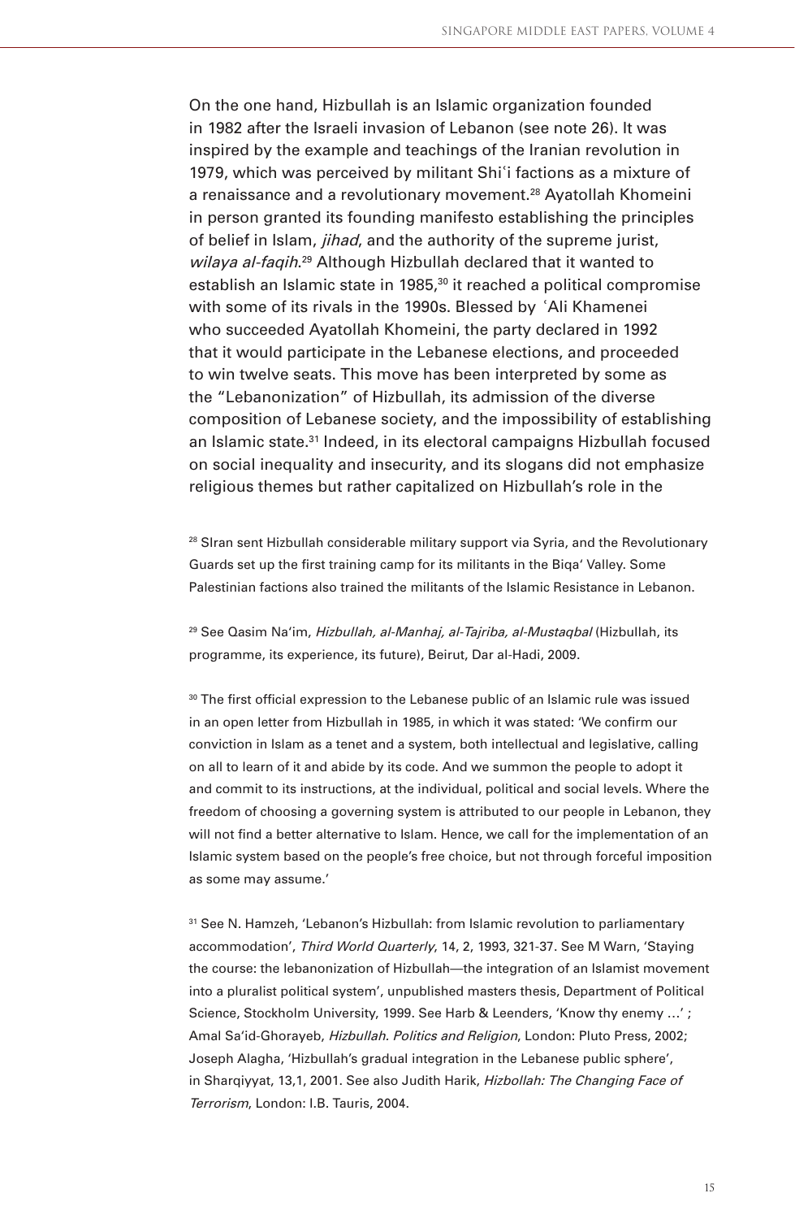On the one hand, Hizbullah is an Islamic organization founded in 1982 after the Israeli invasion of Lebanon (see note 26). It was inspired by the example and teachings of the Iranian revolution in 1979, which was perceived by militant Shiʿi factions as a mixture of a renaissance and a revolutionary movement.[28] Ayatollah Khomeini in person granted its founding manifesto establishing the principles of belief in Islam, *jihad*, and the authority of the supreme jurist, *wilaya al-faqih*.[29] Although Hizbullah declared that it wanted to establish an Islamic state in 1985,[30] it reached a political compromise with some of its rivals in the 1990s. Blessed by ʿAli Khamenei who succeeded Ayatollah Khomeini, the party declared in 1992 that it would participate in the Lebanese elections, and proceeded to win twelve seats. This move has been interpreted by some as the "Lebanonization" of Hizbullah, its admission of the diverse composition of Lebanese society, and the impossibility of establishing an Islamic state.[31] Indeed, in its electoral campaigns Hizbullah focused on social inequality and insecurity, and its slogans did not emphasize religious themes but rather capitalized on Hizbullah's role in the

[28] SIran sent Hizbullah considerable military support via Syria, and the Revolutionary Guards set up the first training camp for its militants in the Biqa' Valley. Some Palestinian factions also trained the militants of the Islamic Resistance in Lebanon.

[29] See Qasim Na'im, *Hizbullah, al-Manhaj, al-Tajriba, al-Mustaqbal* (Hizbullah, its programme, its experience, its future), Beirut, Dar al-Hadi, 2009.

[30] The first official expression to the Lebanese public of an Islamic rule was issued in an open letter from Hizbullah in 1985, in which it was stated: 'We confirm our conviction in Islam as a tenet and a system, both intellectual and legislative, calling on all to learn of it and abide by its code. And we summon the people to adopt it and commit to its instructions, at the individual, political and social levels. Where the freedom of choosing a governing system is attributed to our people in Lebanon, they will not find a better alternative to Islam. Hence, we call for the implementation of an Islamic system based on the people's free choice, but not through forceful imposition as some may assume.'

[31] See N. Hamzeh, 'Lebanon's Hizbullah: from Islamic revolution to parliamentary accommodation', *Third World Quarterly*, 14, 2, 1993, 321-37. See M Warn, 'Staying the course: the lebanonization of Hizbullah—the integration of an Islamist movement into a pluralist political system', unpublished masters thesis, Department of Political Science, Stockholm University, 1999. See Harb & Leenders, 'Know thy enemy …' ; Amal Sa'id-Ghorayeb, *Hizbullah. Politics and Religion*, London: Pluto Press, 2002; Joseph Alagha, 'Hizbullah's gradual integration in the Lebanese public sphere', in Sharqiyyat, 13,1, 2001. See also Judith Harik, *Hizbollah: The Changing Face of Terrorism*, London: I.B. Tauris, 2004.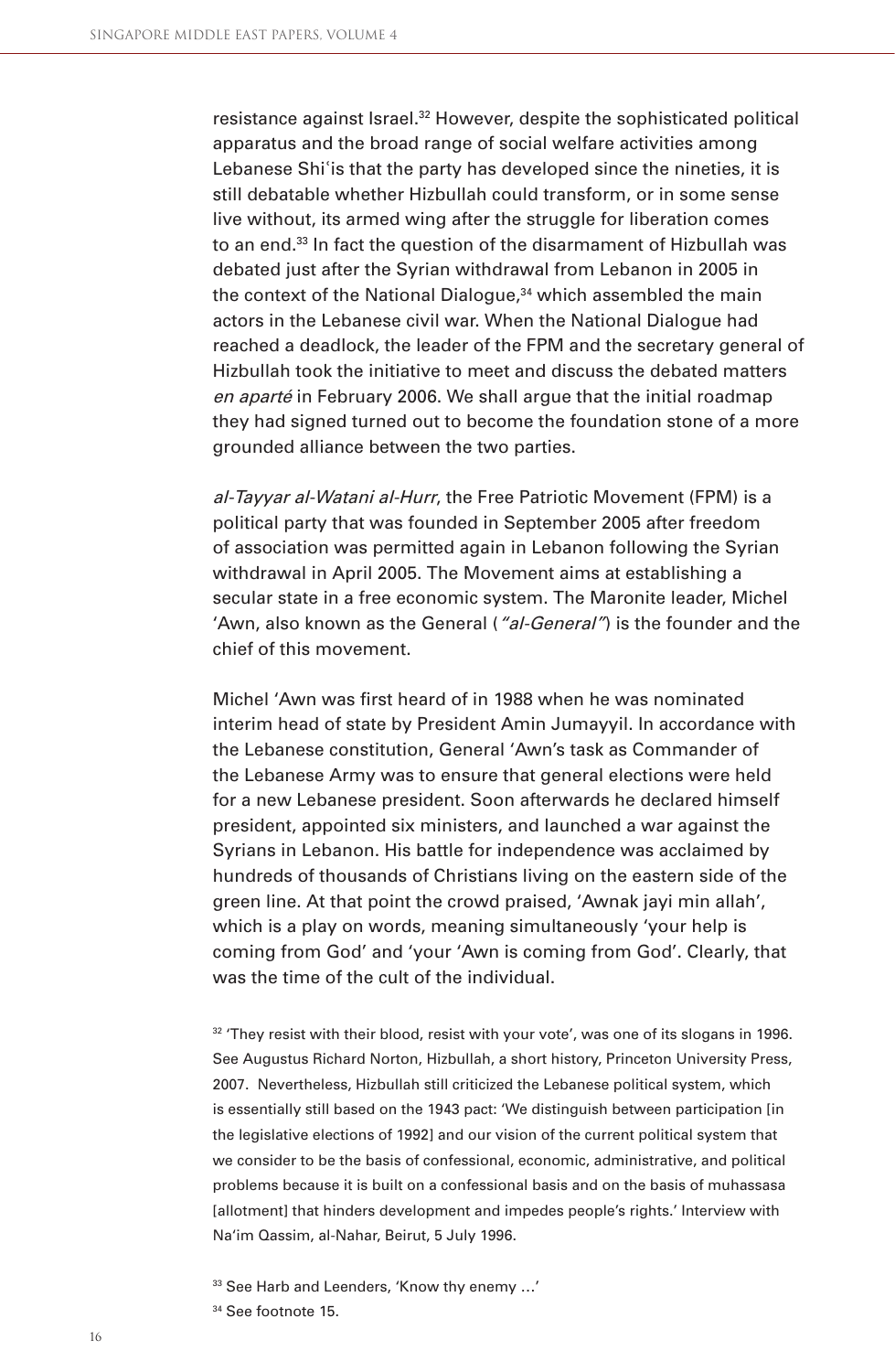resistance against Israel.[32] However, despite the sophisticated political apparatus and the broad range of social welfare activities among Lebanese Shiʿis that the party has developed since the nineties, it is still debatable whether Hizbullah could transform, or in some sense live without, its armed wing after the struggle for liberation comes to an end.[33] In fact the question of the disarmament of Hizbullah was debated just after the Syrian withdrawal from Lebanon in 2005 in the context of the National Dialogue,[34] which assembled the main actors in the Lebanese civil war. When the National Dialogue had reached a deadlock, the leader of the FPM and the secretary general of Hizbullah took the initiative to meet and discuss the debated matters *en aparté* in February 2006. We shall argue that the initial roadmap they had signed turned out to become the foundation stone of a more grounded alliance between the two parties.

*al-Tayyar al-Watani al-Hurr*, the Free Patriotic Movement (FPM) is a political party that was founded in September 2005 after freedom of association was permitted again in Lebanon following the Syrian withdrawal in April 2005. The Movement aims at establishing a secular state in a free economic system. The Maronite leader, Michel 'Awn, also known as the General (*"al-General"*) is the founder and the chief of this movement.

Michel 'Awn was first heard of in 1988 when he was nominated interim head of state by President Amin Jumayyil. In accordance with the Lebanese constitution, General 'Awn's task as Commander of the Lebanese Army was to ensure that general elections were held for a new Lebanese president. Soon afterwards he declared himself president, appointed six ministers, and launched a war against the Syrians in Lebanon. His battle for independence was acclaimed by hundreds of thousands of Christians living on the eastern side of the green line. At that point the crowd praised, 'Awnak jayi min allah', which is a play on words, meaning simultaneously 'your help is coming from God' and 'your 'Awn is coming from God'. Clearly, that was the time of the cult of the individual.

[32] 'They resist with their blood, resist with your vote', was one of its slogans in 1996. See Augustus Richard Norton, Hizbullah, a short history, Princeton University Press, 2007. Nevertheless, Hizbullah still criticized the Lebanese political system, which is essentially still based on the 1943 pact: 'We distinguish between participation [in the legislative elections of 1992] and our vision of the current political system that we consider to be the basis of confessional, economic, administrative, and political problems because it is built on a confessional basis and on the basis of muhassasa [allotment] that hinders development and impedes people's rights.' Interview with Na'im Qassim, al-Nahar, Beirut, 5 July 1996.

[33] See Harb and Leenders, 'Know thy enemy …'

[34] See footnote 15.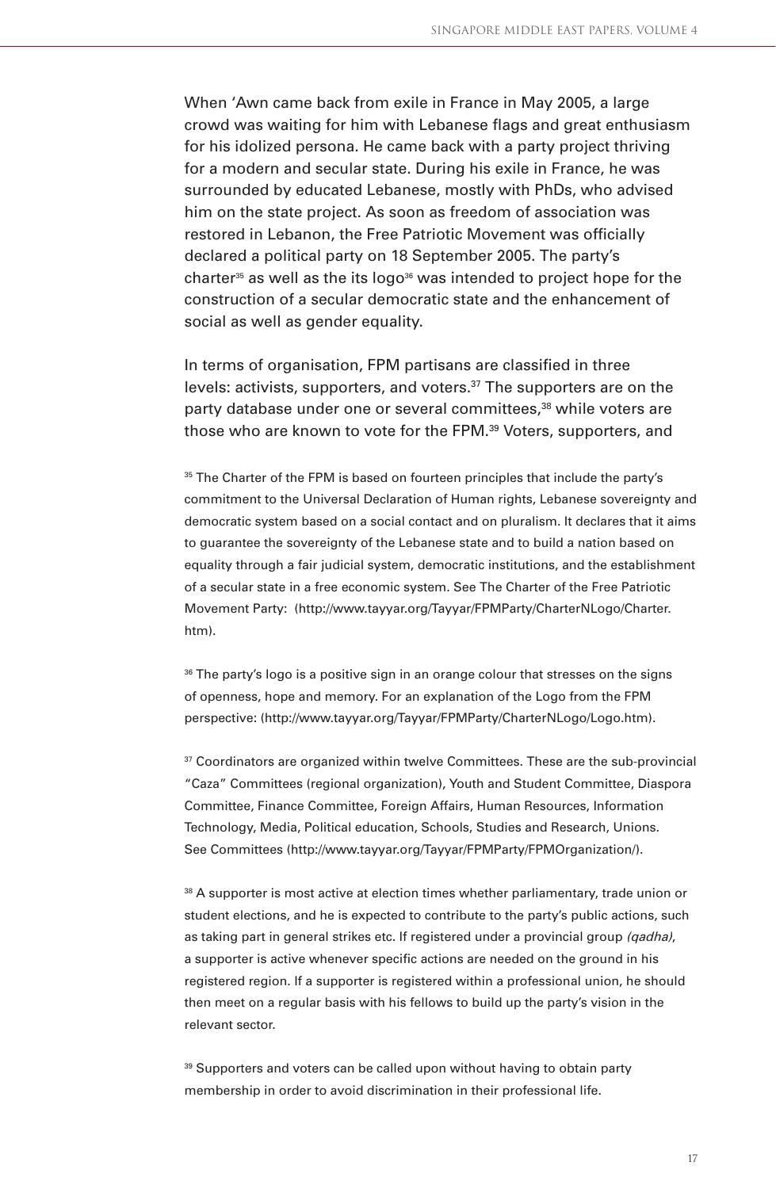When 'Awn came back from exile in France in May 2005, a large crowd was waiting for him with Lebanese flags and great enthusiasm for his idolized persona. He came back with a party project thriving for a modern and secular state. During his exile in France, he was surrounded by educated Lebanese, mostly with PhDs, who advised him on the state project. As soon as freedom of association was restored in Lebanon, the Free Patriotic Movement was officially declared a political party on 18 September 2005. The party's charter[35] as well as the its logo[36] was intended to project hope for the construction of a secular democratic state and the enhancement of social as well as gender equality.

In terms of organisation, FPM partisans are classified in three levels: activists, supporters, and voters.[37] The supporters are on the party database under one or several committees,[38] while voters are those who are known to vote for the FPM.[39] Voters, supporters, and

[35] The Charter of the FPM is based on fourteen principles that include the party's commitment to the Universal Declaration of Human rights, Lebanese sovereignty and democratic system based on a social contact and on pluralism. It declares that it aims to guarantee the sovereignty of the Lebanese state and to build a nation based on equality through a fair judicial system, democratic institutions, and the establishment of a secular state in a free economic system. See The Charter of the Free Patriotic Movement Party: (http://www.tayyar.org/Tayyar/FPMParty/CharterNLogo/Charter.htm).

[36] The party's logo is a positive sign in an orange colour that stresses on the signs of openness, hope and memory. For an explanation of the Logo from the FPM perspective: (http://www.tayyar.org/Tayyar/FPMParty/CharterNLogo/Logo.htm).

[37] Coordinators are organized within twelve Committees. These are the sub-provincial "Caza" Committees (regional organization), Youth and Student Committee, Diaspora Committee, Finance Committee, Foreign Affairs, Human Resources, Information Technology, Media, Political education, Schools, Studies and Research, Unions. See Committees (http://www.tayyar.org/Tayyar/FPMParty/FPMOrganization/).

[38] A supporter is most active at election times whether parliamentary, trade union or student elections, and he is expected to contribute to the party's public actions, such as taking part in general strikes etc. If registered under a provincial group *(qadha)*, a supporter is active whenever specific actions are needed on the ground in his registered region. If a supporter is registered within a professional union, he should then meet on a regular basis with his fellows to build up the party's vision in the relevant sector.

[39] Supporters and voters can be called upon without having to obtain party membership in order to avoid discrimination in their professional life.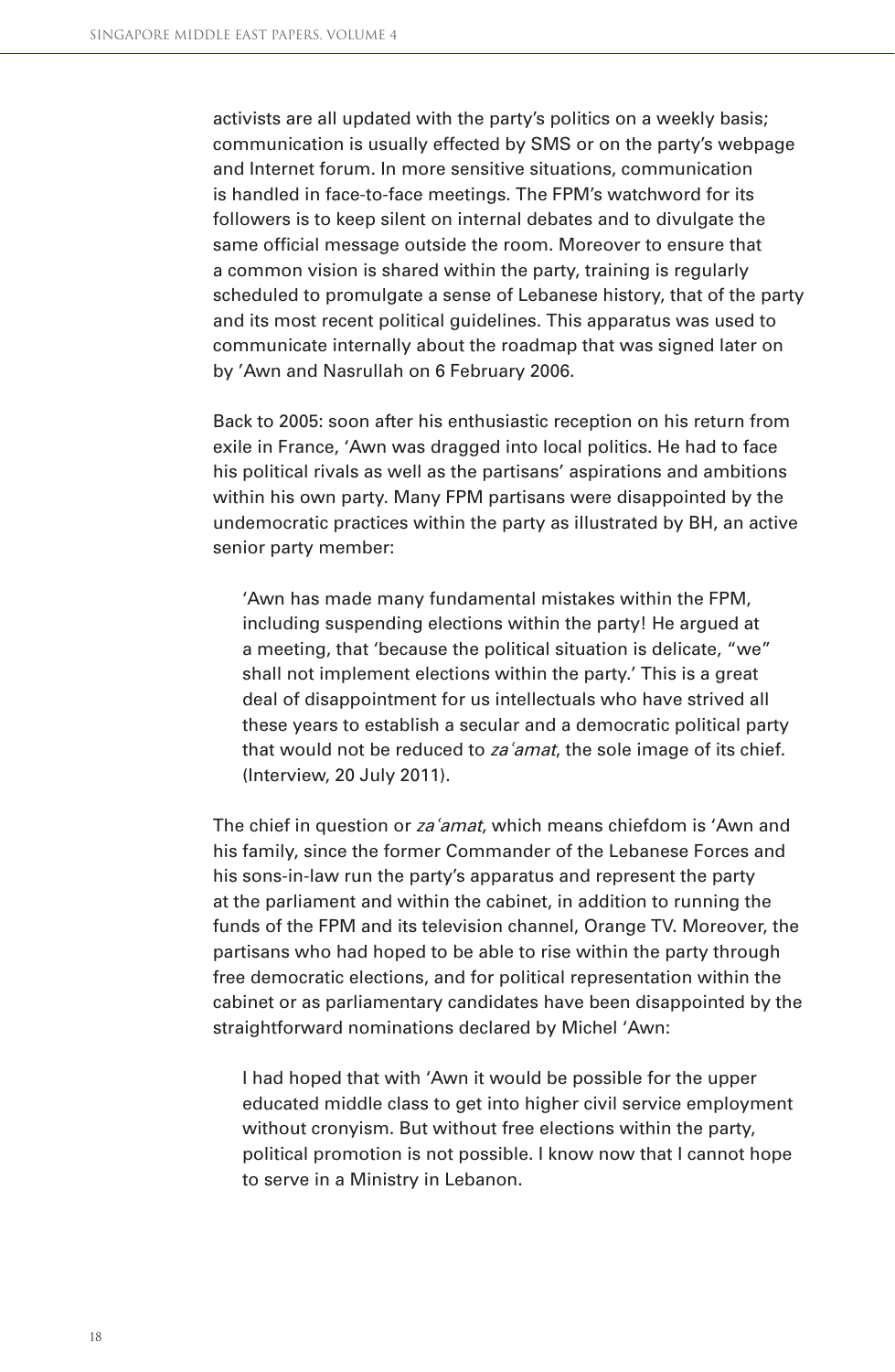activists are all updated with the party's politics on a weekly basis; communication is usually effected by SMS or on the party's webpage and Internet forum. In more sensitive situations, communication is handled in face-to-face meetings. The FPM's watchword for its followers is to keep silent on internal debates and to divulgate the same official message outside the room. Moreover to ensure that a common vision is shared within the party, training is regularly scheduled to promulgate a sense of Lebanese history, that of the party and its most recent political guidelines. This apparatus was used to communicate internally about the roadmap that was signed later on by 'Awn and Nasrullah on 6 February 2006.

Back to 2005: soon after his enthusiastic reception on his return from exile in France, 'Awn was dragged into local politics. He had to face his political rivals as well as the partisans' aspirations and ambitions within his own party. Many FPM partisans were disappointed by the undemocratic practices within the party as illustrated by BH, an active senior party member:

> 'Awn has made many fundamental mistakes within the FPM, including suspending elections within the party! He argued at a meeting, that 'because the political situation is delicate, "we" shall not implement elections within the party.' This is a great deal of disappointment for us intellectuals who have strived all these years to establish a secular and a democratic political party that would not be reduced to *zaʿamat*, the sole image of its chief. (Interview, 20 July 2011).

The chief in question or *zaʿamat*, which means chiefdom is 'Awn and his family, since the former Commander of the Lebanese Forces and his sons-in-law run the party's apparatus and represent the party at the parliament and within the cabinet, in addition to running the funds of the FPM and its television channel, Orange TV. Moreover, the partisans who had hoped to be able to rise within the party through free democratic elections, and for political representation within the cabinet or as parliamentary candidates have been disappointed by the straightforward nominations declared by Michel 'Awn:

> I had hoped that with 'Awn it would be possible for the upper educated middle class to get into higher civil service employment without cronyism. But without free elections within the party, political promotion is not possible. I know now that I cannot hope to serve in a Ministry in Lebanon.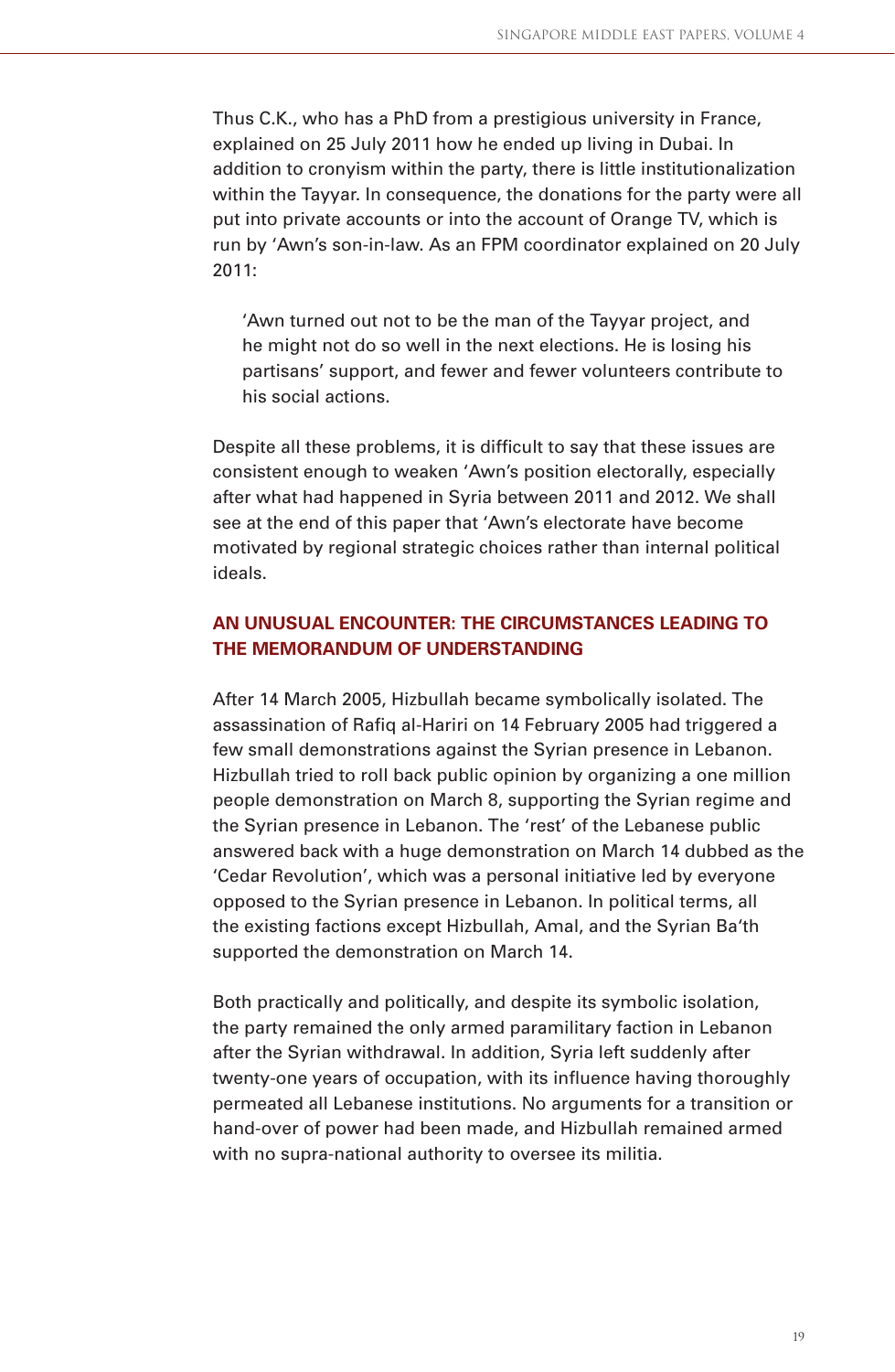Thus C.K., who has a PhD from a prestigious university in France, explained on 25 July 2011 how he ended up living in Dubai. In addition to cronyism within the party, there is little institutionalization within the Tayyar. In consequence, the donations for the party were all put into private accounts or into the account of Orange TV, which is run by 'Awn's son-in-law. As an FPM coordinator explained on 20 July 2011:

> 'Awn turned out not to be the man of the Tayyar project, and he might not do so well in the next elections. He is losing his partisans' support, and fewer and fewer volunteers contribute to his social actions.

Despite all these problems, it is difficult to say that these issues are consistent enough to weaken 'Awn's position electorally, especially after what had happened in Syria between 2011 and 2012. We shall see at the end of this paper that 'Awn's electorate have become motivated by regional strategic choices rather than internal political ideals.

## AN UNUSUAL ENCOUNTER: THE CIRCUMSTANCES LEADING TO THE MEMORANDUM OF UNDERSTANDING

After 14 March 2005, Hizbullah became symbolically isolated. The assassination of Rafiq al-Hariri on 14 February 2005 had triggered a few small demonstrations against the Syrian presence in Lebanon. Hizbullah tried to roll back public opinion by organizing a one million people demonstration on March 8, supporting the Syrian regime and the Syrian presence in Lebanon. The 'rest' of the Lebanese public answered back with a huge demonstration on March 14 dubbed as the 'Cedar Revolution', which was a personal initiative led by everyone opposed to the Syrian presence in Lebanon. In political terms, all the existing factions except Hizbullah, Amal, and the Syrian Ba'th supported the demonstration on March 14.

Both practically and politically, and despite its symbolic isolation, the party remained the only armed paramilitary faction in Lebanon after the Syrian withdrawal. In addition, Syria left suddenly after twenty-one years of occupation, with its influence having thoroughly permeated all Lebanese institutions. No arguments for a transition or hand-over of power had been made, and Hizbullah remained armed with no supra-national authority to oversee its militia.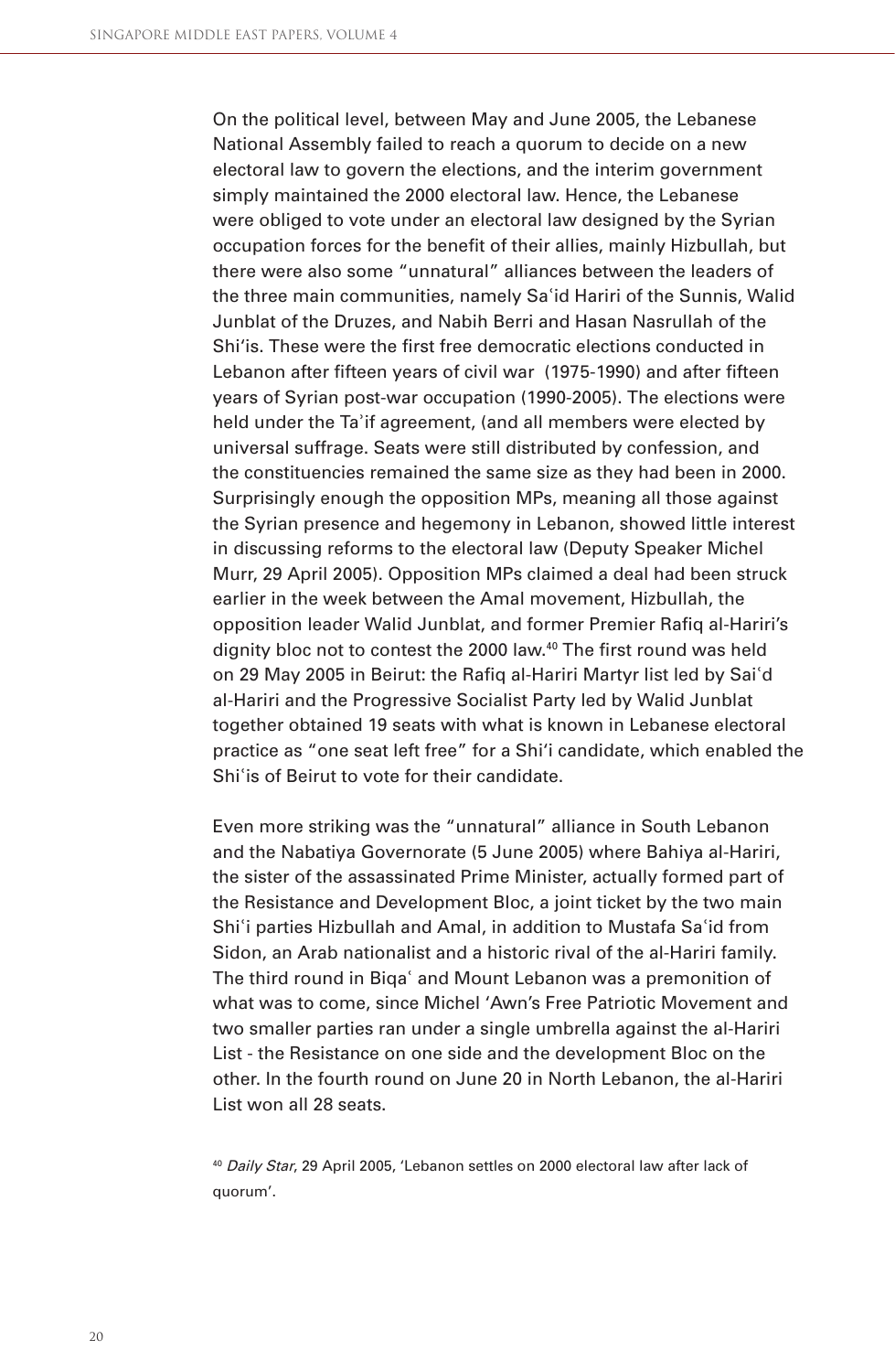On the political level, between May and June 2005, the Lebanese National Assembly failed to reach a quorum to decide on a new electoral law to govern the elections, and the interim government simply maintained the 2000 electoral law. Hence, the Lebanese were obliged to vote under an electoral law designed by the Syrian occupation forces for the benefit of their allies, mainly Hizbullah, but there were also some "unnatural" alliances between the leaders of the three main communities, namely Saʿid Hariri of the Sunnis, Walid Junblat of the Druzes, and Nabih Berri and Hasan Nasrullah of the Shiʿis. These were the first free democratic elections conducted in Lebanon after fifteen years of civil war (1975-1990) and after fifteen years of Syrian post-war occupation (1990-2005). The elections were held under the Taʾif agreement, (and all members were elected by universal suffrage. Seats were still distributed by confession, and the constituencies remained the same size as they had been in 2000. Surprisingly enough the opposition MPs, meaning all those against the Syrian presence and hegemony in Lebanon, showed little interest in discussing reforms to the electoral law (Deputy Speaker Michel Murr, 29 April 2005). Opposition MPs claimed a deal had been struck earlier in the week between the Amal movement, Hizbullah, the opposition leader Walid Junblat, and former Premier Rafiq al-Hariri's dignity bloc not to contest the 2000 law.[40] The first round was held on 29 May 2005 in Beirut: the Rafiq al-Hariri Martyr list led by Saiʿd al-Hariri and the Progressive Socialist Party led by Walid Junblat together obtained 19 seats with what is known in Lebanese electoral practice as "one seat left free" for a Shi'i candidate, which enabled the Shiʿis of Beirut to vote for their candidate.

Even more striking was the "unnatural" alliance in South Lebanon and the Nabatiya Governorate (5 June 2005) where Bahiya al-Hariri, the sister of the assassinated Prime Minister, actually formed part of the Resistance and Development Bloc, a joint ticket by the two main Shiʿi parties Hizbullah and Amal, in addition to Mustafa Saʿid from Sidon, an Arab nationalist and a historic rival of the al-Hariri family. The third round in Biqaʿ and Mount Lebanon was a premonition of what was to come, since Michel 'Awn's Free Patriotic Movement and two smaller parties ran under a single umbrella against the al-Hariri List - the Resistance on one side and the development Bloc on the other. In the fourth round on June 20 in North Lebanon, the al-Hariri List won all 28 seats.

[40] *Daily Star*, 29 April 2005, 'Lebanon settles on 2000 electoral law after lack of quorum'.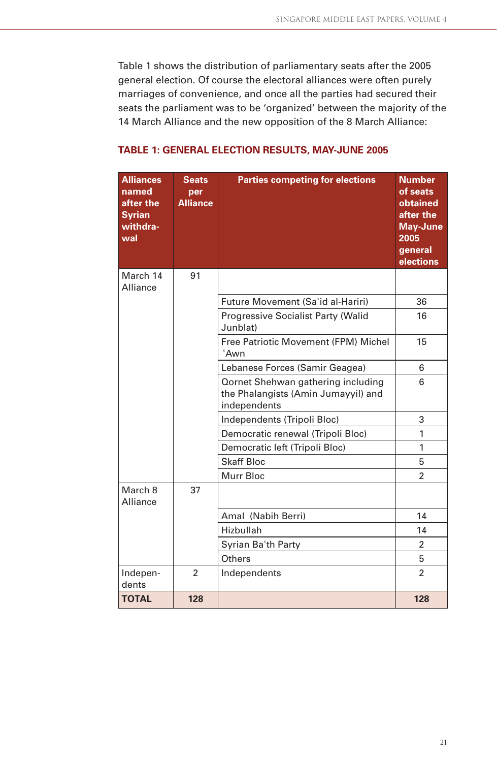Table 1 shows the distribution of parliamentary seats after the 2005 general election. Of course the electoral alliances were often purely marriages of convenience, and once all the parties had secured their seats the parliament was to be 'organized' between the majority of the 14 March Alliance and the new opposition of the 8 March Alliance:

**TABLE 1: GENERAL ELECTION RESULTS, MAY-JUNE 2005**

| Alliances named after the Syrian withdrawal | Seats per Alliance | Parties competing for elections | Number of seats obtained after the May-June 2005 general elections |
|---|---|---|---|
| March 14 Alliance | 91 | | |
| | | Future Movement (Sa'id al-Hariri) | 36 |
| | | Progressive Socialist Party (Walid Junblat) | 16 |
| | | Free Patriotic Movement (FPM) Michel 'Awn | 15 |
| | | Lebanese Forces (Samir Geagea) | 6 |
| | | Qornet Shehwan gathering including the Phalangists (Amin Jumayyil) and independents | 6 |
| | | Independents (Tripoli Bloc) | 3 |
| | | Democratic renewal (Tripoli Bloc) | 1 |
| | | Democratic left (Tripoli Bloc) | 1 |
| | | Skaff Bloc | 5 |
| | | Murr Bloc | 2 |
| March 8 Alliance | 37 | | |
| | | Amal (Nabih Berri) | 14 |
| | | Hizbullah | 14 |
| | | Syrian Ba'th Party | 2 |
| | | Others | 5 |
| Independents | 2 | Independents | 2 |
| **TOTAL** | **128** | | **128** |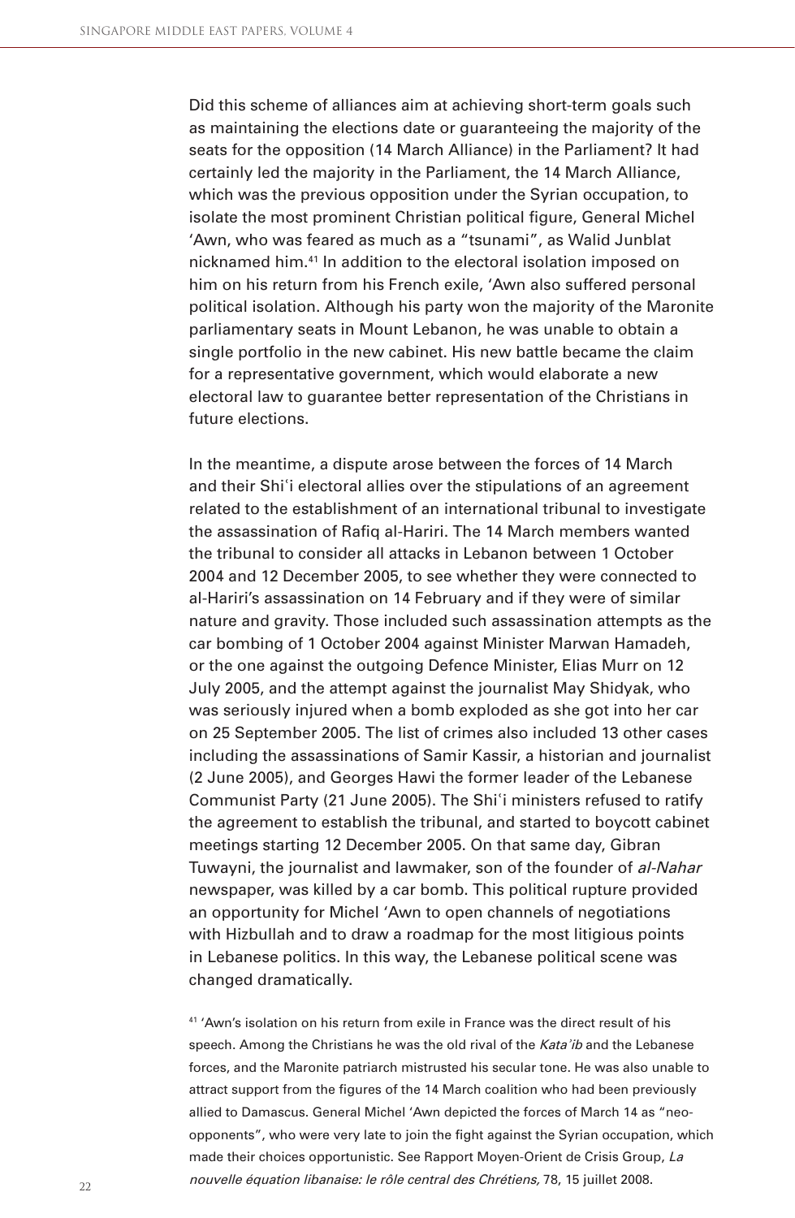Did this scheme of alliances aim at achieving short-term goals such as maintaining the elections date or guaranteeing the majority of the seats for the opposition (14 March Alliance) in the Parliament? It had certainly led the majority in the Parliament, the 14 March Alliance, which was the previous opposition under the Syrian occupation, to isolate the most prominent Christian political figure, General Michel 'Awn, who was feared as much as a "tsunami", as Walid Junblat nicknamed him.[41] In addition to the electoral isolation imposed on him on his return from his French exile, 'Awn also suffered personal political isolation. Although his party won the majority of the Maronite parliamentary seats in Mount Lebanon, he was unable to obtain a single portfolio in the new cabinet. His new battle became the claim for a representative government, which would elaborate a new electoral law to guarantee better representation of the Christians in future elections.

In the meantime, a dispute arose between the forces of 14 March and their Shi'i electoral allies over the stipulations of an agreement related to the establishment of an international tribunal to investigate the assassination of Rafiq al-Hariri. The 14 March members wanted the tribunal to consider all attacks in Lebanon between 1 October 2004 and 12 December 2005, to see whether they were connected to al-Hariri's assassination on 14 February and if they were of similar nature and gravity. Those included such assassination attempts as the car bombing of 1 October 2004 against Minister Marwan Hamadeh, or the one against the outgoing Defence Minister, Elias Murr on 12 July 2005, and the attempt against the journalist May Shidyak, who was seriously injured when a bomb exploded as she got into her car on 25 September 2005. The list of crimes also included 13 other cases including the assassinations of Samir Kassir, a historian and journalist (2 June 2005), and Georges Hawi the former leader of the Lebanese Communist Party (21 June 2005). The Shi'i ministers refused to ratify the agreement to establish the tribunal, and started to boycott cabinet meetings starting 12 December 2005. On that same day, Gibran Tuwayni, the journalist and lawmaker, son of the founder of *al-Nahar* newspaper, was killed by a car bomb. This political rupture provided an opportunity for Michel 'Awn to open channels of negotiations with Hizbullah and to draw a roadmap for the most litigious points in Lebanese politics. In this way, the Lebanese political scene was changed dramatically.

[41] 'Awn's isolation on his return from exile in France was the direct result of his speech. Among the Christians he was the old rival of the *Kata'ib* and the Lebanese forces, and the Maronite patriarch mistrusted his secular tone. He was also unable to attract support from the figures of the 14 March coalition who had been previously allied to Damascus. General Michel 'Awn depicted the forces of March 14 as "neo-opponents", who were very late to join the fight against the Syrian occupation, which made their choices opportunistic. See Rapport Moyen-Orient de Crisis Group, *La nouvelle équation libanaise: le rôle central des Chrétiens,* 78, 15 juillet 2008.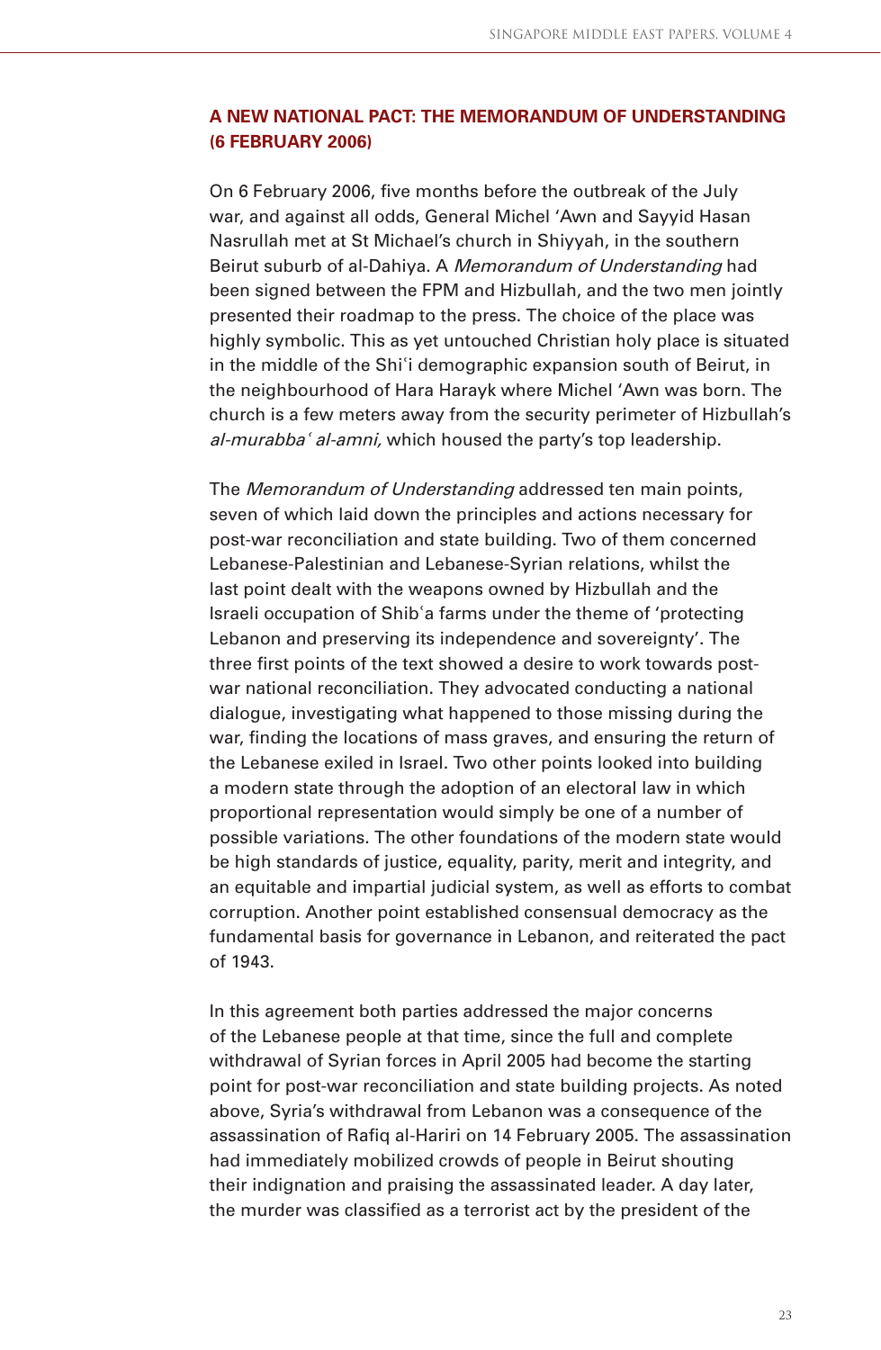## A NEW NATIONAL PACT: THE MEMORANDUM OF UNDERSTANDING (6 FEBRUARY 2006)

On 6 February 2006, five months before the outbreak of the July war, and against all odds, General Michel ʻAwn and Sayyid Hasan Nasrullah met at St Michael's church in Shiyyah, in the southern Beirut suburb of al-Dahiya. A *Memorandum of Understanding* had been signed between the FPM and Hizbullah, and the two men jointly presented their roadmap to the press. The choice of the place was highly symbolic. This as yet untouched Christian holy place is situated in the middle of the Shiʿi demographic expansion south of Beirut, in the neighbourhood of Hara Harayk where Michel ʻAwn was born. The church is a few meters away from the security perimeter of Hizbullah's *al-murabbaʿ al-amni,* which housed the party's top leadership.

The *Memorandum of Understanding* addressed ten main points, seven of which laid down the principles and actions necessary for post-war reconciliation and state building. Two of them concerned Lebanese-Palestinian and Lebanese-Syrian relations, whilst the last point dealt with the weapons owned by Hizbullah and the Israeli occupation of Shibʿa farms under the theme of 'protecting Lebanon and preserving its independence and sovereignty'. The three first points of the text showed a desire to work towards post-war national reconciliation. They advocated conducting a national dialogue, investigating what happened to those missing during the war, finding the locations of mass graves, and ensuring the return of the Lebanese exiled in Israel. Two other points looked into building a modern state through the adoption of an electoral law in which proportional representation would simply be one of a number of possible variations. The other foundations of the modern state would be high standards of justice, equality, parity, merit and integrity, and an equitable and impartial judicial system, as well as efforts to combat corruption. Another point established consensual democracy as the fundamental basis for governance in Lebanon, and reiterated the pact of 1943.

In this agreement both parties addressed the major concerns of the Lebanese people at that time, since the full and complete withdrawal of Syrian forces in April 2005 had become the starting point for post-war reconciliation and state building projects. As noted above, Syria's withdrawal from Lebanon was a consequence of the assassination of Rafiq al-Hariri on 14 February 2005. The assassination had immediately mobilized crowds of people in Beirut shouting their indignation and praising the assassinated leader. A day later, the murder was classified as a terrorist act by the president of the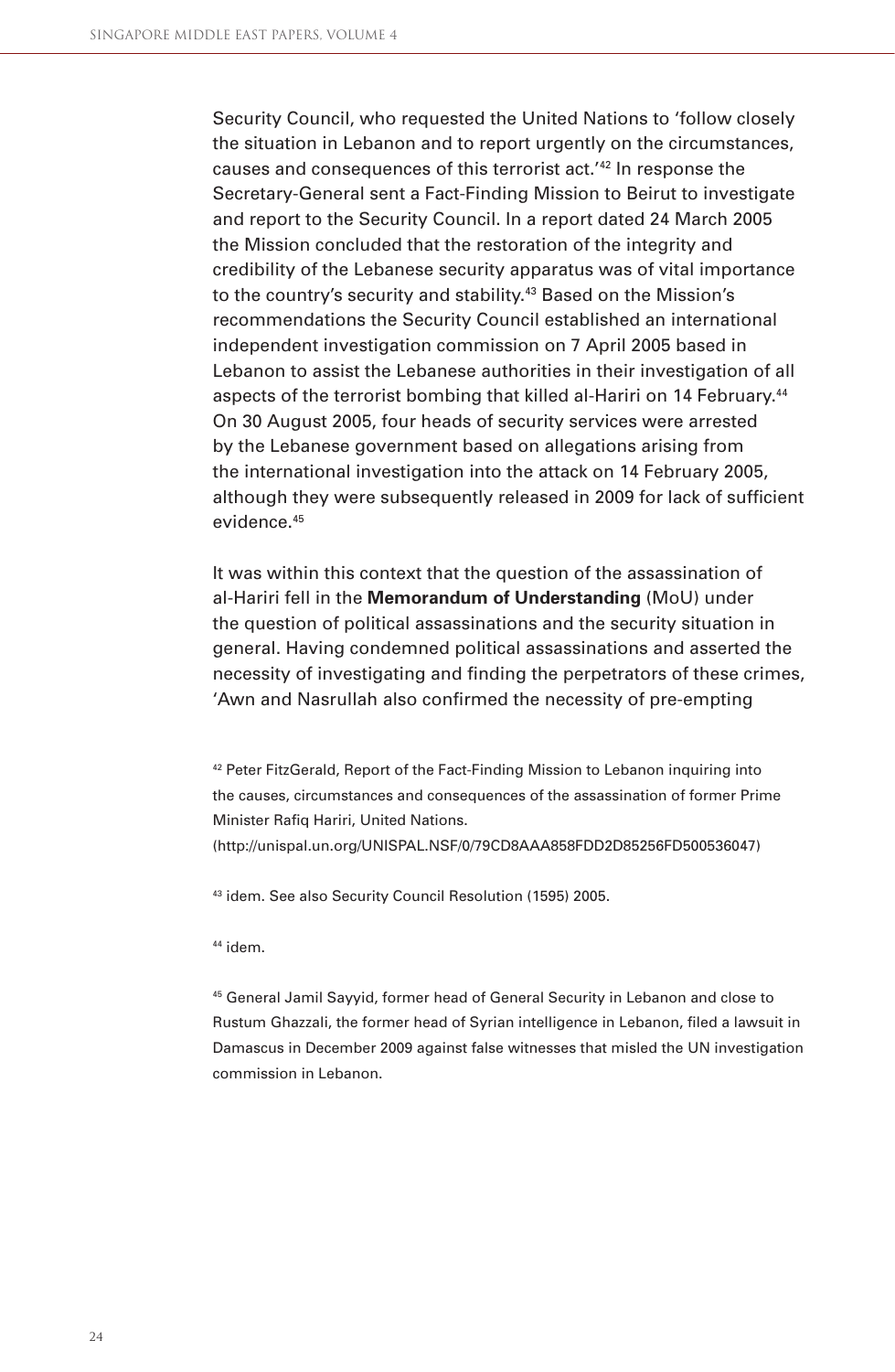Security Council, who requested the United Nations to 'follow closely the situation in Lebanon and to report urgently on the circumstances, causes and consequences of this terrorist act.'[42] In response the Secretary-General sent a Fact-Finding Mission to Beirut to investigate and report to the Security Council. In a report dated 24 March 2005 the Mission concluded that the restoration of the integrity and credibility of the Lebanese security apparatus was of vital importance to the country's security and stability.[43] Based on the Mission's recommendations the Security Council established an international independent investigation commission on 7 April 2005 based in Lebanon to assist the Lebanese authorities in their investigation of all aspects of the terrorist bombing that killed al-Hariri on 14 February.[44] On 30 August 2005, four heads of security services were arrested by the Lebanese government based on allegations arising from the international investigation into the attack on 14 February 2005, although they were subsequently released in 2009 for lack of sufficient evidence.[45]

It was within this context that the question of the assassination of al-Hariri fell in the **Memorandum of Understanding** (MoU) under the question of political assassinations and the security situation in general. Having condemned political assassinations and asserted the necessity of investigating and finding the perpetrators of these crimes, 'Awn and Nasrullah also confirmed the necessity of pre-empting

[42] Peter FitzGerald, Report of the Fact-Finding Mission to Lebanon inquiring into the causes, circumstances and consequences of the assassination of former Prime Minister Rafiq Hariri, United Nations. (http://unispal.un.org/UNISPAL.NSF/0/79CD8AAA858FDD2D85256FD500536047)

[43] idem. See also Security Council Resolution (1595) 2005.

[44] idem.

[45] General Jamil Sayyid, former head of General Security in Lebanon and close to Rustum Ghazzali, the former head of Syrian intelligence in Lebanon, filed a lawsuit in Damascus in December 2009 against false witnesses that misled the UN investigation commission in Lebanon.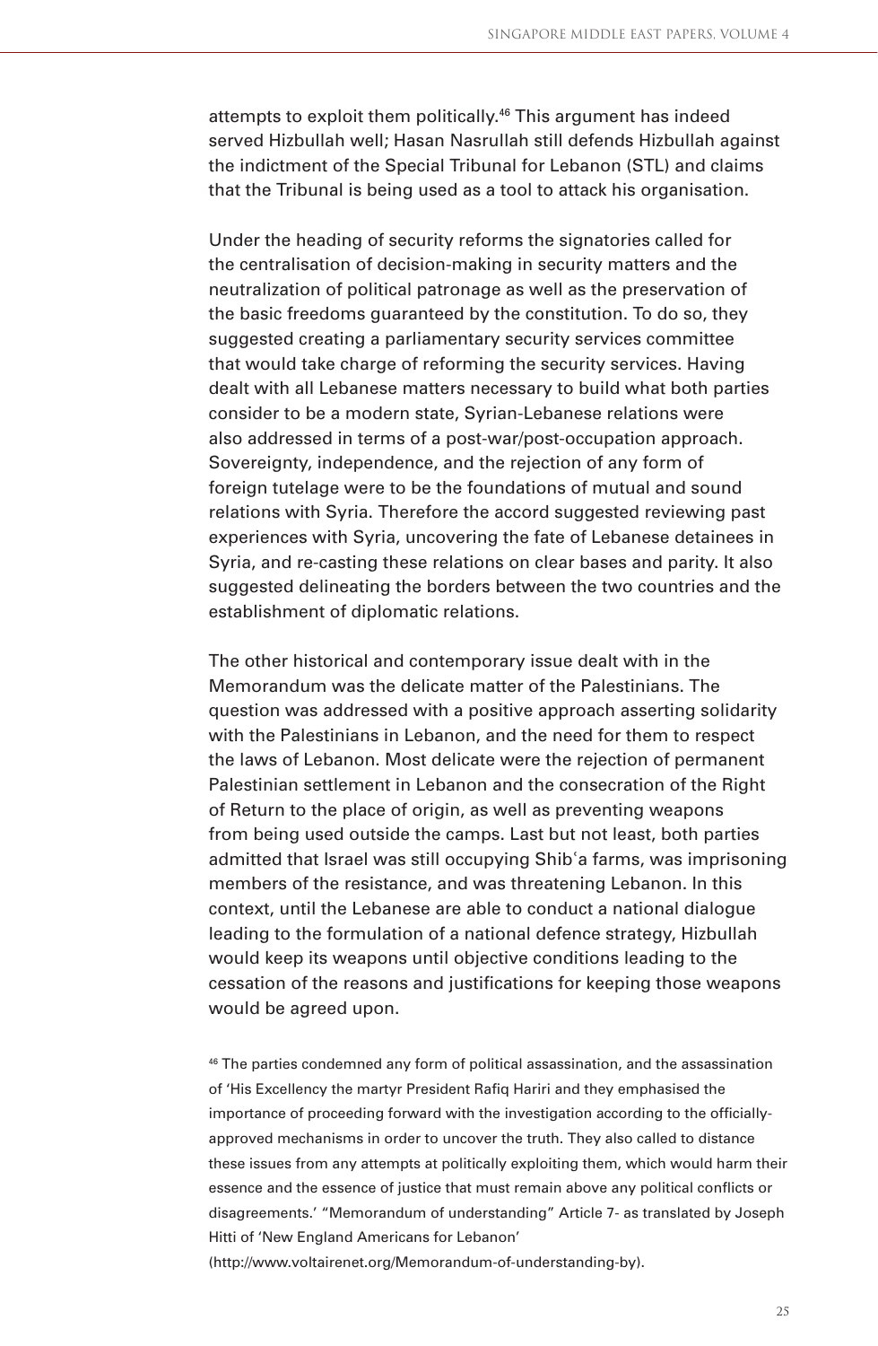attempts to exploit them politically.[46] This argument has indeed served Hizbullah well; Hasan Nasrullah still defends Hizbullah against the indictment of the Special Tribunal for Lebanon (STL) and claims that the Tribunal is being used as a tool to attack his organisation.

Under the heading of security reforms the signatories called for the centralisation of decision-making in security matters and the neutralization of political patronage as well as the preservation of the basic freedoms guaranteed by the constitution. To do so, they suggested creating a parliamentary security services committee that would take charge of reforming the security services. Having dealt with all Lebanese matters necessary to build what both parties consider to be a modern state, Syrian-Lebanese relations were also addressed in terms of a post-war/post-occupation approach. Sovereignty, independence, and the rejection of any form of foreign tutelage were to be the foundations of mutual and sound relations with Syria. Therefore the accord suggested reviewing past experiences with Syria, uncovering the fate of Lebanese detainees in Syria, and re-casting these relations on clear bases and parity. It also suggested delineating the borders between the two countries and the establishment of diplomatic relations.

The other historical and contemporary issue dealt with in the Memorandum was the delicate matter of the Palestinians. The question was addressed with a positive approach asserting solidarity with the Palestinians in Lebanon, and the need for them to respect the laws of Lebanon. Most delicate were the rejection of permanent Palestinian settlement in Lebanon and the consecration of the Right of Return to the place of origin, as well as preventing weapons from being used outside the camps. Last but not least, both parties admitted that Israel was still occupying Shibʿa farms, was imprisoning members of the resistance, and was threatening Lebanon. In this context, until the Lebanese are able to conduct a national dialogue leading to the formulation of a national defence strategy, Hizbullah would keep its weapons until objective conditions leading to the cessation of the reasons and justifications for keeping those weapons would be agreed upon.

[46] The parties condemned any form of political assassination, and the assassination of 'His Excellency the martyr President Rafiq Hariri and they emphasised the importance of proceeding forward with the investigation according to the officially-approved mechanisms in order to uncover the truth. They also called to distance these issues from any attempts at politically exploiting them, which would harm their essence and the essence of justice that must remain above any political conflicts or disagreements.' "Memorandum of understanding" Article 7- as translated by Joseph Hitti of 'New England Americans for Lebanon' (http://www.voltairenet.org/Memorandum-of-understanding-by).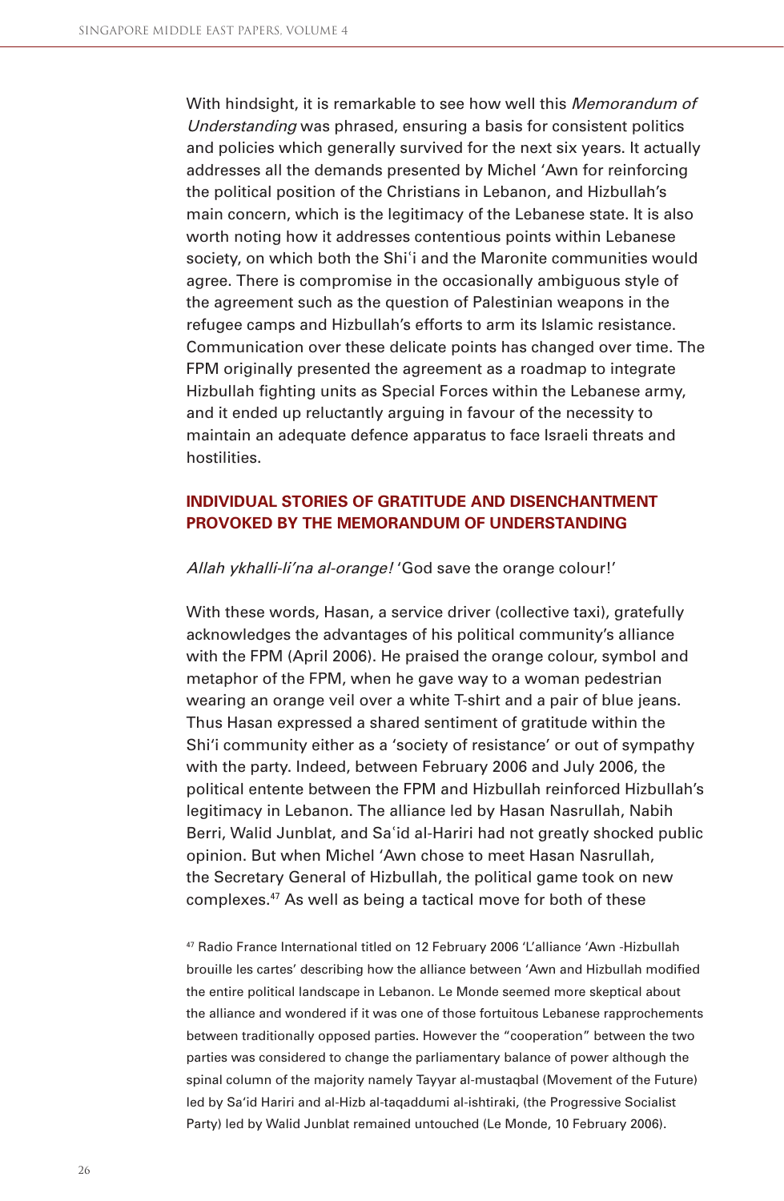With hindsight, it is remarkable to see how well this *Memorandum of Understanding* was phrased, ensuring a basis for consistent politics and policies which generally survived for the next six years. It actually addresses all the demands presented by Michel ʻAwn for reinforcing the political position of the Christians in Lebanon, and Hizbullah's main concern, which is the legitimacy of the Lebanese state. It is also worth noting how it addresses contentious points within Lebanese society, on which both the Shiʻi and the Maronite communities would agree. There is compromise in the occasionally ambiguous style of the agreement such as the question of Palestinian weapons in the refugee camps and Hizbullah's efforts to arm its Islamic resistance. Communication over these delicate points has changed over time. The FPM originally presented the agreement as a roadmap to integrate Hizbullah fighting units as Special Forces within the Lebanese army, and it ended up reluctantly arguing in favour of the necessity to maintain an adequate defence apparatus to face Israeli threats and hostilities.

## INDIVIDUAL STORIES OF GRATITUDE AND DISENCHANTMENT PROVOKED BY THE MEMORANDUM OF UNDERSTANDING

*Allah ykhalli-li'na al-orange!* 'God save the orange colour!'

With these words, Hasan, a service driver (collective taxi), gratefully acknowledges the advantages of his political community's alliance with the FPM (April 2006). He praised the orange colour, symbol and metaphor of the FPM, when he gave way to a woman pedestrian wearing an orange veil over a white T-shirt and a pair of blue jeans. Thus Hasan expressed a shared sentiment of gratitude within the Shi'i community either as a 'society of resistance' or out of sympathy with the party. Indeed, between February 2006 and July 2006, the political entente between the FPM and Hizbullah reinforced Hizbullah's legitimacy in Lebanon. The alliance led by Hasan Nasrullah, Nabih Berri, Walid Junblat, and Saʻid al-Hariri had not greatly shocked public opinion. But when Michel ʻAwn chose to meet Hasan Nasrullah, the Secretary General of Hizbullah, the political game took on new complexes.[47] As well as being a tactical move for both of these

[47] Radio France International titled on 12 February 2006 'L'alliance 'Awn -Hizbullah brouille les cartes' describing how the alliance between 'Awn and Hizbullah modified the entire political landscape in Lebanon. Le Monde seemed more skeptical about the alliance and wondered if it was one of those fortuitous Lebanese rapprochements between traditionally opposed parties. However the "cooperation" between the two parties was considered to change the parliamentary balance of power although the spinal column of the majority namely Tayyar al-mustaqbal (Movement of the Future) led by Sa'id Hariri and al-Hizb al-taqaddumi al-ishtiraki, (the Progressive Socialist Party) led by Walid Junblat remained untouched (Le Monde, 10 February 2006).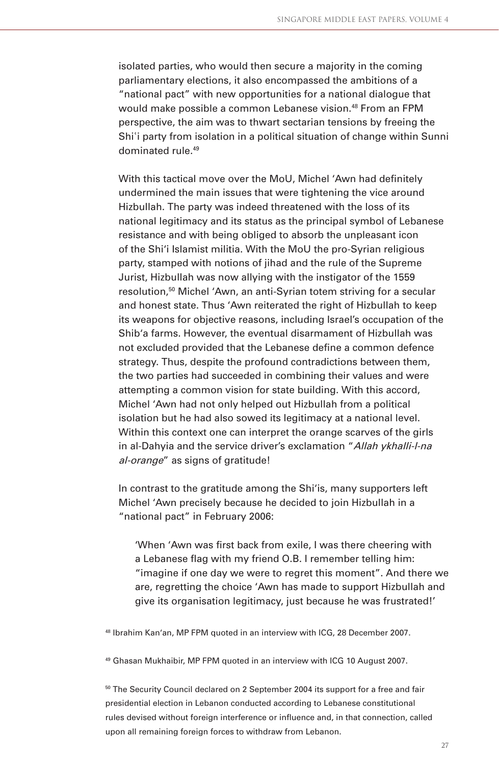isolated parties, who would then secure a majority in the coming parliamentary elections, it also encompassed the ambitions of a "national pact" with new opportunities for a national dialogue that would make possible a common Lebanese vision.[48] From an FPM perspective, the aim was to thwart sectarian tensions by freeing the Shiʿi party from isolation in a political situation of change within Sunni dominated rule.[49]

With this tactical move over the MoU, Michel ʻAwn had definitely undermined the main issues that were tightening the vice around Hizbullah. The party was indeed threatened with the loss of its national legitimacy and its status as the principal symbol of Lebanese resistance and with being obliged to absorb the unpleasant icon of the Shiʻi Islamist militia. With the MoU the pro-Syrian religious party, stamped with notions of jihad and the rule of the Supreme Jurist, Hizbullah was now allying with the instigator of the 1559 resolution,[50] Michel ʻAwn, an anti-Syrian totem striving for a secular and honest state. Thus ʻAwn reiterated the right of Hizbullah to keep its weapons for objective reasons, including Israel's occupation of the Shibʻa farms. However, the eventual disarmament of Hizbullah was not excluded provided that the Lebanese define a common defence strategy. Thus, despite the profound contradictions between them, the two parties had succeeded in combining their values and were attempting a common vision for state building. With this accord, Michel ʻAwn had not only helped out Hizbullah from a political isolation but he had also sowed its legitimacy at a national level. Within this context one can interpret the orange scarves of the girls in al-Dahyia and the service driver's exclamation "*Allah ykhalli-l-na al-orange*" as signs of gratitude!

In contrast to the gratitude among the Shiʻis, many supporters left Michel ʻAwn precisely because he decided to join Hizbullah in a "national pact" in February 2006:

> 'When ʻAwn was first back from exile, I was there cheering with a Lebanese flag with my friend O.B. I remember telling him: "imagine if one day we were to regret this moment". And there we are, regretting the choice ʻAwn has made to support Hizbullah and give its organisation legitimacy, just because he was frustrated!'

[48] Ibrahim Kanʻan, MP FPM quoted in an interview with ICG, 28 December 2007.

[49] Ghasan Mukhaibir, MP FPM quoted in an interview with ICG 10 August 2007.

[50] The Security Council declared on 2 September 2004 its support for a free and fair presidential election in Lebanon conducted according to Lebanese constitutional rules devised without foreign interference or influence and, in that connection, called upon all remaining foreign forces to withdraw from Lebanon.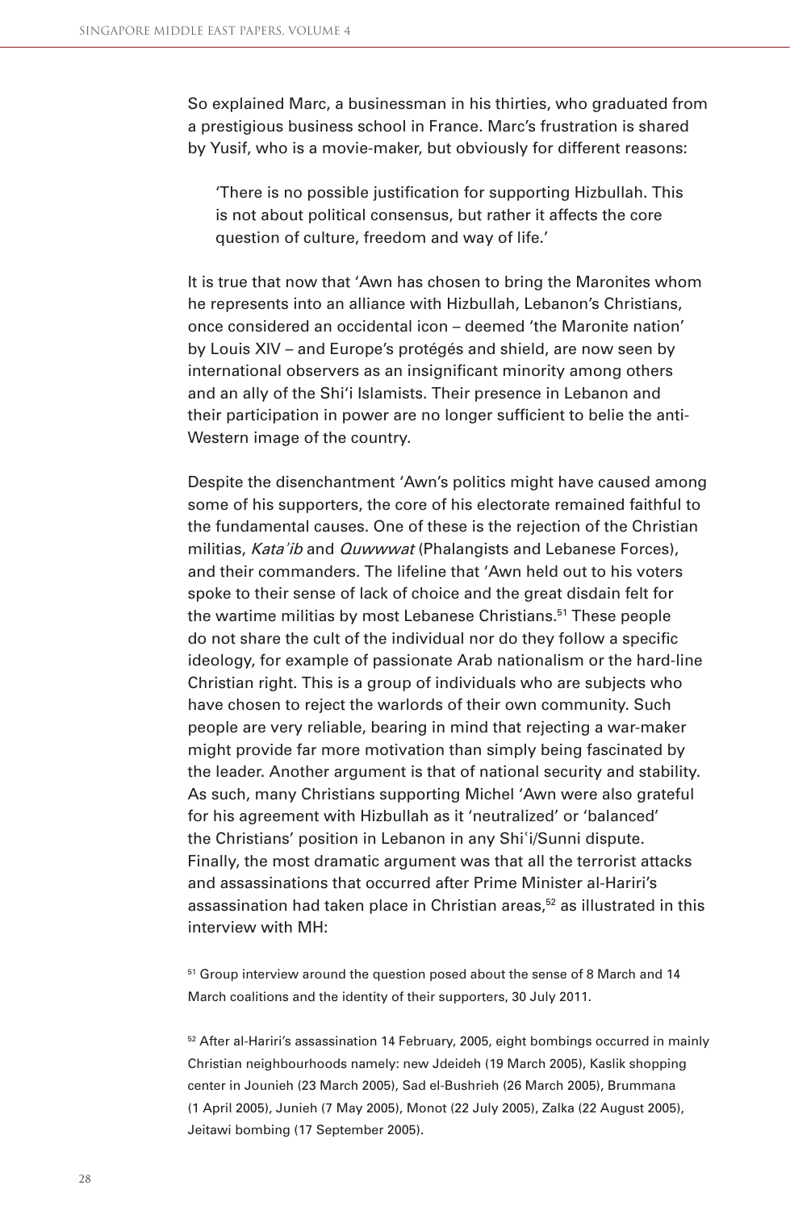So explained Marc, a businessman in his thirties, who graduated from a prestigious business school in France. Marc's frustration is shared by Yusif, who is a movie-maker, but obviously for different reasons:

> 'There is no possible justification for supporting Hizbullah. This is not about political consensus, but rather it affects the core question of culture, freedom and way of life.'

It is true that now that 'Awn has chosen to bring the Maronites whom he represents into an alliance with Hizbullah, Lebanon's Christians, once considered an occidental icon – deemed 'the Maronite nation' by Louis XIV – and Europe's protégés and shield, are now seen by international observers as an insignificant minority among others and an ally of the Shi'i Islamists. Their presence in Lebanon and their participation in power are no longer sufficient to belie the anti-Western image of the country.

Despite the disenchantment 'Awn's politics might have caused among some of his supporters, the core of his electorate remained faithful to the fundamental causes. One of these is the rejection of the Christian militias, *Kata'ib* and *Quwwwat* (Phalangists and Lebanese Forces), and their commanders. The lifeline that 'Awn held out to his voters spoke to their sense of lack of choice and the great disdain felt for the wartime militias by most Lebanese Christians.[51] These people do not share the cult of the individual nor do they follow a specific ideology, for example of passionate Arab nationalism or the hard-line Christian right. This is a group of individuals who are subjects who have chosen to reject the warlords of their own community. Such people are very reliable, bearing in mind that rejecting a war-maker might provide far more motivation than simply being fascinated by the leader. Another argument is that of national security and stability. As such, many Christians supporting Michel 'Awn were also grateful for his agreement with Hizbullah as it 'neutralized' or 'balanced' the Christians' position in Lebanon in any Shi'i/Sunni dispute. Finally, the most dramatic argument was that all the terrorist attacks and assassinations that occurred after Prime Minister al-Hariri's assassination had taken place in Christian areas,[52] as illustrated in this interview with MH:

[51] Group interview around the question posed about the sense of 8 March and 14 March coalitions and the identity of their supporters, 30 July 2011.

[52] After al-Hariri's assassination 14 February, 2005, eight bombings occurred in mainly Christian neighbourhoods namely: new Jdeideh (19 March 2005), Kaslik shopping center in Jounieh (23 March 2005), Sad el-Bushrieh (26 March 2005), Brummana (1 April 2005), Junieh (7 May 2005), Monot (22 July 2005), Zalka (22 August 2005), Jeitawi bombing (17 September 2005).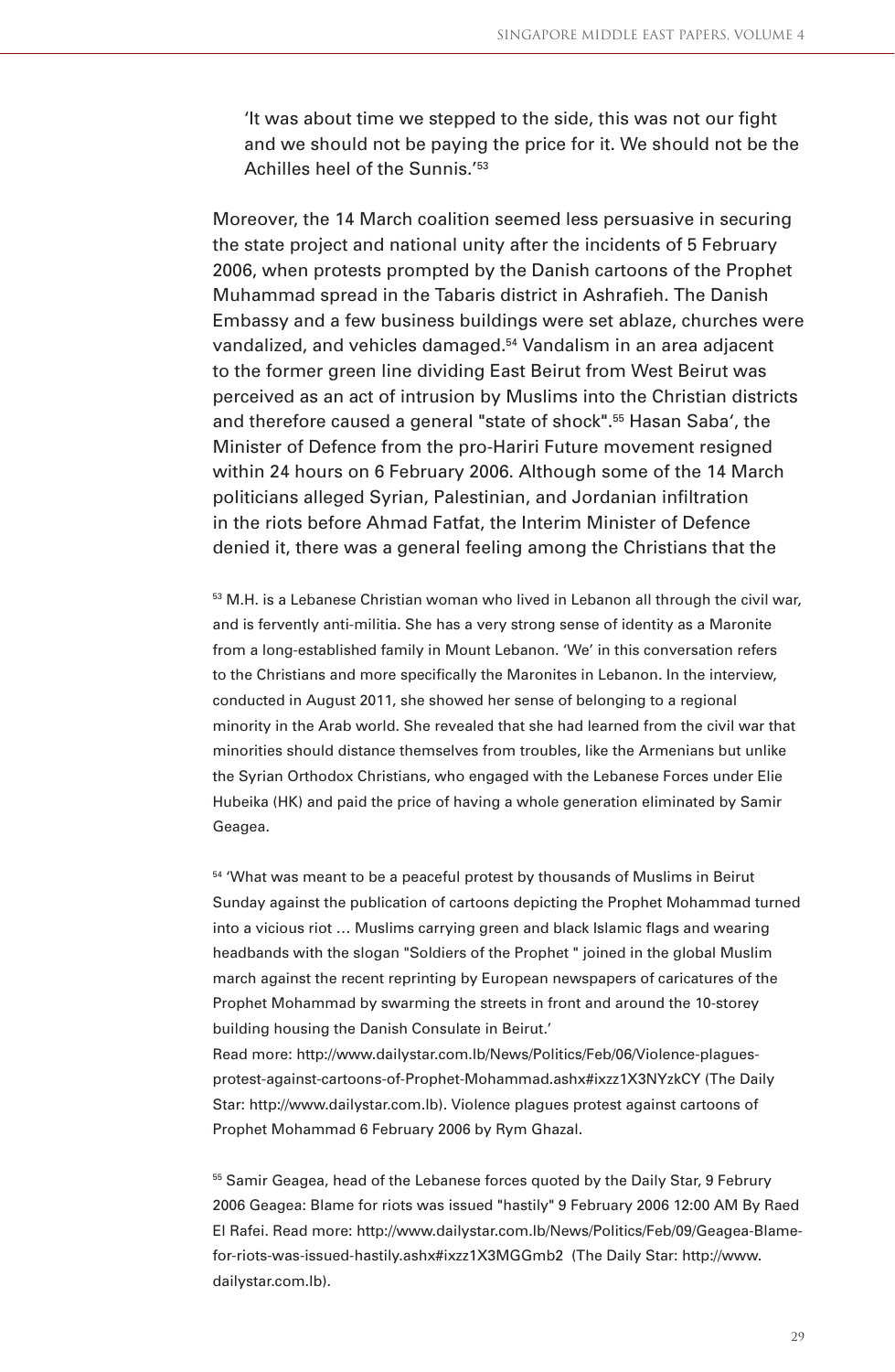> 'It was about time we stepped to the side, this was not our fight and we should not be paying the price for it. We should not be the Achilles heel of the Sunnis.'[53]

Moreover, the 14 March coalition seemed less persuasive in securing the state project and national unity after the incidents of 5 February 2006, when protests prompted by the Danish cartoons of the Prophet Muhammad spread in the Tabaris district in Ashrafieh. The Danish Embassy and a few business buildings were set ablaze, churches were vandalized, and vehicles damaged.[54] Vandalism in an area adjacent to the former green line dividing East Beirut from West Beirut was perceived as an act of intrusion by Muslims into the Christian districts and therefore caused a general "state of shock".[55] Hasan Saba', the Minister of Defence from the pro-Hariri Future movement resigned within 24 hours on 6 February 2006. Although some of the 14 March politicians alleged Syrian, Palestinian, and Jordanian infiltration in the riots before Ahmad Fatfat, the Interim Minister of Defence denied it, there was a general feeling among the Christians that the

[53] M.H. is a Lebanese Christian woman who lived in Lebanon all through the civil war, and is fervently anti-militia. She has a very strong sense of identity as a Maronite from a long-established family in Mount Lebanon. 'We' in this conversation refers to the Christians and more specifically the Maronites in Lebanon. In the interview, conducted in August 2011, she showed her sense of belonging to a regional minority in the Arab world. She revealed that she had learned from the civil war that minorities should distance themselves from troubles, like the Armenians but unlike the Syrian Orthodox Christians, who engaged with the Lebanese Forces under Elie Hubeika (HK) and paid the price of having a whole generation eliminated by Samir Geagea.

[54] 'What was meant to be a peaceful protest by thousands of Muslims in Beirut Sunday against the publication of cartoons depicting the Prophet Mohammad turned into a vicious riot … Muslims carrying green and black Islamic flags and wearing headbands with the slogan "Soldiers of the Prophet " joined in the global Muslim march against the recent reprinting by European newspapers of caricatures of the Prophet Mohammad by swarming the streets in front and around the 10-storey building housing the Danish Consulate in Beirut.'
Read more: http://www.dailystar.com.lb/News/Politics/Feb/06/Violence-plagues-protest-against-cartoons-of-Prophet-Mohammad.ashx#ixzz1X3NYzkCY (The Daily Star: http://www.dailystar.com.lb). Violence plagues protest against cartoons of Prophet Mohammad 6 February 2006 by Rym Ghazal.

[55] Samir Geagea, head of the Lebanese forces quoted by the Daily Star, 9 Februry 2006 Geagea: Blame for riots was issued "hastily" 9 February 2006 12:00 AM By Raed El Rafei. Read more: http://www.dailystar.com.lb/News/Politics/Feb/09/Geagea-Blame-for-riots-was-issued-hastily.ashx#ixzz1X3MGGmb2 (The Daily Star: http://www.dailystar.com.lb).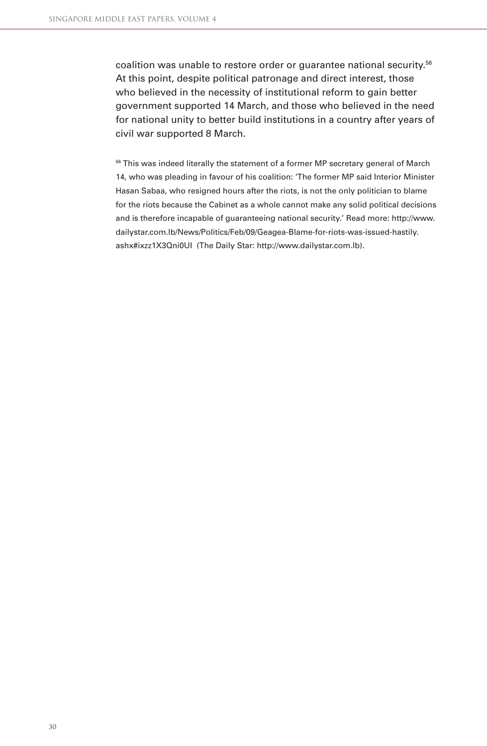coalition was unable to restore order or guarantee national security.[56] At this point, despite political patronage and direct interest, those who believed in the necessity of institutional reform to gain better government supported 14 March, and those who believed in the need for national unity to better build institutions in a country after years of civil war supported 8 March.

[56] This was indeed literally the statement of a former MP secretary general of March 14, who was pleading in favour of his coalition: 'The former MP said Interior Minister Hasan Sabaa, who resigned hours after the riots, is not the only politician to blame for the riots because the Cabinet as a whole cannot make any solid political decisions and is therefore incapable of guaranteeing national security.' Read more: http://www.dailystar.com.lb/News/Politics/Feb/09/Geagea-Blame-for-riots-was-issued-hastily.ashx#ixzz1X3Qni0UI (The Daily Star: http://www.dailystar.com.lb).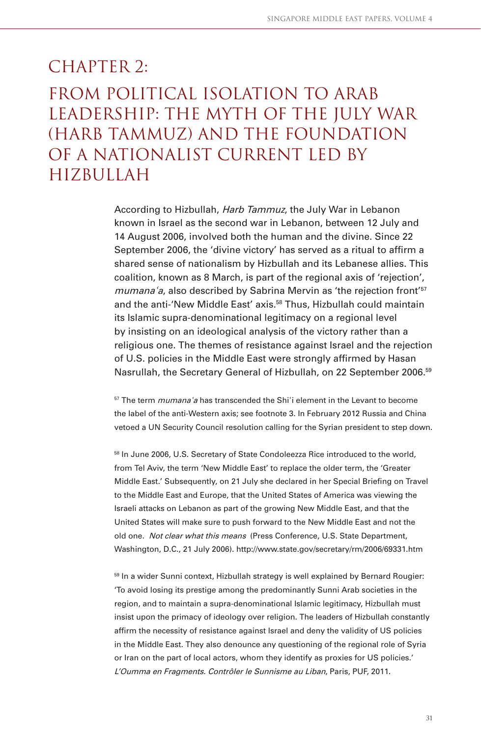# CHAPTER 2:

# FROM POLITICAL ISOLATION TO ARAB LEADERSHIP: THE MYTH OF THE JULY WAR (HARB TAMMUZ) AND THE FOUNDATION OF A NATIONALIST CURRENT LED BY HIZBULLAH

According to Hizbullah, *Harb Tammuz*, the July War in Lebanon known in Israel as the second war in Lebanon, between 12 July and 14 August 2006, involved both the human and the divine. Since 22 September 2006, the 'divine victory' has served as a ritual to affirm a shared sense of nationalism by Hizbullah and its Lebanese allies. This coalition, known as 8 March, is part of the regional axis of 'rejection', *mumanaʿa*, also described by Sabrina Mervin as 'the rejection front'[57] and the anti-'New Middle East' axis.[58] Thus, Hizbullah could maintain its Islamic supra-denominational legitimacy on a regional level by insisting on an ideological analysis of the victory rather than a religious one. The themes of resistance against Israel and the rejection of U.S. policies in the Middle East were strongly affirmed by Hasan Nasrullah, the Secretary General of Hizbullah, on 22 September 2006.[59]

[57] The term *mumanaʿa* has transcended the Shiʿi element in the Levant to become the label of the anti-Western axis; see footnote 3. In February 2012 Russia and China vetoed a UN Security Council resolution calling for the Syrian president to step down.

[58] In June 2006, U.S. Secretary of State Condoleezza Rice introduced to the world, from Tel Aviv, the term 'New Middle East' to replace the older term, the 'Greater Middle East.' Subsequently, on 21 July she declared in her Special Briefing on Travel to the Middle East and Europe, that the United States of America was viewing the Israeli attacks on Lebanon as part of the growing New Middle East, and that the United States will make sure to push forward to the New Middle East and not the old one. *Not clear what this means* (Press Conference, U.S. State Department, Washington, D.C., 21 July 2006). http://www.state.gov/secretary/rm/2006/69331.htm

[59] In a wider Sunni context, Hizbullah strategy is well explained by Bernard Rougier: 'To avoid losing its prestige among the predominantly Sunni Arab societies in the region, and to maintain a supra-denominational Islamic legitimacy, Hizbullah must insist upon the primacy of ideology over religion. The leaders of Hizbullah constantly affirm the necessity of resistance against Israel and deny the validity of US policies in the Middle East. They also denounce any questioning of the regional role of Syria or Iran on the part of local actors, whom they identify as proxies for US policies.' *L'Oumma en Fragments. Contrôler le Sunnisme au Liban*, Paris, PUF, 2011.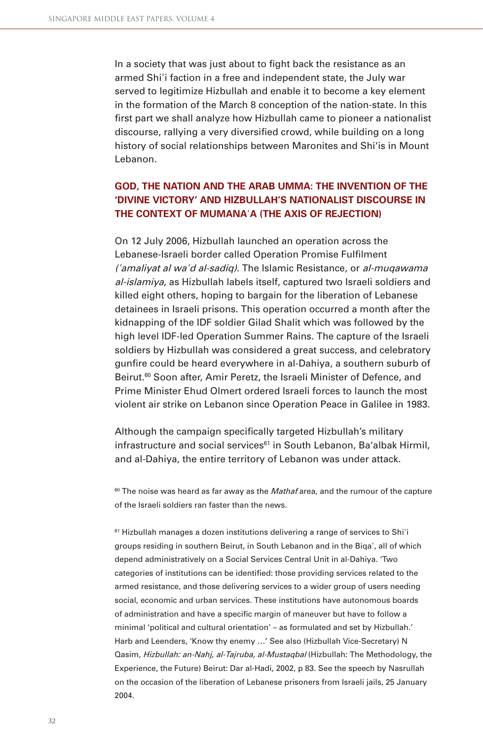In a society that was just about to fight back the resistance as an armed Shiʿi faction in a free and independent state, the July war served to legitimize Hizbullah and enable it to become a key element in the formation of the March 8 conception of the nation-state. In this first part we shall analyze how Hizbullah came to pioneer a nationalist discourse, rallying a very diversified crowd, while building on a long history of social relationships between Maronites and Shi'is in Mount Lebanon.

## GOD, THE NATION AND THE ARAB UMMA: THE INVENTION OF THE 'DIVINE VICTORY' AND HIZBULLAH'S NATIONALIST DISCOURSE IN THE CONTEXT OF MUMANAʿA (THE AXIS OF REJECTION)

On 12 July 2006, Hizbullah launched an operation across the Lebanese-Israeli border called Operation Promise Fulfilment *(ʿamaliyat al waʿd al-sadiq)*. The Islamic Resistance, or *al-muqawama al-islamiya*, as Hizbullah labels itself, captured two Israeli soldiers and killed eight others, hoping to bargain for the liberation of Lebanese detainees in Israeli prisons. This operation occurred a month after the kidnapping of the IDF soldier Gilad Shalit which was followed by the high level IDF-led Operation Summer Rains. The capture of the Israeli soldiers by Hizbullah was considered a great success, and celebratory gunfire could be heard everywhere in al-Dahiya, a southern suburb of Beirut.[60] Soon after, Amir Peretz, the Israeli Minister of Defence, and Prime Minister Ehud Olmert ordered Israeli forces to launch the most violent air strike on Lebanon since Operation Peace in Galilee in 1983.

Although the campaign specifically targeted Hizbullah's military infrastructure and social services[61] in South Lebanon, Ba'albak Hirmil, and al-Dahiya, the entire territory of Lebanon was under attack.

[60] The noise was heard as far away as the *Mathaf* area, and the rumour of the capture of the Israeli soldiers ran faster than the news.

[61] Hizbullah manages a dozen institutions delivering a range of services to Shiʿi groups residing in southern Beirut, in South Lebanon and in the Biqaʿ, all of which depend administratively on a Social Services Central Unit in al-Dahiya. 'Two categories of institutions can be identified: those providing services related to the armed resistance, and those delivering services to a wider group of users needing social, economic and urban services. These institutions have autonomous boards of administration and have a specific margin of maneuver but have to follow a minimal 'political and cultural orientation' – as formulated and set by Hizbullah.' Harb and Leenders, 'Know thy enemy …' See also (Hizbullah Vice-Secretary) N Qasim, *Hizbullah: an-Nahj, al-Tajruba, al-Mustaqbal* (Hizbullah: The Methodology, the Experience, the Future) Beirut: Dar al-Hadi, 2002, p 83. See the speech by Nasrullah on the occasion of the liberation of Lebanese prisoners from Israeli jails, 25 January 2004.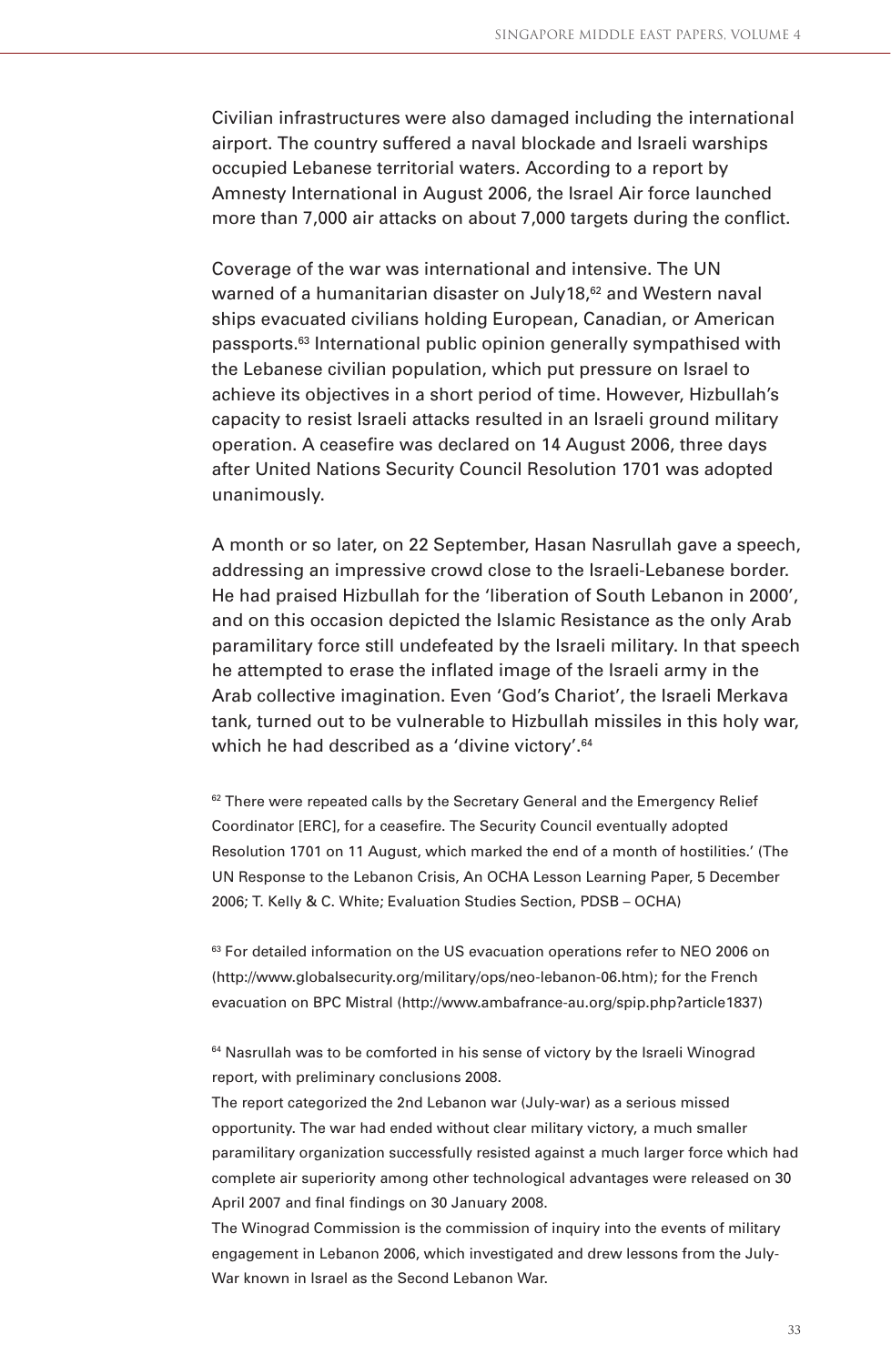Civilian infrastructures were also damaged including the international airport. The country suffered a naval blockade and Israeli warships occupied Lebanese territorial waters. According to a report by Amnesty International in August 2006, the Israel Air force launched more than 7,000 air attacks on about 7,000 targets during the conflict.

Coverage of the war was international and intensive. The UN warned of a humanitarian disaster on July18,[62] and Western naval ships evacuated civilians holding European, Canadian, or American passports.[63] International public opinion generally sympathised with the Lebanese civilian population, which put pressure on Israel to achieve its objectives in a short period of time. However, Hizbullah's capacity to resist Israeli attacks resulted in an Israeli ground military operation. A ceasefire was declared on 14 August 2006, three days after United Nations Security Council Resolution 1701 was adopted unanimously.

A month or so later, on 22 September, Hasan Nasrullah gave a speech, addressing an impressive crowd close to the Israeli-Lebanese border. He had praised Hizbullah for the 'liberation of South Lebanon in 2000', and on this occasion depicted the Islamic Resistance as the only Arab paramilitary force still undefeated by the Israeli military. In that speech he attempted to erase the inflated image of the Israeli army in the Arab collective imagination. Even 'God's Chariot', the Israeli Merkava tank, turned out to be vulnerable to Hizbullah missiles in this holy war, which he had described as a 'divine victory'.[64]

[62] There were repeated calls by the Secretary General and the Emergency Relief Coordinator [ERC], for a ceasefire. The Security Council eventually adopted Resolution 1701 on 11 August, which marked the end of a month of hostilities.' (The UN Response to the Lebanon Crisis, An OCHA Lesson Learning Paper, 5 December 2006; T. Kelly & C. White; Evaluation Studies Section, PDSB – OCHA)

[63] For detailed information on the US evacuation operations refer to NEO 2006 on (http://www.globalsecurity.org/military/ops/neo-lebanon-06.htm); for the French evacuation on BPC Mistral (http://www.ambafrance-au.org/spip.php?article1837)

[64] Nasrullah was to be comforted in his sense of victory by the Israeli Winograd report, with preliminary conclusions 2008.
The report categorized the 2nd Lebanon war (July-war) as a serious missed opportunity. The war had ended without clear military victory, a much smaller paramilitary organization successfully resisted against a much larger force which had complete air superiority among other technological advantages were released on 30 April 2007 and final findings on 30 January 2008.
The Winograd Commission is the commission of inquiry into the events of military engagement in Lebanon 2006, which investigated and drew lessons from the July-War known in Israel as the Second Lebanon War.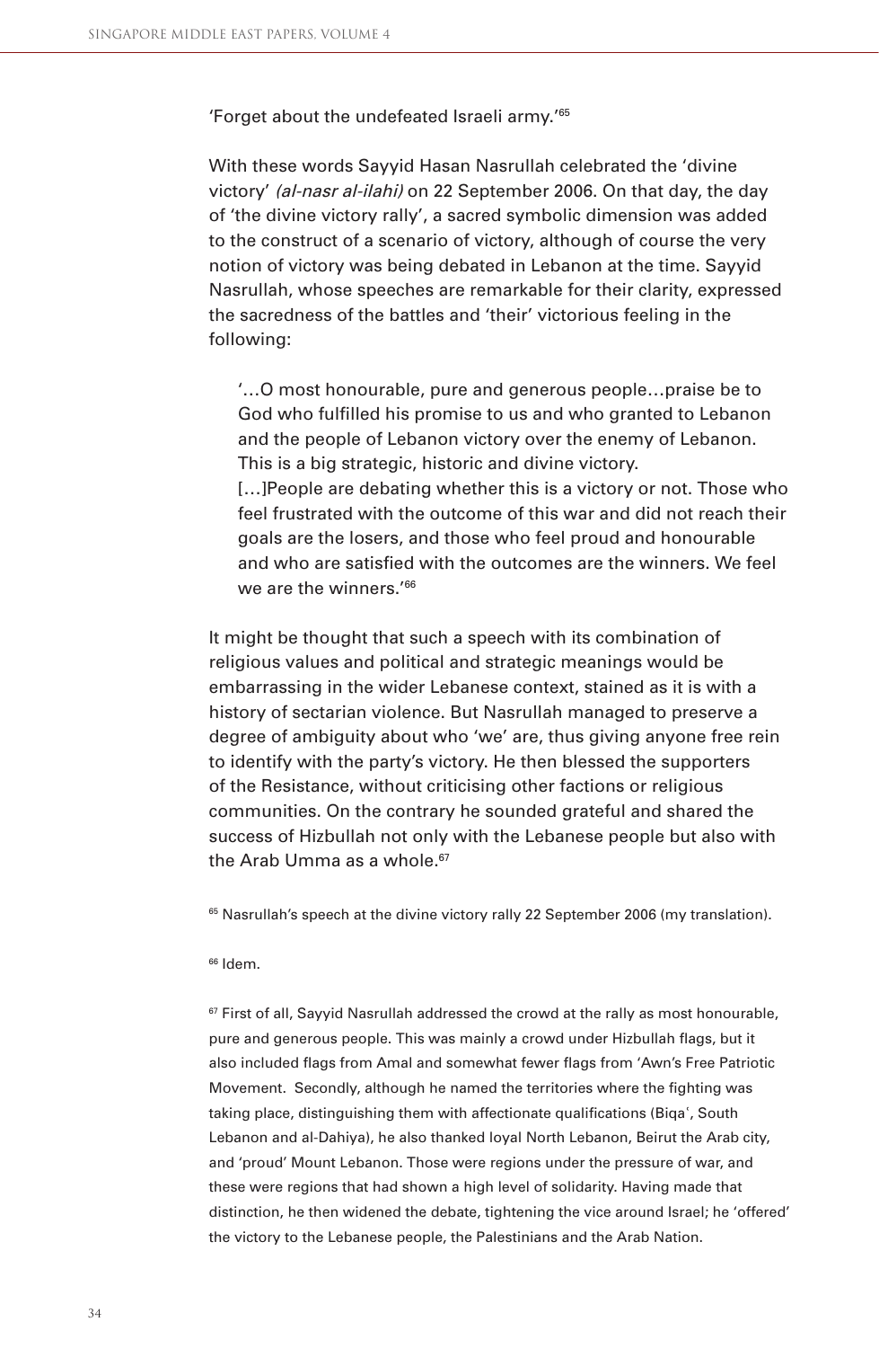'Forget about the undefeated Israeli army.'[65]

With these words Sayyid Hasan Nasrullah celebrated the 'divine victory' *(al-nasr al-ilahi)* on 22 September 2006. On that day, the day of 'the divine victory rally', a sacred symbolic dimension was added to the construct of a scenario of victory, although of course the very notion of victory was being debated in Lebanon at the time. Sayyid Nasrullah, whose speeches are remarkable for their clarity, expressed the sacredness of the battles and 'their' victorious feeling in the following:

> '…O most honourable, pure and generous people…praise be to God who fulfilled his promise to us and who granted to Lebanon and the people of Lebanon victory over the enemy of Lebanon. This is a big strategic, historic and divine victory.
> […]People are debating whether this is a victory or not. Those who feel frustrated with the outcome of this war and did not reach their goals are the losers, and those who feel proud and honourable and who are satisfied with the outcomes are the winners. We feel we are the winners.'[66]

It might be thought that such a speech with its combination of religious values and political and strategic meanings would be embarrassing in the wider Lebanese context, stained as it is with a history of sectarian violence. But Nasrullah managed to preserve a degree of ambiguity about who 'we' are, thus giving anyone free rein to identify with the party's victory. He then blessed the supporters of the Resistance, without criticising other factions or religious communities. On the contrary he sounded grateful and shared the success of Hizbullah not only with the Lebanese people but also with the Arab Umma as a whole.[67]

[65] Nasrullah's speech at the divine victory rally 22 September 2006 (my translation).

[66] Idem.

[67] First of all, Sayyid Nasrullah addressed the crowd at the rally as most honourable, pure and generous people. This was mainly a crowd under Hizbullah flags, but it also included flags from Amal and somewhat fewer flags from 'Awn's Free Patriotic Movement. Secondly, although he named the territories where the fighting was taking place, distinguishing them with affectionate qualifications (Biqaʿ, South Lebanon and al-Dahiya), he also thanked loyal North Lebanon, Beirut the Arab city, and 'proud' Mount Lebanon. Those were regions under the pressure of war, and these were regions that had shown a high level of solidarity. Having made that distinction, he then widened the debate, tightening the vice around Israel; he 'offered' the victory to the Lebanese people, the Palestinians and the Arab Nation.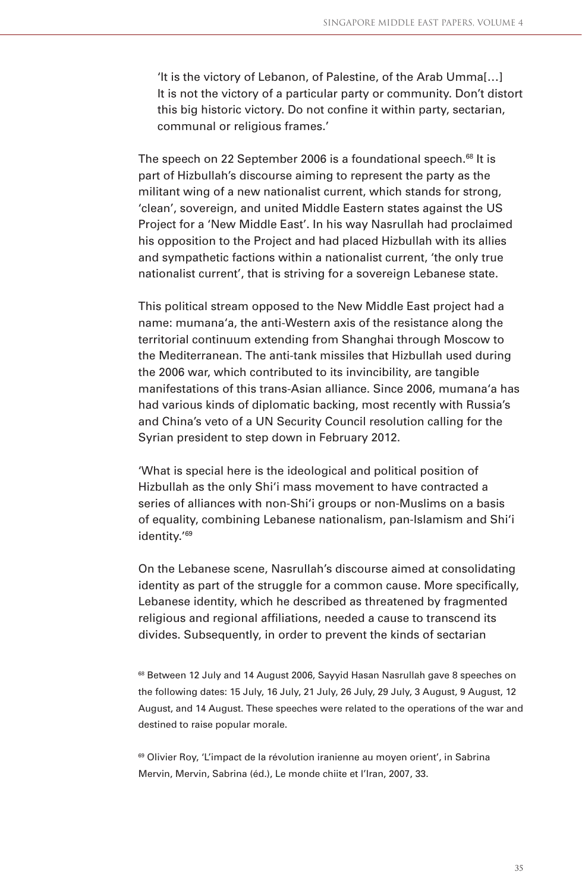> 'It is the victory of Lebanon, of Palestine, of the Arab Umma[…] It is not the victory of a particular party or community. Don't distort this big historic victory. Do not confine it within party, sectarian, communal or religious frames.'

The speech on 22 September 2006 is a foundational speech.[68] It is part of Hizbullah's discourse aiming to represent the party as the militant wing of a new nationalist current, which stands for strong, 'clean', sovereign, and united Middle Eastern states against the US Project for a 'New Middle East'. In his way Nasrullah had proclaimed his opposition to the Project and had placed Hizbullah with its allies and sympathetic factions within a nationalist current, 'the only true nationalist current', that is striving for a sovereign Lebanese state.

This political stream opposed to the New Middle East project had a name: mumana'a, the anti-Western axis of the resistance along the territorial continuum extending from Shanghai through Moscow to the Mediterranean. The anti-tank missiles that Hizbullah used during the 2006 war, which contributed to its invincibility, are tangible manifestations of this trans-Asian alliance. Since 2006, mumana'a has had various kinds of diplomatic backing, most recently with Russia's and China's veto of a UN Security Council resolution calling for the Syrian president to step down in February 2012.

'What is special here is the ideological and political position of Hizbullah as the only Shi'i mass movement to have contracted a series of alliances with non-Shi'i groups or non-Muslims on a basis of equality, combining Lebanese nationalism, pan-Islamism and Shi'i identity.'[69]

On the Lebanese scene, Nasrullah's discourse aimed at consolidating identity as part of the struggle for a common cause. More specifically, Lebanese identity, which he described as threatened by fragmented religious and regional affiliations, needed a cause to transcend its divides. Subsequently, in order to prevent the kinds of sectarian

[68] Between 12 July and 14 August 2006, Sayyid Hasan Nasrullah gave 8 speeches on the following dates: 15 July, 16 July, 21 July, 26 July, 29 July, 3 August, 9 August, 12 August, and 14 August. These speeches were related to the operations of the war and destined to raise popular morale.

[69] Olivier Roy, 'L'impact de la révolution iranienne au moyen orient', in Sabrina Mervin, Mervin, Sabrina (éd.), Le monde chiite et l'Iran, 2007, 33.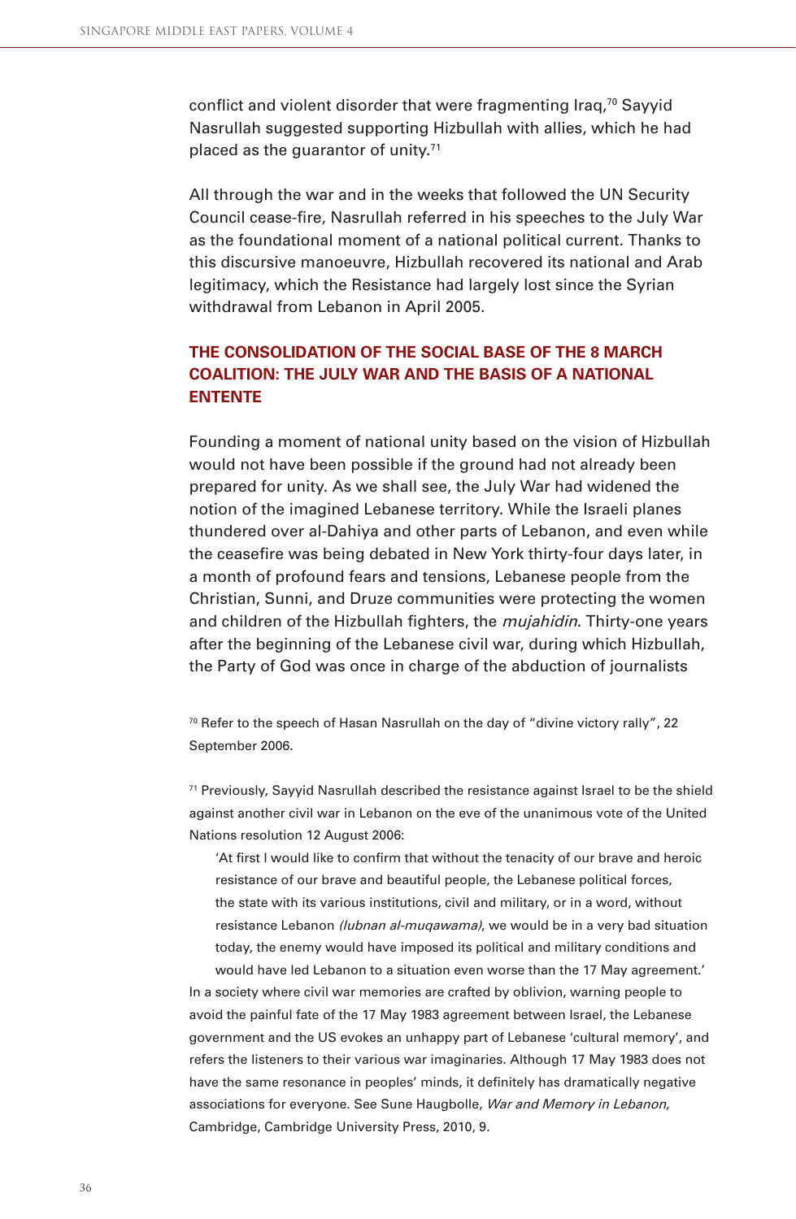conflict and violent disorder that were fragmenting Iraq,[70] Sayyid Nasrullah suggested supporting Hizbullah with allies, which he had placed as the guarantor of unity.[71]

All through the war and in the weeks that followed the UN Security Council cease-fire, Nasrullah referred in his speeches to the July War as the foundational moment of a national political current. Thanks to this discursive manoeuvre, Hizbullah recovered its national and Arab legitimacy, which the Resistance had largely lost since the Syrian withdrawal from Lebanon in April 2005.

## THE CONSOLIDATION OF THE SOCIAL BASE OF THE 8 MARCH COALITION: THE JULY WAR AND THE BASIS OF A NATIONAL ENTENTE

Founding a moment of national unity based on the vision of Hizbullah would not have been possible if the ground had not already been prepared for unity. As we shall see, the July War had widened the notion of the imagined Lebanese territory. While the Israeli planes thundered over al-Dahiya and other parts of Lebanon, and even while the ceasefire was being debated in New York thirty-four days later, in a month of profound fears and tensions, Lebanese people from the Christian, Sunni, and Druze communities were protecting the women and children of the Hizbullah fighters, the *mujahidin*. Thirty-one years after the beginning of the Lebanese civil war, during which Hizbullah, the Party of God was once in charge of the abduction of journalists

[70] Refer to the speech of Hasan Nasrullah on the day of "divine victory rally", 22 September 2006.

[71] Previously, Sayyid Nasrullah described the resistance against Israel to be the shield against another civil war in Lebanon on the eve of the unanimous vote of the United Nations resolution 12 August 2006:

> 'At first I would like to confirm that without the tenacity of our brave and heroic resistance of our brave and beautiful people, the Lebanese political forces, the state with its various institutions, civil and military, or in a word, without resistance Lebanon *(lubnan al-muqawama)*, we would be in a very bad situation today, the enemy would have imposed its political and military conditions and would have led Lebanon to a situation even worse than the 17 May agreement.'

In a society where civil war memories are crafted by oblivion, warning people to avoid the painful fate of the 17 May 1983 agreement between Israel, the Lebanese government and the US evokes an unhappy part of Lebanese 'cultural memory', and refers the listeners to their various war imaginaries. Although 17 May 1983 does not have the same resonance in peoples' minds, it definitely has dramatically negative associations for everyone. See Sune Haugbolle, *War and Memory in Lebanon*, Cambridge, Cambridge University Press, 2010, 9.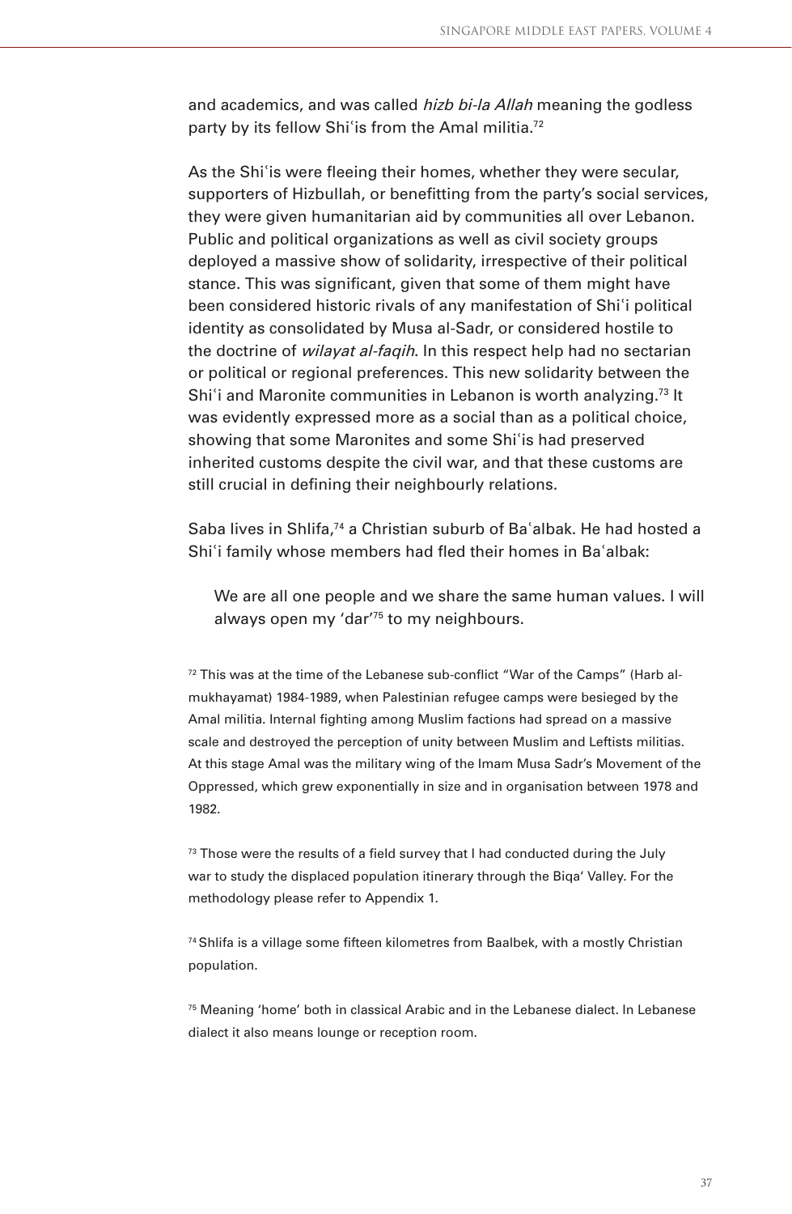and academics, and was called *hizb bi-la Allah* meaning the godless party by its fellow Shiʿis from the Amal militia.[72]

As the Shiʿis were fleeing their homes, whether they were secular, supporters of Hizbullah, or benefitting from the party's social services, they were given humanitarian aid by communities all over Lebanon. Public and political organizations as well as civil society groups deployed a massive show of solidarity, irrespective of their political stance. This was significant, given that some of them might have been considered historic rivals of any manifestation of Shiʿi political identity as consolidated by Musa al-Sadr, or considered hostile to the doctrine of *wilayat al-faqih*. In this respect help had no sectarian or political or regional preferences. This new solidarity between the Shiʿi and Maronite communities in Lebanon is worth analyzing.[73] It was evidently expressed more as a social than as a political choice, showing that some Maronites and some Shiʿis had preserved inherited customs despite the civil war, and that these customs are still crucial in defining their neighbourly relations.

Saba lives in Shlifa,[74] a Christian suburb of Baʿalbak. He had hosted a Shiʿi family whose members had fled their homes in Baʿalbak:

> We are all one people and we share the same human values. I will always open my 'dar'[75] to my neighbours.

[72] This was at the time of the Lebanese sub-conflict "War of the Camps" (Harb al-mukhayamat) 1984-1989, when Palestinian refugee camps were besieged by the Amal militia. Internal fighting among Muslim factions had spread on a massive scale and destroyed the perception of unity between Muslim and Leftists militias. At this stage Amal was the military wing of the Imam Musa Sadr's Movement of the Oppressed, which grew exponentially in size and in organisation between 1978 and 1982.

[73] Those were the results of a field survey that I had conducted during the July war to study the displaced population itinerary through the Biqa' Valley. For the methodology please refer to Appendix 1.

[74] Shlifa is a village some fifteen kilometres from Baalbek, with a mostly Christian population.

[75] Meaning 'home' both in classical Arabic and in the Lebanese dialect. In Lebanese dialect it also means lounge or reception room.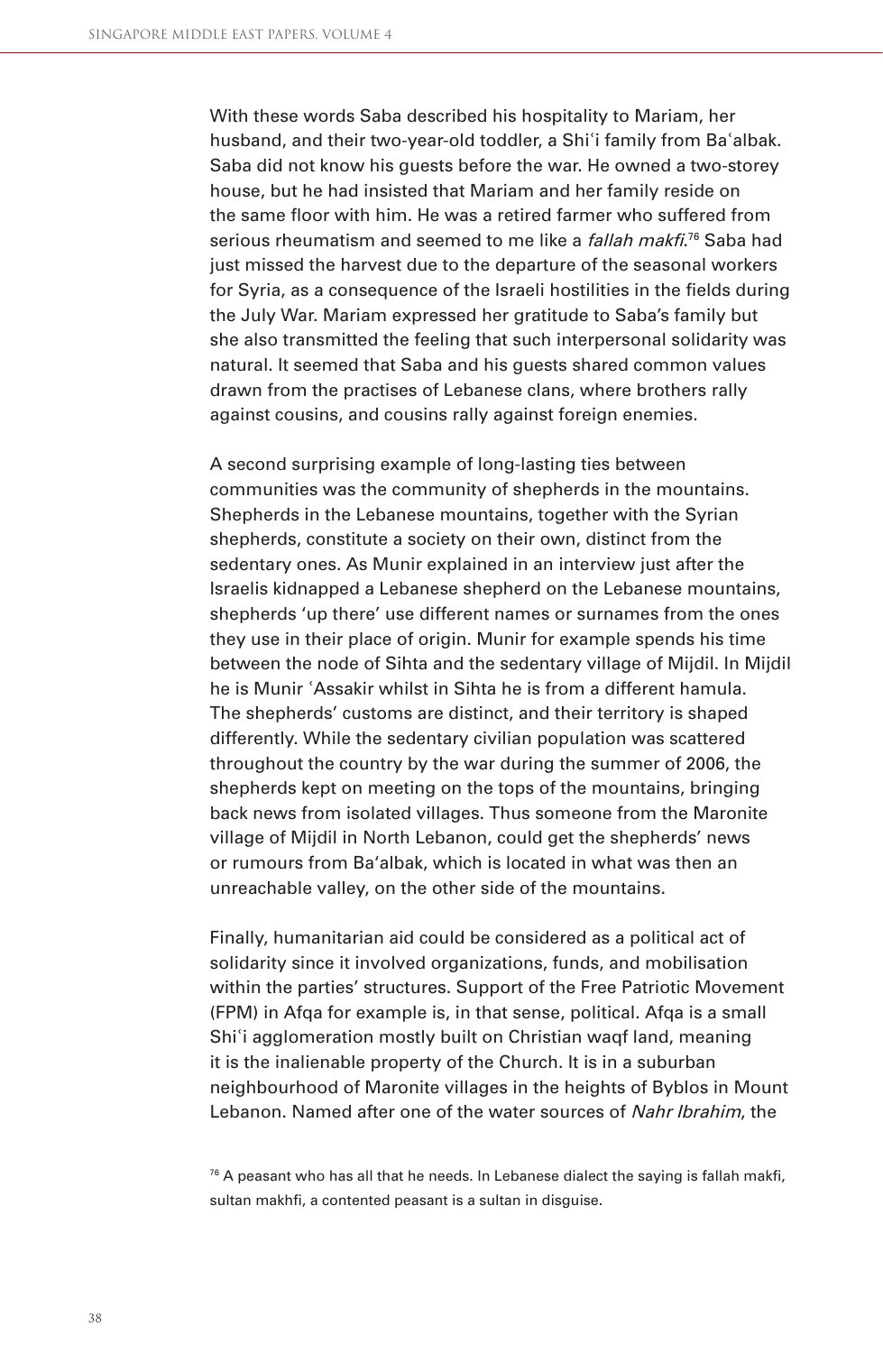With these words Saba described his hospitality to Mariam, her husband, and their two-year-old toddler, a Shiʿi family from Baʿalbak. Saba did not know his guests before the war. He owned a two-storey house, but he had insisted that Mariam and her family reside on the same floor with him. He was a retired farmer who suffered from serious rheumatism and seemed to me like a *fallah makfi*.[76] Saba had just missed the harvest due to the departure of the seasonal workers for Syria, as a consequence of the Israeli hostilities in the fields during the July War. Mariam expressed her gratitude to Saba's family but she also transmitted the feeling that such interpersonal solidarity was natural. It seemed that Saba and his guests shared common values drawn from the practises of Lebanese clans, where brothers rally against cousins, and cousins rally against foreign enemies.

A second surprising example of long-lasting ties between communities was the community of shepherds in the mountains. Shepherds in the Lebanese mountains, together with the Syrian shepherds, constitute a society on their own, distinct from the sedentary ones. As Munir explained in an interview just after the Israelis kidnapped a Lebanese shepherd on the Lebanese mountains, shepherds 'up there' use different names or surnames from the ones they use in their place of origin. Munir for example spends his time between the node of Sihta and the sedentary village of Mijdil. In Mijdil he is Munir ʿAssakir whilst in Sihta he is from a different hamula. The shepherds' customs are distinct, and their territory is shaped differently. While the sedentary civilian population was scattered throughout the country by the war during the summer of 2006, the shepherds kept on meeting on the tops of the mountains, bringing back news from isolated villages. Thus someone from the Maronite village of Mijdil in North Lebanon, could get the shepherds' news or rumours from Ba'albak, which is located in what was then an unreachable valley, on the other side of the mountains.

Finally, humanitarian aid could be considered as a political act of solidarity since it involved organizations, funds, and mobilisation within the parties' structures. Support of the Free Patriotic Movement (FPM) in Afqa for example is, in that sense, political. Afqa is a small Shiʿi agglomeration mostly built on Christian waqf land, meaning it is the inalienable property of the Church. It is in a suburban neighbourhood of Maronite villages in the heights of Byblos in Mount Lebanon. Named after one of the water sources of *Nahr Ibrahim*, the

[76] A peasant who has all that he needs. In Lebanese dialect the saying is fallah makfi, sultan makhfi, a contented peasant is a sultan in disguise.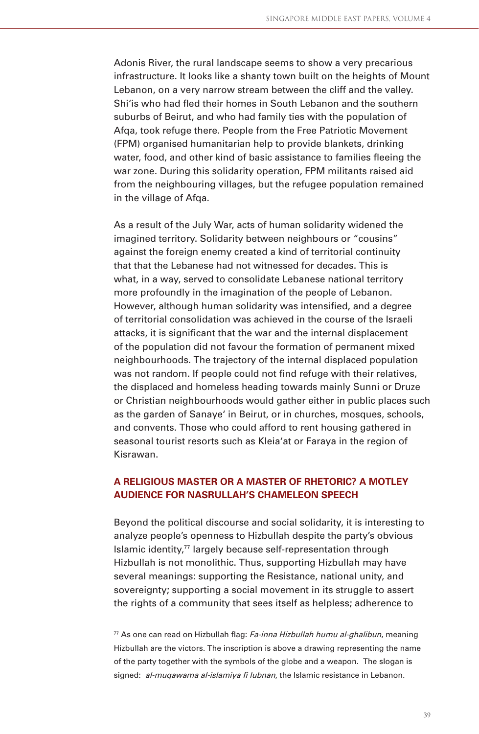Adonis River, the rural landscape seems to show a very precarious infrastructure. It looks like a shanty town built on the heights of Mount Lebanon, on a very narrow stream between the cliff and the valley. Shi'is who had fled their homes in South Lebanon and the southern suburbs of Beirut, and who had family ties with the population of Afqa, took refuge there. People from the Free Patriotic Movement (FPM) organised humanitarian help to provide blankets, drinking water, food, and other kind of basic assistance to families fleeing the war zone. During this solidarity operation, FPM militants raised aid from the neighbouring villages, but the refugee population remained in the village of Afqa.

As a result of the July War, acts of human solidarity widened the imagined territory. Solidarity between neighbours or "cousins" against the foreign enemy created a kind of territorial continuity that that the Lebanese had not witnessed for decades. This is what, in a way, served to consolidate Lebanese national territory more profoundly in the imagination of the people of Lebanon. However, although human solidarity was intensified, and a degree of territorial consolidation was achieved in the course of the Israeli attacks, it is significant that the war and the internal displacement of the population did not favour the formation of permanent mixed neighbourhoods. The trajectory of the internal displaced population was not random. If people could not find refuge with their relatives, the displaced and homeless heading towards mainly Sunni or Druze or Christian neighbourhoods would gather either in public places such as the garden of Sanaye' in Beirut, or in churches, mosques, schools, and convents. Those who could afford to rent housing gathered in seasonal tourist resorts such as Kleia'at or Faraya in the region of Kisrawan.

## A RELIGIOUS MASTER OR A MASTER OF RHETORIC? A MOTLEY AUDIENCE FOR NASRULLAH'S CHAMELEON SPEECH

Beyond the political discourse and social solidarity, it is interesting to analyze people's openness to Hizbullah despite the party's obvious Islamic identity,[77] largely because self-representation through Hizbullah is not monolithic. Thus, supporting Hizbullah may have several meanings: supporting the Resistance, national unity, and sovereignty; supporting a social movement in its struggle to assert the rights of a community that sees itself as helpless; adherence to

[77] As one can read on Hizbullah flag: *Fa-inna Hizbullah humu al-ghalibun*, meaning Hizbullah are the victors. The inscription is above a drawing representing the name of the party together with the symbols of the globe and a weapon. The slogan is signed: *al-muqawama al-islamiya fi lubnan*, the Islamic resistance in Lebanon.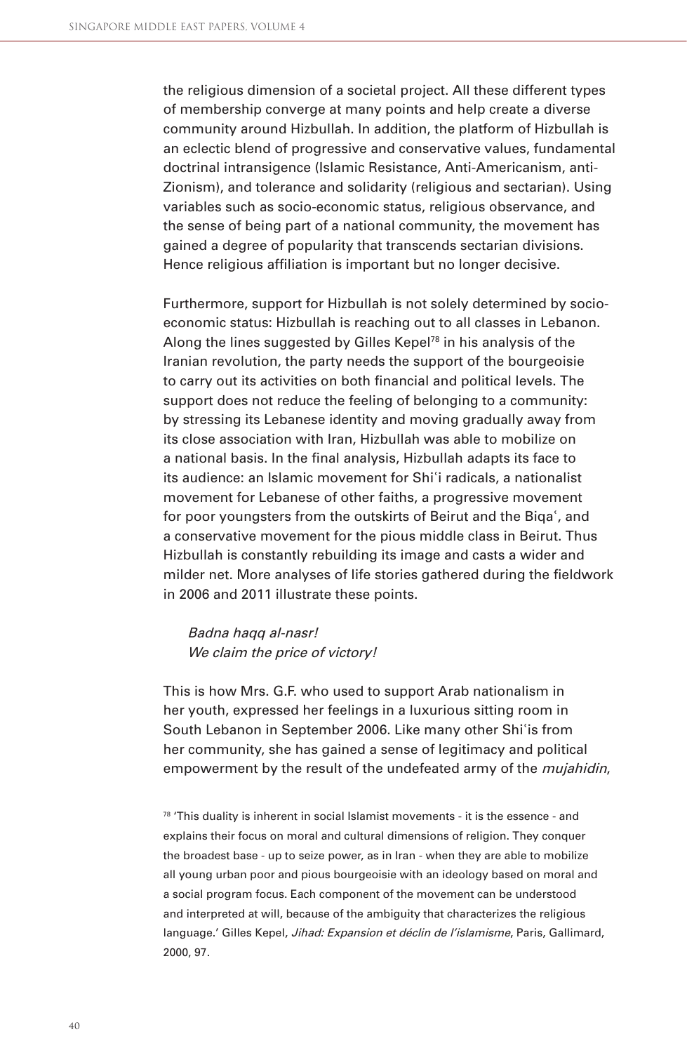the religious dimension of a societal project. All these different types of membership converge at many points and help create a diverse community around Hizbullah. In addition, the platform of Hizbullah is an eclectic blend of progressive and conservative values, fundamental doctrinal intransigence (Islamic Resistance, Anti-Americanism, anti-Zionism), and tolerance and solidarity (religious and sectarian). Using variables such as socio-economic status, religious observance, and the sense of being part of a national community, the movement has gained a degree of popularity that transcends sectarian divisions. Hence religious affiliation is important but no longer decisive.

Furthermore, support for Hizbullah is not solely determined by socio-economic status: Hizbullah is reaching out to all classes in Lebanon. Along the lines suggested by Gilles Kepel[78] in his analysis of the Iranian revolution, the party needs the support of the bourgeoisie to carry out its activities on both financial and political levels. The support does not reduce the feeling of belonging to a community: by stressing its Lebanese identity and moving gradually away from its close association with Iran, Hizbullah was able to mobilize on a national basis. In the final analysis, Hizbullah adapts its face to its audience: an Islamic movement for Shiʿi radicals, a nationalist movement for Lebanese of other faiths, a progressive movement for poor youngsters from the outskirts of Beirut and the Biqaʿ, and a conservative movement for the pious middle class in Beirut. Thus Hizbullah is constantly rebuilding its image and casts a wider and milder net. More analyses of life stories gathered during the fieldwork in 2006 and 2011 illustrate these points.

> *Badna haqq al-nasr!*
> *We claim the price of victory!*

This is how Mrs. G.F. who used to support Arab nationalism in her youth, expressed her feelings in a luxurious sitting room in South Lebanon in September 2006. Like many other Shiʿis from her community, she has gained a sense of legitimacy and political empowerment by the result of the undefeated army of the *mujahidin*,

[78] 'This duality is inherent in social Islamist movements - it is the essence - and explains their focus on moral and cultural dimensions of religion. They conquer the broadest base - up to seize power, as in Iran - when they are able to mobilize all young urban poor and pious bourgeoisie with an ideology based on moral and a social program focus. Each component of the movement can be understood and interpreted at will, because of the ambiguity that characterizes the religious language.' Gilles Kepel, *Jihad: Expansion et déclin de l'islamisme*, Paris, Gallimard, 2000, 97.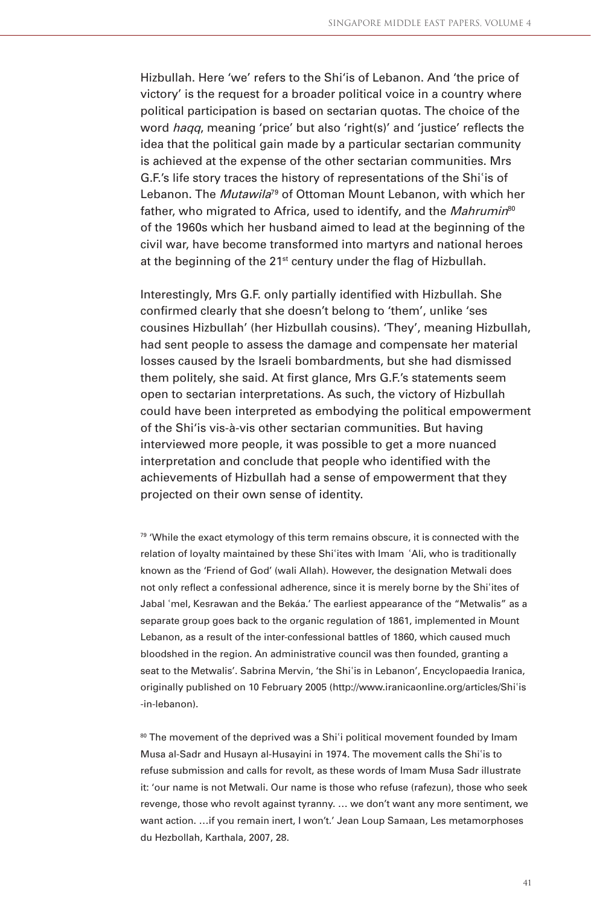Hizbullah. Here 'we' refers to the Shi'is of Lebanon. And 'the price of victory' is the request for a broader political voice in a country where political participation is based on sectarian quotas. The choice of the word *haqq*, meaning 'price' but also 'right(s)' and 'justice' reflects the idea that the political gain made by a particular sectarian community is achieved at the expense of the other sectarian communities. Mrs G.F.'s life story traces the history of representations of the Shiʿis of Lebanon. The *Mutawila*[79] of Ottoman Mount Lebanon, with which her father, who migrated to Africa, used to identify, and the *Mahrumin*[80] of the 1960s which her husband aimed to lead at the beginning of the civil war, have become transformed into martyrs and national heroes at the beginning of the 21st century under the flag of Hizbullah.

Interestingly, Mrs G.F. only partially identified with Hizbullah. She confirmed clearly that she doesn't belong to 'them', unlike 'ses cousines Hizbullah' (her Hizbullah cousins). 'They', meaning Hizbullah, had sent people to assess the damage and compensate her material losses caused by the Israeli bombardments, but she had dismissed them politely, she said. At first glance, Mrs G.F.'s statements seem open to sectarian interpretations. As such, the victory of Hizbullah could have been interpreted as embodying the political empowerment of the Shi'is vis-à-vis other sectarian communities. But having interviewed more people, it was possible to get a more nuanced interpretation and conclude that people who identified with the achievements of Hizbullah had a sense of empowerment that they projected on their own sense of identity.

[79] 'While the exact etymology of this term remains obscure, it is connected with the relation of loyalty maintained by these Shiʿites with Imam ʿAli, who is traditionally known as the 'Friend of God' (wali Allah). However, the designation Metwali does not only reflect a confessional adherence, since it is merely borne by the Shiʿites of Jabal ʿmel, Kesrawan and the Bekáa.' The earliest appearance of the "Metwalis" as a separate group goes back to the organic regulation of 1861, implemented in Mount Lebanon, as a result of the inter-confessional battles of 1860, which caused much bloodshed in the region. An administrative council was then founded, granting a seat to the Metwalis'. Sabrina Mervin, 'the Shiʿis in Lebanon', Encyclopaedia Iranica, originally published on 10 February 2005 (http://www.iranicaonline.org/articles/Shiʿis-in-lebanon).

[80] The movement of the deprived was a Shiʿi political movement founded by Imam Musa al-Sadr and Husayn al-Husayini in 1974. The movement calls the Shiʿis to refuse submission and calls for revolt, as these words of Imam Musa Sadr illustrate it: 'our name is not Metwali. Our name is those who refuse (rafezun), those who seek revenge, those who revolt against tyranny. … we don't want any more sentiment, we want action. …if you remain inert, I won't.' Jean Loup Samaan, Les metamorphoses du Hezbollah, Karthala, 2007, 28.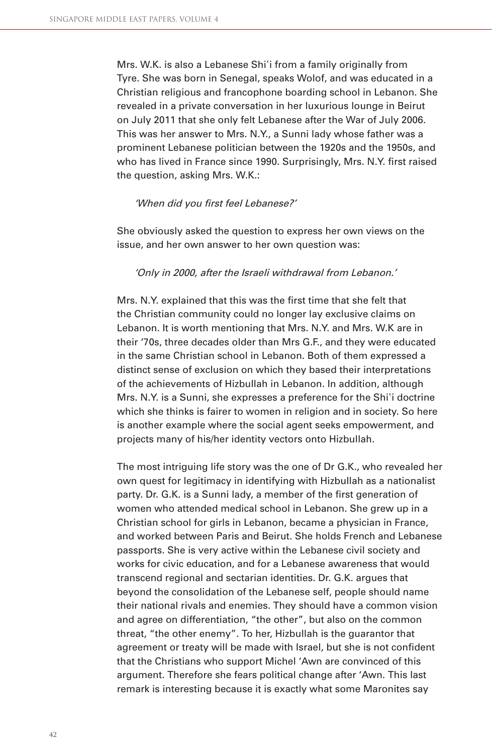Mrs. W.K. is also a Lebanese Shiʿi from a family originally from Tyre. She was born in Senegal, speaks Wolof, and was educated in a Christian religious and francophone boarding school in Lebanon. She revealed in a private conversation in her luxurious lounge in Beirut on July 2011 that she only felt Lebanese after the War of July 2006. This was her answer to Mrs. N.Y., a Sunni lady whose father was a prominent Lebanese politician between the 1920s and the 1950s, and who has lived in France since 1990. Surprisingly, Mrs. N.Y. first raised the question, asking Mrs. W.K.:

> *'When did you first feel Lebanese?'*

She obviously asked the question to express her own views on the issue, and her own answer to her own question was:

> *'Only in 2000, after the Israeli withdrawal from Lebanon.'*

Mrs. N.Y. explained that this was the first time that she felt that the Christian community could no longer lay exclusive claims on Lebanon. It is worth mentioning that Mrs. N.Y. and Mrs. W.K are in their '70s, three decades older than Mrs G.F., and they were educated in the same Christian school in Lebanon. Both of them expressed a distinct sense of exclusion on which they based their interpretations of the achievements of Hizbullah in Lebanon. In addition, although Mrs. N.Y. is a Sunni, she expresses a preference for the Shiʿi doctrine which she thinks is fairer to women in religion and in society. So here is another example where the social agent seeks empowerment, and projects many of his/her identity vectors onto Hizbullah.

The most intriguing life story was the one of Dr G.K., who revealed her own quest for legitimacy in identifying with Hizbullah as a nationalist party. Dr. G.K. is a Sunni lady, a member of the first generation of women who attended medical school in Lebanon. She grew up in a Christian school for girls in Lebanon, became a physician in France, and worked between Paris and Beirut. She holds French and Lebanese passports. She is very active within the Lebanese civil society and works for civic education, and for a Lebanese awareness that would transcend regional and sectarian identities. Dr. G.K. argues that beyond the consolidation of the Lebanese self, people should name their national rivals and enemies. They should have a common vision and agree on differentiation, "the other", but also on the common threat, "the other enemy". To her, Hizbullah is the guarantor that agreement or treaty will be made with Israel, but she is not confident that the Christians who support Michel ʿAwn are convinced of this argument. Therefore she fears political change after ʿAwn. This last remark is interesting because it is exactly what some Maronites say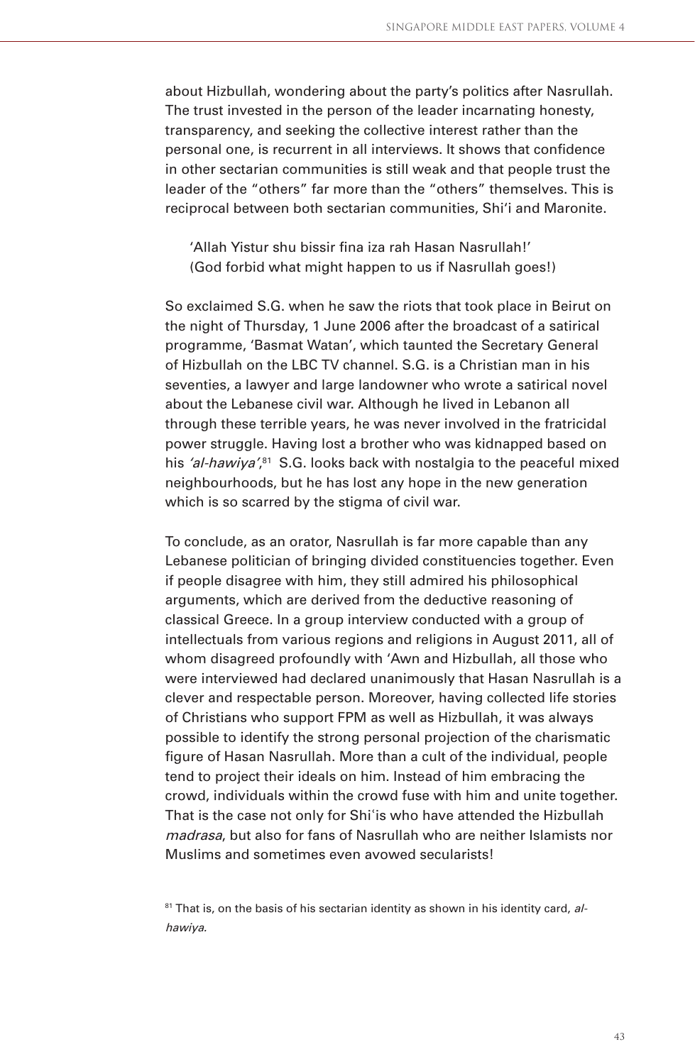about Hizbullah, wondering about the party's politics after Nasrullah. The trust invested in the person of the leader incarnating honesty, transparency, and seeking the collective interest rather than the personal one, is recurrent in all interviews. It shows that confidence in other sectarian communities is still weak and that people trust the leader of the "others" far more than the "others" themselves. This is reciprocal between both sectarian communities, Shi'i and Maronite.

> 'Allah Yistur shu bissir fina iza rah Hasan Nasrullah!'
> (God forbid what might happen to us if Nasrullah goes!)

So exclaimed S.G. when he saw the riots that took place in Beirut on the night of Thursday, 1 June 2006 after the broadcast of a satirical programme, 'Basmat Watan', which taunted the Secretary General of Hizbullah on the LBC TV channel. S.G. is a Christian man in his seventies, a lawyer and large landowner who wrote a satirical novel about the Lebanese civil war. Although he lived in Lebanon all through these terrible years, he was never involved in the fratricidal power struggle. Having lost a brother who was kidnapped based on his *'al-hawiya'*,[81] S.G. looks back with nostalgia to the peaceful mixed neighbourhoods, but he has lost any hope in the new generation which is so scarred by the stigma of civil war.

To conclude, as an orator, Nasrullah is far more capable than any Lebanese politician of bringing divided constituencies together. Even if people disagree with him, they still admired his philosophical arguments, which are derived from the deductive reasoning of classical Greece. In a group interview conducted with a group of intellectuals from various regions and religions in August 2011, all of whom disagreed profoundly with 'Awn and Hizbullah, all those who were interviewed had declared unanimously that Hasan Nasrullah is a clever and respectable person. Moreover, having collected life stories of Christians who support FPM as well as Hizbullah, it was always possible to identify the strong personal projection of the charismatic figure of Hasan Nasrullah. More than a cult of the individual, people tend to project their ideals on him. Instead of him embracing the crowd, individuals within the crowd fuse with him and unite together. That is the case not only for Shi'is who have attended the Hizbullah *madrasa*, but also for fans of Nasrullah who are neither Islamists nor Muslims and sometimes even avowed secularists!

[81] That is, on the basis of his sectarian identity as shown in his identity card, *al-hawiya.*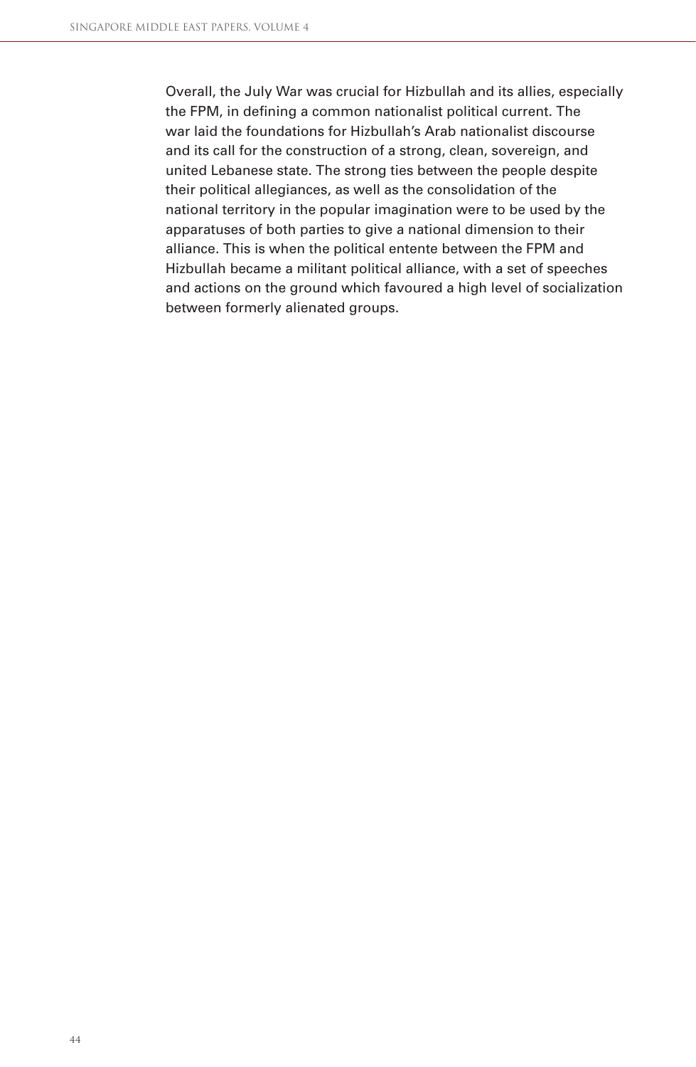Overall, the July War was crucial for Hizbullah and its allies, especially the FPM, in defining a common nationalist political current. The war laid the foundations for Hizbullah's Arab nationalist discourse and its call for the construction of a strong, clean, sovereign, and united Lebanese state. The strong ties between the people despite their political allegiances, as well as the consolidation of the national territory in the popular imagination were to be used by the apparatuses of both parties to give a national dimension to their alliance. This is when the political entente between the FPM and Hizbullah became a militant political alliance, with a set of speeches and actions on the ground which favoured a high level of socialization between formerly alienated groups.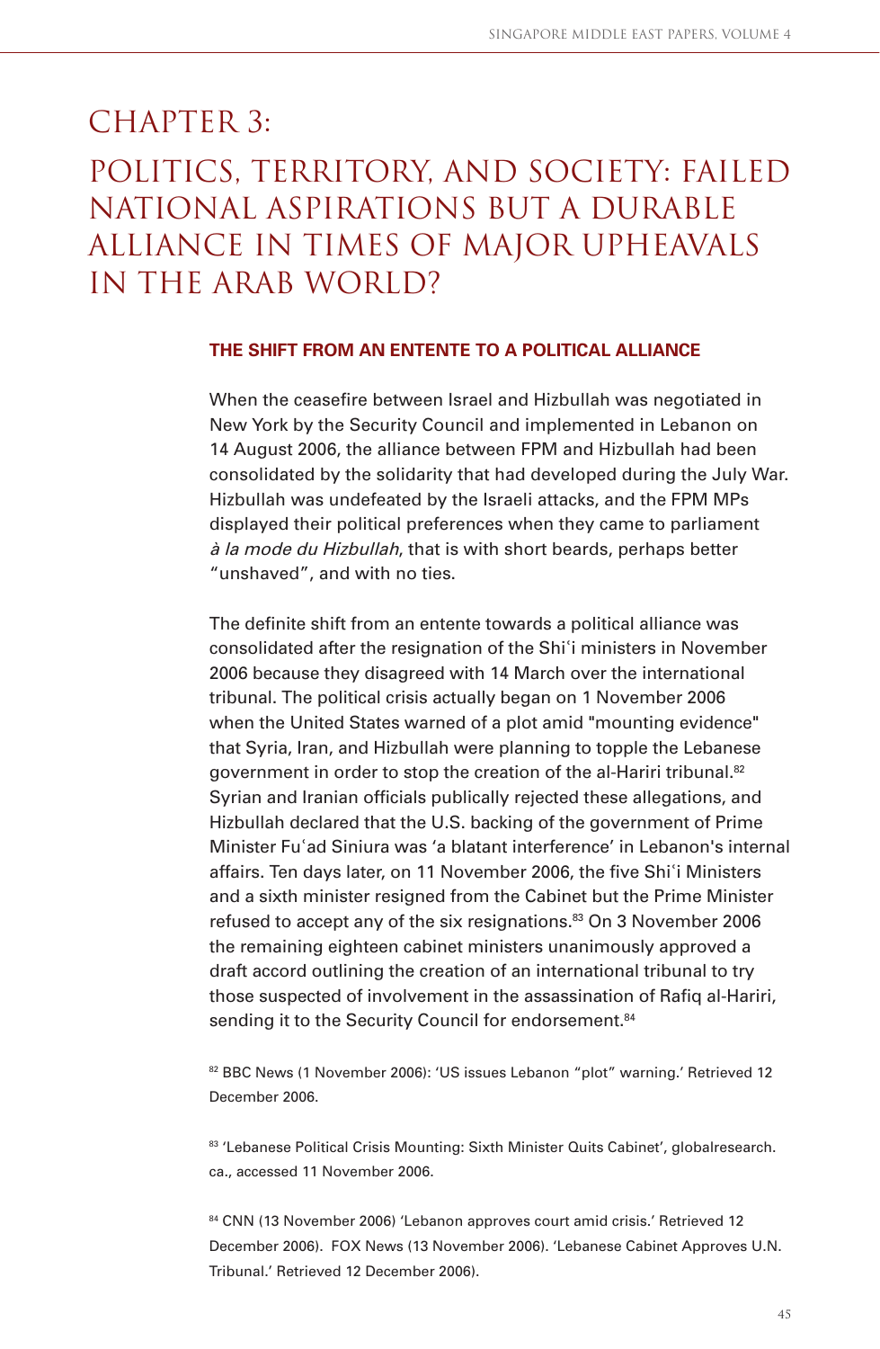# CHAPTER 3:

# POLITICS, TERRITORY, AND SOCIETY: FAILED NATIONAL ASPIRATIONS BUT A DURABLE ALLIANCE IN TIMES OF MAJOR UPHEAVALS IN THE ARAB WORLD?

## THE SHIFT FROM AN ENTENTE TO A POLITICAL ALLIANCE

When the ceasefire between Israel and Hizbullah was negotiated in New York by the Security Council and implemented in Lebanon on 14 August 2006, the alliance between FPM and Hizbullah had been consolidated by the solidarity that had developed during the July War. Hizbullah was undefeated by the Israeli attacks, and the FPM MPs displayed their political preferences when they came to parliament *à la mode du Hizbullah*, that is with short beards, perhaps better "unshaved", and with no ties.

The definite shift from an entente towards a political alliance was consolidated after the resignation of the Shiʿi ministers in November 2006 because they disagreed with 14 March over the international tribunal. The political crisis actually began on 1 November 2006 when the United States warned of a plot amid "mounting evidence" that Syria, Iran, and Hizbullah were planning to topple the Lebanese government in order to stop the creation of the al-Hariri tribunal.[82] Syrian and Iranian officials publically rejected these allegations, and Hizbullah declared that the U.S. backing of the government of Prime Minister Fuʿad Siniura was 'a blatant interference' in Lebanon's internal affairs. Ten days later, on 11 November 2006, the five Shiʿi Ministers and a sixth minister resigned from the Cabinet but the Prime Minister refused to accept any of the six resignations.[83] On 3 November 2006 the remaining eighteen cabinet ministers unanimously approved a draft accord outlining the creation of an international tribunal to try those suspected of involvement in the assassination of Rafiq al-Hariri, sending it to the Security Council for endorsement.[84]

[82] BBC News (1 November 2006): 'US issues Lebanon "plot" warning.' Retrieved 12 December 2006.

[83] 'Lebanese Political Crisis Mounting: Sixth Minister Quits Cabinet', globalresearch.ca., accessed 11 November 2006.

[84] CNN (13 November 2006) 'Lebanon approves court amid crisis.' Retrieved 12 December 2006). FOX News (13 November 2006). 'Lebanese Cabinet Approves U.N. Tribunal.' Retrieved 12 December 2006).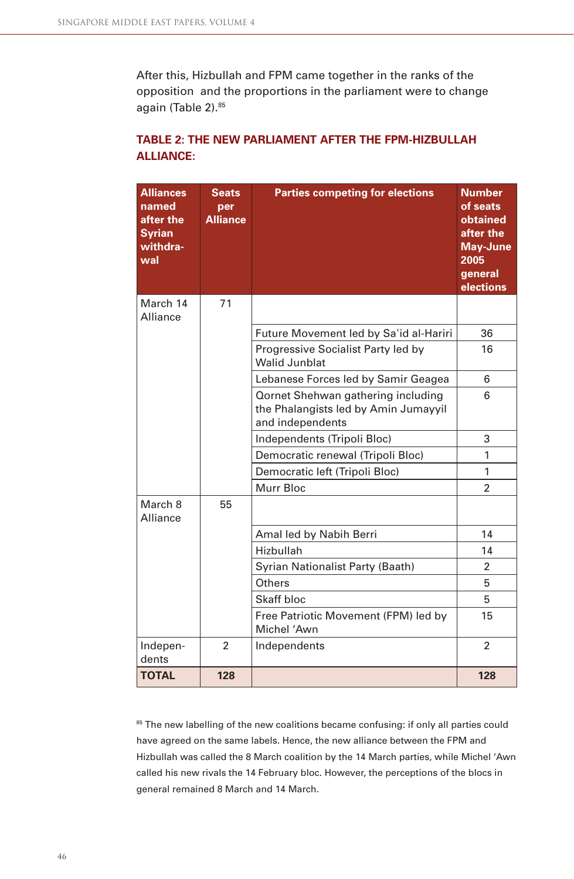After this, Hizbullah and FPM came together in the ranks of the opposition and the proportions in the parliament were to change again (Table 2).[85]

### TABLE 2: THE NEW PARLIAMENT AFTER THE FPM-HIZBULLAH ALLIANCE:

| Alliances named after the Syrian withdrawal | Seats per Alliance | Parties competing for elections | Number of seats obtained after the May-June 2005 general elections |
|---|---|---|---|
| March 14 Alliance | 71 | | |
| | | Future Movement led by Sa'id al-Hariri | 36 |
| | | Progressive Socialist Party led by Walid Junblat | 16 |
| | | Lebanese Forces led by Samir Geagea | 6 |
| | | Qornet Shehwan gathering including the Phalangists led by Amin Jumayyil and independents | 6 |
| | | Independents (Tripoli Bloc) | 3 |
| | | Democratic renewal (Tripoli Bloc) | 1 |
| | | Democratic left (Tripoli Bloc) | 1 |
| | | Murr Bloc | 2 |
| March 8 Alliance | 55 | | |
| | | Amal led by Nabih Berri | 14 |
| | | Hizbullah | 14 |
| | | Syrian Nationalist Party (Baath) | 2 |
| | | Others | 5 |
| | | Skaff bloc | 5 |
| | | Free Patriotic Movement (FPM) led by Michel 'Awn | 15 |
| Independents | 2 | Independents | 2 |
| **TOTAL** | **128** | | **128** |

[85] The new labelling of the new coalitions became confusing: if only all parties could have agreed on the same labels. Hence, the new alliance between the FPM and Hizbullah was called the 8 March coalition by the 14 March parties, while Michel 'Awn called his new rivals the 14 February bloc. However, the perceptions of the blocs in general remained 8 March and 14 March.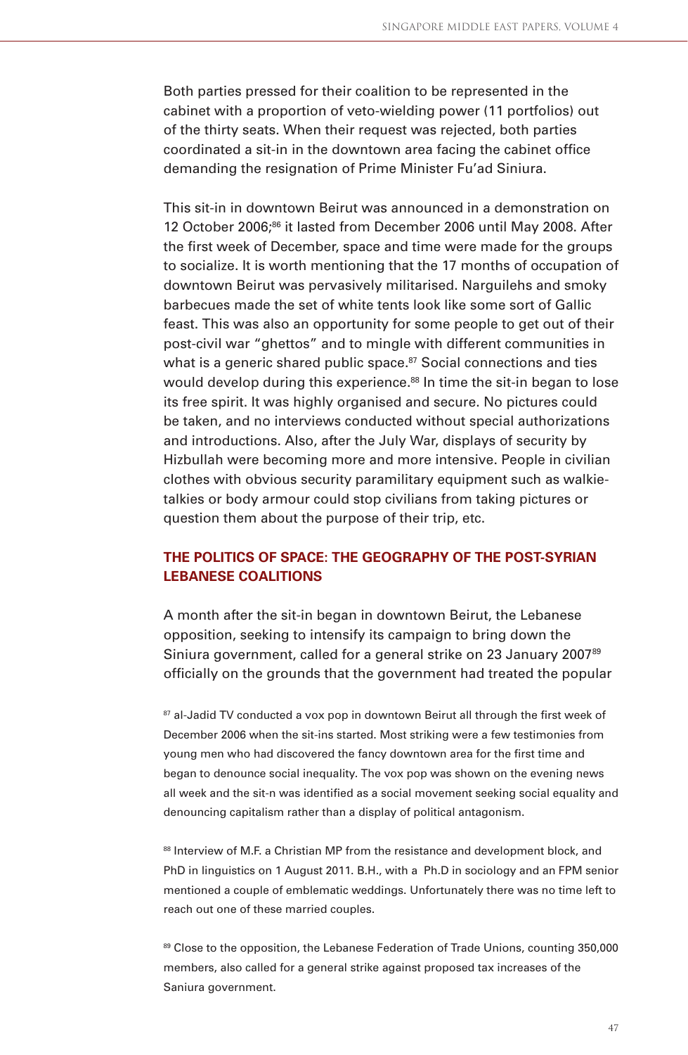Both parties pressed for their coalition to be represented in the cabinet with a proportion of veto-wielding power (11 portfolios) out of the thirty seats. When their request was rejected, both parties coordinated a sit-in in the downtown area facing the cabinet office demanding the resignation of Prime Minister Fu'ad Siniura.

This sit-in in downtown Beirut was announced in a demonstration on 12 October 2006;[86] it lasted from December 2006 until May 2008. After the first week of December, space and time were made for the groups to socialize. It is worth mentioning that the 17 months of occupation of downtown Beirut was pervasively militarised. Narguilehs and smoky barbecues made the set of white tents look like some sort of Gallic feast. This was also an opportunity for some people to get out of their post-civil war "ghettos" and to mingle with different communities in what is a generic shared public space.[87] Social connections and ties would develop during this experience.[88] In time the sit-in began to lose its free spirit. It was highly organised and secure. No pictures could be taken, and no interviews conducted without special authorizations and introductions. Also, after the July War, displays of security by Hizbullah were becoming more and more intensive. People in civilian clothes with obvious security paramilitary equipment such as walkie-talkies or body armour could stop civilians from taking pictures or question them about the purpose of their trip, etc.

## THE POLITICS OF SPACE: THE GEOGRAPHY OF THE POST-SYRIAN LEBANESE COALITIONS

A month after the sit-in began in downtown Beirut, the Lebanese opposition, seeking to intensify its campaign to bring down the Siniura government, called for a general strike on 23 January 2007[89] officially on the grounds that the government had treated the popular

[87] al-Jadid TV conducted a vox pop in downtown Beirut all through the first week of December 2006 when the sit-ins started. Most striking were a few testimonies from young men who had discovered the fancy downtown area for the first time and began to denounce social inequality. The vox pop was shown on the evening news all week and the sit-n was identified as a social movement seeking social equality and denouncing capitalism rather than a display of political antagonism.

[88] Interview of M.F. a Christian MP from the resistance and development block, and PhD in linguistics on 1 August 2011. B.H., with a Ph.D in sociology and an FPM senior mentioned a couple of emblematic weddings. Unfortunately there was no time left to reach out one of these married couples.

[89] Close to the opposition, the Lebanese Federation of Trade Unions, counting 350,000 members, also called for a general strike against proposed tax increases of the Saniura government.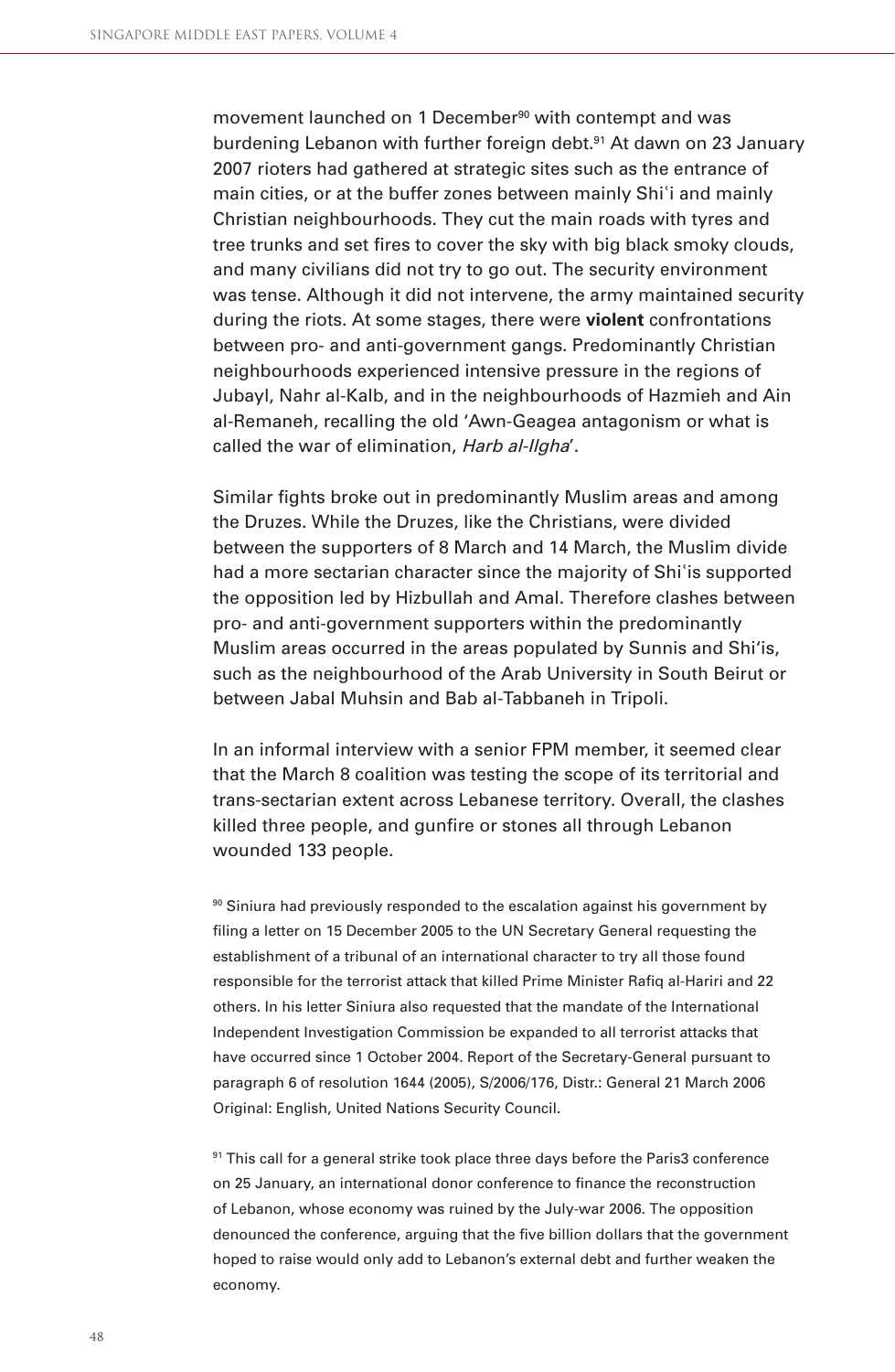movement launched on 1 December[90] with contempt and was burdening Lebanon with further foreign debt.[91] At dawn on 23 January 2007 rioters had gathered at strategic sites such as the entrance of main cities, or at the buffer zones between mainly Shiʿi and mainly Christian neighbourhoods. They cut the main roads with tyres and tree trunks and set fires to cover the sky with big black smoky clouds, and many civilians did not try to go out. The security environment was tense. Although it did not intervene, the army maintained security during the riots. At some stages, there were **violent** confrontations between pro- and anti-government gangs. Predominantly Christian neighbourhoods experienced intensive pressure in the regions of Jubayl, Nahr al-Kalb, and in the neighbourhoods of Hazmieh and Ain al-Remaneh, recalling the old 'Awn-Geagea antagonism or what is called the war of elimination, *Harb al-Ilgha*'.

Similar fights broke out in predominantly Muslim areas and among the Druzes. While the Druzes, like the Christians, were divided between the supporters of 8 March and 14 March, the Muslim divide had a more sectarian character since the majority of Shiʿis supported the opposition led by Hizbullah and Amal. Therefore clashes between pro- and anti-government supporters within the predominantly Muslim areas occurred in the areas populated by Sunnis and Shi'is, such as the neighbourhood of the Arab University in South Beirut or between Jabal Muhsin and Bab al-Tabbaneh in Tripoli.

In an informal interview with a senior FPM member, it seemed clear that the March 8 coalition was testing the scope of its territorial and trans-sectarian extent across Lebanese territory. Overall, the clashes killed three people, and gunfire or stones all through Lebanon wounded 133 people.

[90] Siniura had previously responded to the escalation against his government by filing a letter on 15 December 2005 to the UN Secretary General requesting the establishment of a tribunal of an international character to try all those found responsible for the terrorist attack that killed Prime Minister Rafiq al-Hariri and 22 others. In his letter Siniura also requested that the mandate of the International Independent Investigation Commission be expanded to all terrorist attacks that have occurred since 1 October 2004. Report of the Secretary-General pursuant to paragraph 6 of resolution 1644 (2005), S/2006/176, Distr.: General 21 March 2006 Original: English, United Nations Security Council.

[91] This call for a general strike took place three days before the Paris3 conference on 25 January, an international donor conference to finance the reconstruction of Lebanon, whose economy was ruined by the July-war 2006. The opposition denounced the conference, arguing that the five billion dollars that the government hoped to raise would only add to Lebanon's external debt and further weaken the economy.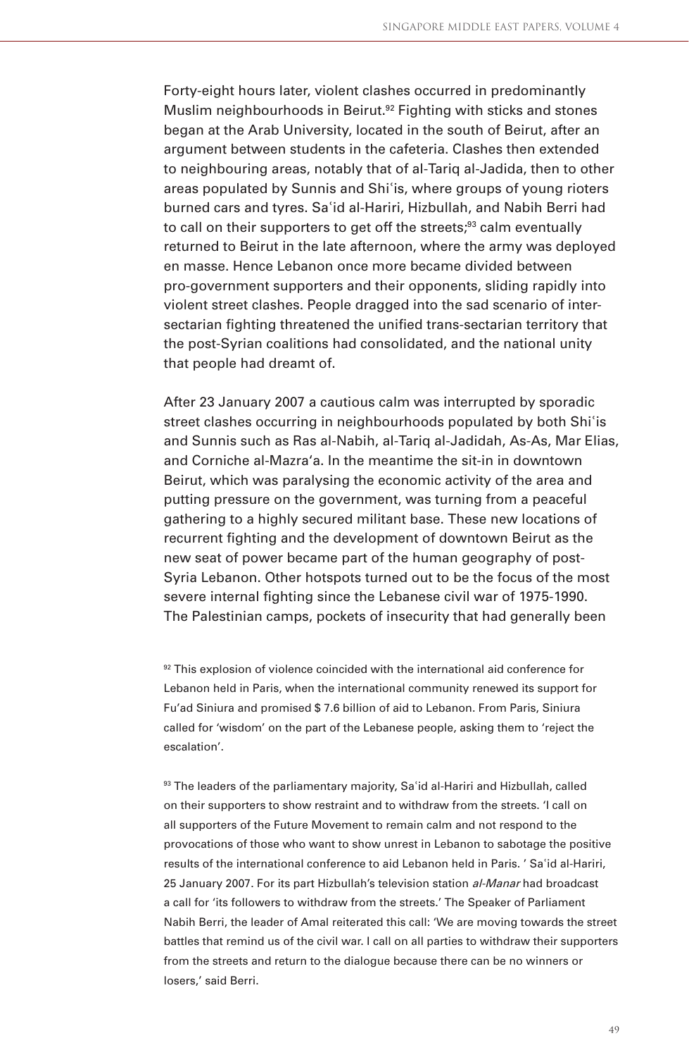Forty-eight hours later, violent clashes occurred in predominantly Muslim neighbourhoods in Beirut.[92] Fighting with sticks and stones began at the Arab University, located in the south of Beirut, after an argument between students in the cafeteria. Clashes then extended to neighbouring areas, notably that of al-Tariq al-Jadida, then to other areas populated by Sunnis and Shiʿis, where groups of young rioters burned cars and tyres. Saʿid al-Hariri, Hizbullah, and Nabih Berri had to call on their supporters to get off the streets;[93] calm eventually returned to Beirut in the late afternoon, where the army was deployed en masse. Hence Lebanon once more became divided between pro-government supporters and their opponents, sliding rapidly into violent street clashes. People dragged into the sad scenario of inter-sectarian fighting threatened the unified trans-sectarian territory that the post-Syrian coalitions had consolidated, and the national unity that people had dreamt of.

After 23 January 2007 a cautious calm was interrupted by sporadic street clashes occurring in neighbourhoods populated by both Shiʿis and Sunnis such as Ras al-Nabih, al-Tariq al-Jadidah, As-As, Mar Elias, and Corniche al-Mazra'a. In the meantime the sit-in in downtown Beirut, which was paralysing the economic activity of the area and putting pressure on the government, was turning from a peaceful gathering to a highly secured militant base. These new locations of recurrent fighting and the development of downtown Beirut as the new seat of power became part of the human geography of post-Syria Lebanon. Other hotspots turned out to be the focus of the most severe internal fighting since the Lebanese civil war of 1975-1990. The Palestinian camps, pockets of insecurity that had generally been

[92] This explosion of violence coincided with the international aid conference for Lebanon held in Paris, when the international community renewed its support for Fu'ad Siniura and promised $ 7.6 billion of aid to Lebanon. From Paris, Siniura called for 'wisdom' on the part of the Lebanese people, asking them to 'reject the escalation'.

[93] The leaders of the parliamentary majority, Saʿid al-Hariri and Hizbullah, called on their supporters to show restraint and to withdraw from the streets. 'I call on all supporters of the Future Movement to remain calm and not respond to the provocations of those who want to show unrest in Lebanon to sabotage the positive results of the international conference to aid Lebanon held in Paris. ' Saʿid al-Hariri, 25 January 2007. For its part Hizbullah's television station *al-Manar* had broadcast a call for 'its followers to withdraw from the streets.' The Speaker of Parliament Nabih Berri, the leader of Amal reiterated this call: 'We are moving towards the street battles that remind us of the civil war. I call on all parties to withdraw their supporters from the streets and return to the dialogue because there can be no winners or losers,' said Berri.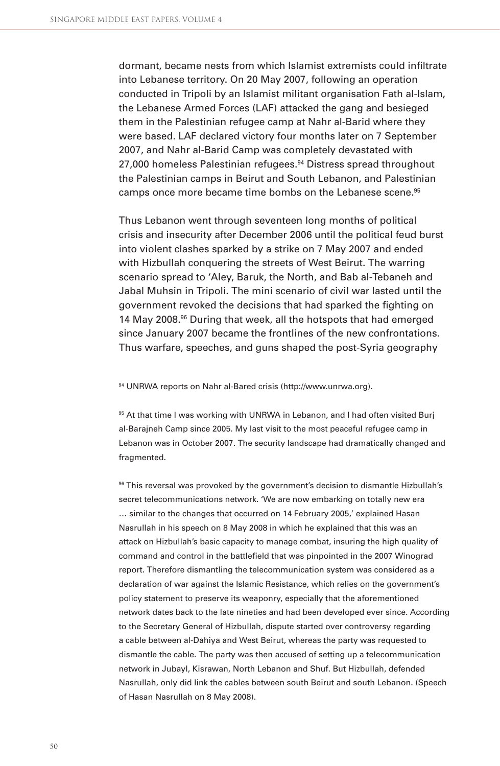dormant, became nests from which Islamist extremists could infiltrate into Lebanese territory. On 20 May 2007, following an operation conducted in Tripoli by an Islamist militant organisation Fath al-Islam, the Lebanese Armed Forces (LAF) attacked the gang and besieged them in the Palestinian refugee camp at Nahr al-Barid where they were based. LAF declared victory four months later on 7 September 2007, and Nahr al-Barid Camp was completely devastated with 27,000 homeless Palestinian refugees.[94] Distress spread throughout the Palestinian camps in Beirut and South Lebanon, and Palestinian camps once more became time bombs on the Lebanese scene.[95]

Thus Lebanon went through seventeen long months of political crisis and insecurity after December 2006 until the political feud burst into violent clashes sparked by a strike on 7 May 2007 and ended with Hizbullah conquering the streets of West Beirut. The warring scenario spread to 'Aley, Baruk, the North, and Bab al-Tebaneh and Jabal Muhsin in Tripoli. The mini scenario of civil war lasted until the government revoked the decisions that had sparked the fighting on 14 May 2008.[96] During that week, all the hotspots that had emerged since January 2007 became the frontlines of the new confrontations. Thus warfare, speeches, and guns shaped the post-Syria geography

[94] UNRWA reports on Nahr al-Bared crisis (http://www.unrwa.org).

[95] At that time I was working with UNRWA in Lebanon, and I had often visited Burj al-Barajneh Camp since 2005. My last visit to the most peaceful refugee camp in Lebanon was in October 2007. The security landscape had dramatically changed and fragmented.

[96] This reversal was provoked by the government's decision to dismantle Hizbullah's secret telecommunications network. 'We are now embarking on totally new era … similar to the changes that occurred on 14 February 2005,' explained Hasan Nasrullah in his speech on 8 May 2008 in which he explained that this was an attack on Hizbullah's basic capacity to manage combat, insuring the high quality of command and control in the battlefield that was pinpointed in the 2007 Winograd report. Therefore dismantling the telecommunication system was considered as a declaration of war against the Islamic Resistance, which relies on the government's policy statement to preserve its weaponry, especially that the aforementioned network dates back to the late nineties and had been developed ever since. According to the Secretary General of Hizbullah, dispute started over controversy regarding a cable between al-Dahiya and West Beirut, whereas the party was requested to dismantle the cable. The party was then accused of setting up a telecommunication network in Jubayl, Kisrawan, North Lebanon and Shuf. But Hizbullah, defended Nasrullah, only did link the cables between south Beirut and south Lebanon. (Speech of Hasan Nasrullah on 8 May 2008).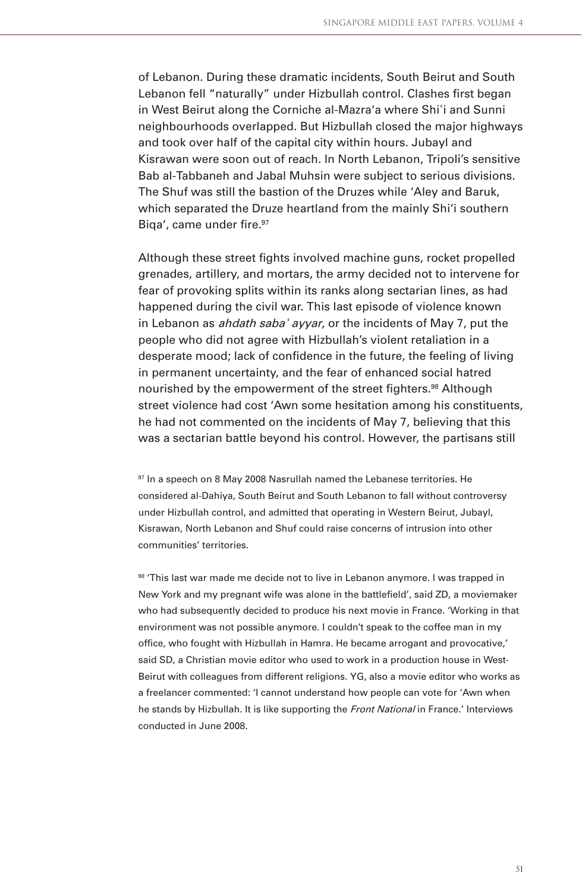of Lebanon. During these dramatic incidents, South Beirut and South Lebanon fell "naturally" under Hizbullah control. Clashes first began in West Beirut along the Corniche al-Mazra'a where Shi'i and Sunni neighbourhoods overlapped. But Hizbullah closed the major highways and took over half of the capital city within hours. Jubayl and Kisrawan were soon out of reach. In North Lebanon, Tripoli's sensitive Bab al-Tabbaneh and Jabal Muhsin were subject to serious divisions. The Shuf was still the bastion of the Druzes while 'Aley and Baruk, which separated the Druze heartland from the mainly Shi'i southern Biqa', came under fire.[97]

Although these street fights involved machine guns, rocket propelled grenades, artillery, and mortars, the army decided not to intervene for fear of provoking splits within its ranks along sectarian lines, as had happened during the civil war. This last episode of violence known in Lebanon as *ahdath saba' ayyar*, or the incidents of May 7, put the people who did not agree with Hizbullah's violent retaliation in a desperate mood; lack of confidence in the future, the feeling of living in permanent uncertainty, and the fear of enhanced social hatred nourished by the empowerment of the street fighters.[98] Although street violence had cost 'Awn some hesitation among his constituents, he had not commented on the incidents of May 7, believing that this was a sectarian battle beyond his control. However, the partisans still

[97] In a speech on 8 May 2008 Nasrullah named the Lebanese territories. He considered al-Dahiya, South Beirut and South Lebanon to fall without controversy under Hizbullah control, and admitted that operating in Western Beirut, Jubayl, Kisrawan, North Lebanon and Shuf could raise concerns of intrusion into other communities' territories.

[98] 'This last war made me decide not to live in Lebanon anymore. I was trapped in New York and my pregnant wife was alone in the battlefield', said ZD, a moviemaker who had subsequently decided to produce his next movie in France. 'Working in that environment was not possible anymore. I couldn't speak to the coffee man in my office, who fought with Hizbullah in Hamra. He became arrogant and provocative,' said SD, a Christian movie editor who used to work in a production house in West-Beirut with colleagues from different religions. YG, also a movie editor who works as a freelancer commented: 'I cannot understand how people can vote for 'Awn when he stands by Hizbullah. It is like supporting the *Front National* in France.' Interviews conducted in June 2008.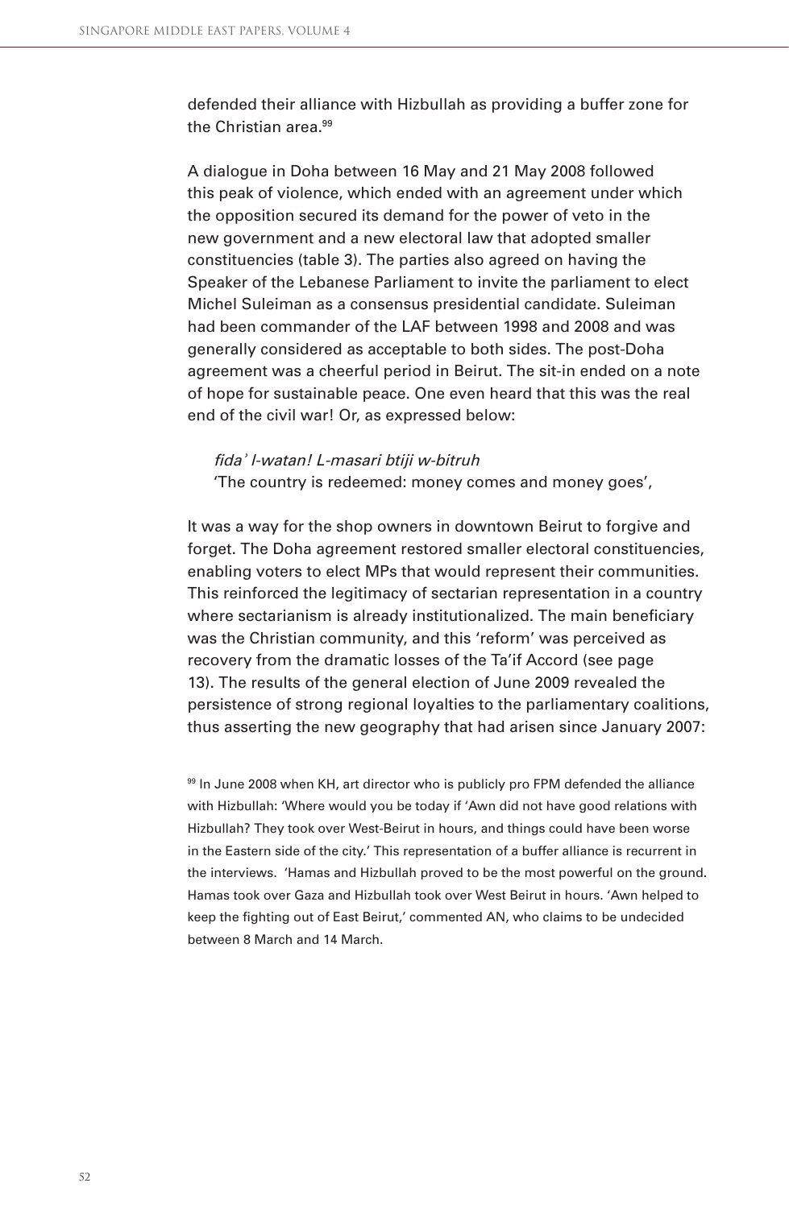defended their alliance with Hizbullah as providing a buffer zone for the Christian area.[99]

A dialogue in Doha between 16 May and 21 May 2008 followed this peak of violence, which ended with an agreement under which the opposition secured its demand for the power of veto in the new government and a new electoral law that adopted smaller constituencies (table 3). The parties also agreed on having the Speaker of the Lebanese Parliament to invite the parliament to elect Michel Suleiman as a consensus presidential candidate. Suleiman had been commander of the LAF between 1998 and 2008 and was generally considered as acceptable to both sides. The post-Doha agreement was a cheerful period in Beirut. The sit-in ended on a note of hope for sustainable peace. One even heard that this was the real end of the civil war! Or, as expressed below:

> *fida' l-watan! L-masari btiji w-bitruh*
> 'The country is redeemed: money comes and money goes',

It was a way for the shop owners in downtown Beirut to forgive and forget. The Doha agreement restored smaller electoral constituencies, enabling voters to elect MPs that would represent their communities. This reinforced the legitimacy of sectarian representation in a country where sectarianism is already institutionalized. The main beneficiary was the Christian community, and this 'reform' was perceived as recovery from the dramatic losses of the Ta'if Accord (see page 13). The results of the general election of June 2009 revealed the persistence of strong regional loyalties to the parliamentary coalitions, thus asserting the new geography that had arisen since January 2007:

[99] In June 2008 when KH, art director who is publicly pro FPM defended the alliance with Hizbullah: 'Where would you be today if 'Awn did not have good relations with Hizbullah? They took over West-Beirut in hours, and things could have been worse in the Eastern side of the city.' This representation of a buffer alliance is recurrent in the interviews. 'Hamas and Hizbullah proved to be the most powerful on the ground. Hamas took over Gaza and Hizbullah took over West Beirut in hours. 'Awn helped to keep the fighting out of East Beirut,' commented AN, who claims to be undecided between 8 March and 14 March.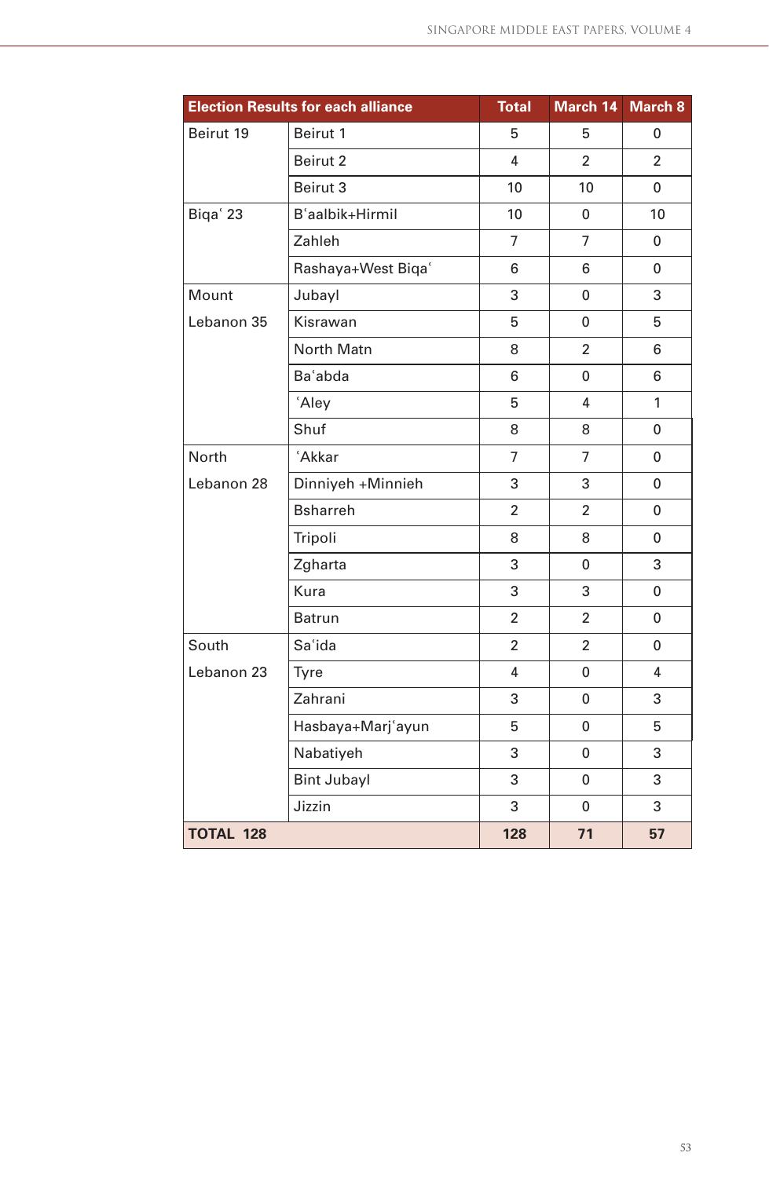| Election Results for each alliance | | Total | March 14 | March 8 |
|---|---|---|---|---|
| Beirut 19 | Beirut 1 | 5 | 5 | 0 |
| | Beirut 2 | 4 | 2 | 2 |
| | Beirut 3 | 10 | 10 | 0 |
| Biqaʿ 23 | Bʿaalbik+Hirmil | 10 | 0 | 10 |
| | Zahleh | 7 | 7 | 0 |
| | Rashaya+West Biqaʿ | 6 | 6 | 0 |
| Mount Lebanon 35 | Jubayl | 3 | 0 | 3 |
| | Kisrawan | 5 | 0 | 5 |
| | North Matn | 8 | 2 | 6 |
| | Baʿabda | 6 | 0 | 6 |
| | ʿAley | 5 | 4 | 1 |
| | Shuf | 8 | 8 | 0 |
| North Lebanon 28 | ʿAkkar | 7 | 7 | 0 |
| | Dinniyeh +Minnieh | 3 | 3 | 0 |
| | Bsharreh | 2 | 2 | 0 |
| | Tripoli | 8 | 8 | 0 |
| | Zgharta | 3 | 0 | 3 |
| | Kura | 3 | 3 | 0 |
| | Batrun | 2 | 2 | 0 |
| South Lebanon 23 | Saʿida | 2 | 2 | 0 |
| | Tyre | 4 | 0 | 4 |
| | Zahrani | 3 | 0 | 3 |
| | Hasbaya+Marjʿayun | 5 | 0 | 5 |
| | Nabatiyeh | 3 | 0 | 3 |
| | Bint Jubayl | 3 | 0 | 3 |
| | Jizzin | 3 | 0 | 3 |
| **TOTAL 128** | | **128** | **71** | **57** |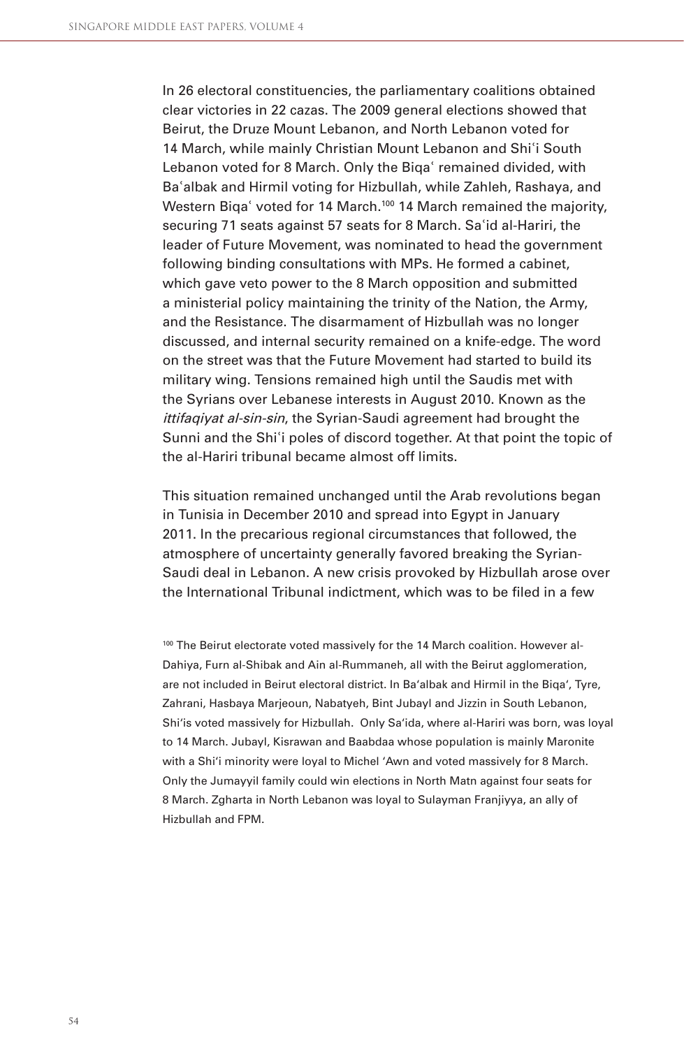In 26 electoral constituencies, the parliamentary coalitions obtained clear victories in 22 cazas. The 2009 general elections showed that Beirut, the Druze Mount Lebanon, and North Lebanon voted for 14 March, while mainly Christian Mount Lebanon and Shiʿi South Lebanon voted for 8 March. Only the Biqaʿ remained divided, with Baʿalbak and Hirmil voting for Hizbullah, while Zahleh, Rashaya, and Western Biqaʿ voted for 14 March.[100] 14 March remained the majority, securing 71 seats against 57 seats for 8 March. Saʿid al-Hariri, the leader of Future Movement, was nominated to head the government following binding consultations with MPs. He formed a cabinet, which gave veto power to the 8 March opposition and submitted a ministerial policy maintaining the trinity of the Nation, the Army, and the Resistance. The disarmament of Hizbullah was no longer discussed, and internal security remained on a knife-edge. The word on the street was that the Future Movement had started to build its military wing. Tensions remained high until the Saudis met with the Syrians over Lebanese interests in August 2010. Known as the *ittifaqiyat al-sin-sin*, the Syrian-Saudi agreement had brought the Sunni and the Shiʿi poles of discord together. At that point the topic of the al-Hariri tribunal became almost off limits.

This situation remained unchanged until the Arab revolutions began in Tunisia in December 2010 and spread into Egypt in January 2011. In the precarious regional circumstances that followed, the atmosphere of uncertainty generally favored breaking the Syrian-Saudi deal in Lebanon. A new crisis provoked by Hizbullah arose over the International Tribunal indictment, which was to be filed in a few

[100] The Beirut electorate voted massively for the 14 March coalition. However al-Dahiya, Furn al-Shibak and Ain al-Rummaneh, all with the Beirut agglomeration, are not included in Beirut electoral district. In Ba'albak and Hirmil in the Biqa', Tyre, Zahrani, Hasbaya Marjeoun, Nabatyeh, Bint Jubayl and Jizzin in South Lebanon, Shi'is voted massively for Hizbullah. Only Sa'ida, where al-Hariri was born, was loyal to 14 March. Jubayl, Kisrawan and Baabdaa whose population is mainly Maronite with a Shi'i minority were loyal to Michel 'Awn and voted massively for 8 March. Only the Jumayyil family could win elections in North Matn against four seats for 8 March. Zgharta in North Lebanon was loyal to Sulayman Franjiyya, an ally of Hizbullah and FPM.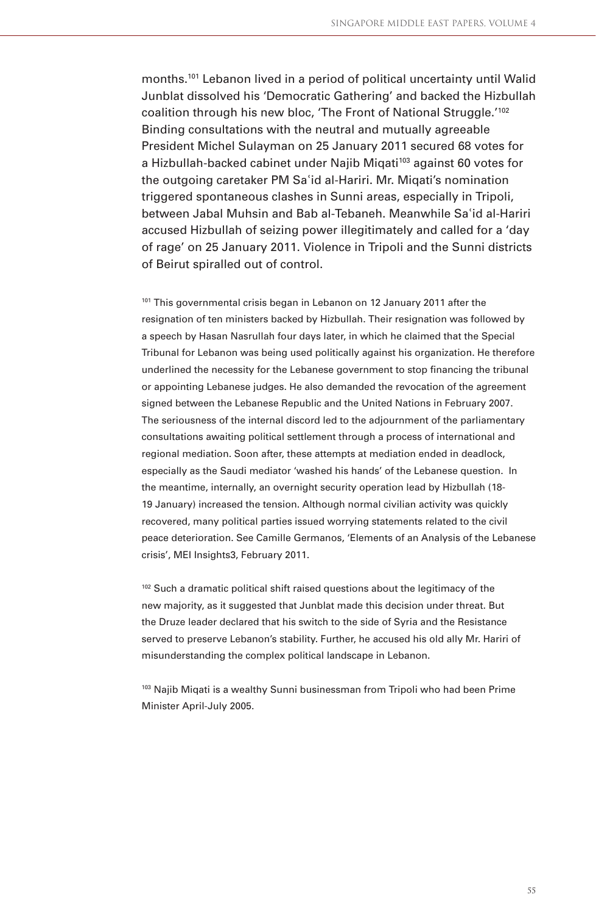months.[101] Lebanon lived in a period of political uncertainty until Walid Junblat dissolved his 'Democratic Gathering' and backed the Hizbullah coalition through his new bloc, 'The Front of National Struggle.'[102] Binding consultations with the neutral and mutually agreeable President Michel Sulayman on 25 January 2011 secured 68 votes for a Hizbullah-backed cabinet under Najib Miqati[103] against 60 votes for the outgoing caretaker PM Saʿid al-Hariri. Mr. Miqati's nomination triggered spontaneous clashes in Sunni areas, especially in Tripoli, between Jabal Muhsin and Bab al-Tebaneh. Meanwhile Saʿid al-Hariri accused Hizbullah of seizing power illegitimately and called for a 'day of rage' on 25 January 2011. Violence in Tripoli and the Sunni districts of Beirut spiralled out of control.

[101] This governmental crisis began in Lebanon on 12 January 2011 after the resignation of ten ministers backed by Hizbullah. Their resignation was followed by a speech by Hasan Nasrullah four days later, in which he claimed that the Special Tribunal for Lebanon was being used politically against his organization. He therefore underlined the necessity for the Lebanese government to stop financing the tribunal or appointing Lebanese judges. He also demanded the revocation of the agreement signed between the Lebanese Republic and the United Nations in February 2007. The seriousness of the internal discord led to the adjournment of the parliamentary consultations awaiting political settlement through a process of international and regional mediation. Soon after, these attempts at mediation ended in deadlock, especially as the Saudi mediator 'washed his hands' of the Lebanese question. In the meantime, internally, an overnight security operation lead by Hizbullah (18-19 January) increased the tension. Although normal civilian activity was quickly recovered, many political parties issued worrying statements related to the civil peace deterioration. See Camille Germanos, 'Elements of an Analysis of the Lebanese crisis', MEI Insights3, February 2011.

[102] Such a dramatic political shift raised questions about the legitimacy of the new majority, as it suggested that Junblat made this decision under threat. But the Druze leader declared that his switch to the side of Syria and the Resistance served to preserve Lebanon's stability. Further, he accused his old ally Mr. Hariri of misunderstanding the complex political landscape in Lebanon.

[103] Najib Miqati is a wealthy Sunni businessman from Tripoli who had been Prime Minister April-July 2005.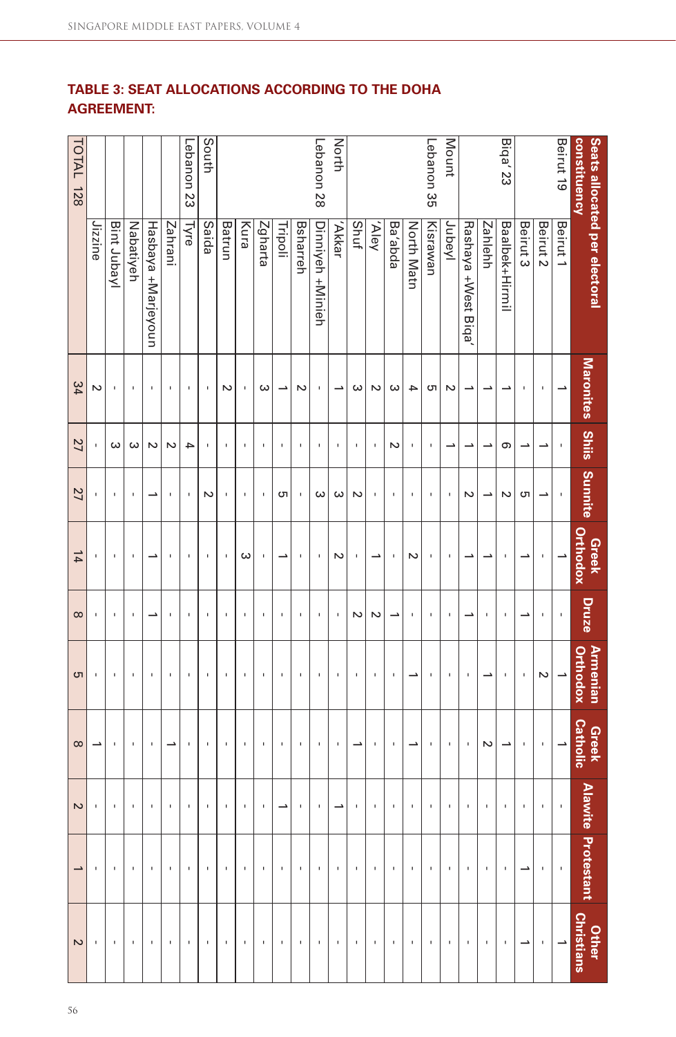## TABLE 3: SEAT ALLOCATIONS ACCORDING TO THE DOHA AGREEMENT:

| Seats allocated per electoral constituency | | Maronites | Shiis | Sunnite | Greek Orthodox | Druze | Armenian Orthodox | Greek Catholic | Alawite | Protestant | Other Christians |
|---|---|---|---|---|---|---|---|---|---|---|---|
| Beirut 19 | Beirut 1 | 1 | - | - | 1 | - | 1 | 1 | - | - | 1 |
| | Beirut 2 | - | 1 | 1 | - | - | 2 | - | - | - | - |
| | Beirut 3 | - | 1 | 5 | 1 | 1 | - | - | - | 1 | 1 |
| Biqa' 23 | Baalbek+Hirmil | 1 | 6 | 2 | - | - | - | 1 | - | - | - |
| | Zahleh | 1 | 1 | 1 | 1 | - | 1 | 2 | - | - | - |
| | Rashaya +West Biqa' | 1 | 1 | 2 | 1 | 1 | - | - | - | - | - |
| Mount Lebanon 35 | Jubeyl | 2 | 1 | - | - | - | - | - | - | - | - |
| | Kisrawan | 5 | - | - | - | - | - | - | - | - | - |
| | North Matn | 4 | - | - | 2 | - | 1 | 1 | - | - | - |
| | Ba'abda | 3 | 2 | - | - | 1 | - | - | - | - | - |
| | 'Aley | 2 | - | - | 1 | 2 | - | - | - | - | - |
| | Shuf | 3 | - | 2 | - | 2 | - | 1 | - | - | - |
| North Lebanon 28 | 'Akkar | 1 | - | 3 | 2 | - | - | - | 1 | - | - |
| | Dinniyeh +Minieh | - | - | 3 | - | - | - | - | - | - | - |
| | Bsharreh | 2 | - | - | - | - | - | - | - | - | - |
| | Tripoli | 1 | - | 5 | 1 | - | - | - | 1 | - | - |
| | Zgharta | 3 | - | - | - | - | - | - | - | - | - |
| | Kura | - | - | - | 3 | - | - | - | - | - | - |
| | Batrun | 2 | - | - | - | - | - | - | - | - | - |
| South Lebanon 23 | Saida | - | - | 2 | - | - | - | - | - | - | - |
| | Tyre | - | 4 | - | - | - | - | - | - | - | - |
| | Zahrani | - | 2 | - | - | - | - | 1 | - | - | - |
| | Hasbaya +Marjeyoun | - | 2 | 1 | 1 | 1 | - | - | - | - | - |
| | Nabatiyeh | - | 3 | - | - | - | - | - | - | - | - |
| | Bint Jubayl | - | 3 | - | - | - | - | - | - | - | - |
| | Jizzine | 2 | - | - | - | - | - | 1 | - | - | - |
| TOTAL 128 | | 34 | 27 | 27 | 14 | 8 | 5 | 8 | 2 | 1 | 2 |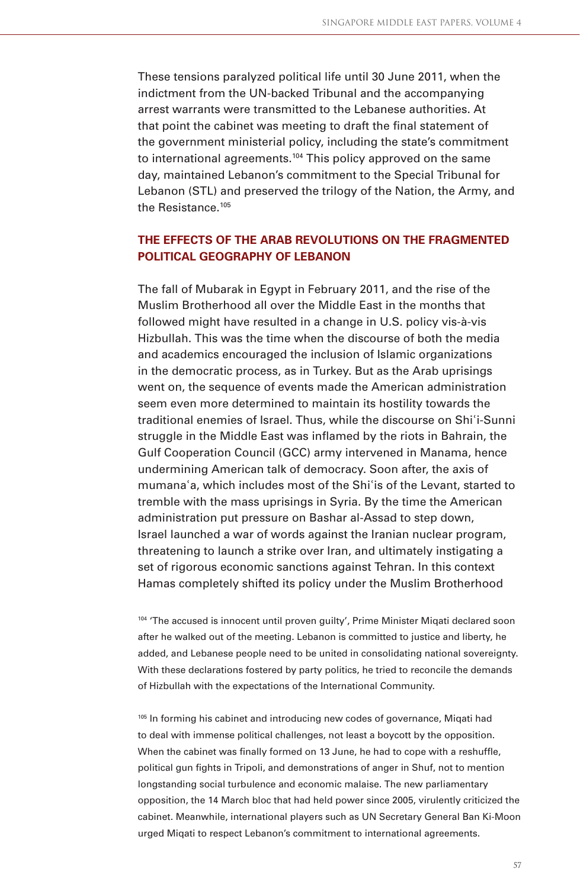These tensions paralyzed political life until 30 June 2011, when the indictment from the UN-backed Tribunal and the accompanying arrest warrants were transmitted to the Lebanese authorities. At that point the cabinet was meeting to draft the final statement of the government ministerial policy, including the state's commitment to international agreements.[104] This policy approved on the same day, maintained Lebanon's commitment to the Special Tribunal for Lebanon (STL) and preserved the trilogy of the Nation, the Army, and the Resistance.[105]

## THE EFFECTS OF THE ARAB REVOLUTIONS ON THE FRAGMENTED POLITICAL GEOGRAPHY OF LEBANON

The fall of Mubarak in Egypt in February 2011, and the rise of the Muslim Brotherhood all over the Middle East in the months that followed might have resulted in a change in U.S. policy vis-à-vis Hizbullah. This was the time when the discourse of both the media and academics encouraged the inclusion of Islamic organizations in the democratic process, as in Turkey. But as the Arab uprisings went on, the sequence of events made the American administration seem even more determined to maintain its hostility towards the traditional enemies of Israel. Thus, while the discourse on Shiʿi-Sunni struggle in the Middle East was inflamed by the riots in Bahrain, the Gulf Cooperation Council (GCC) army intervened in Manama, hence undermining American talk of democracy. Soon after, the axis of mumanaʿa, which includes most of the Shiʿis of the Levant, started to tremble with the mass uprisings in Syria. By the time the American administration put pressure on Bashar al-Assad to step down, Israel launched a war of words against the Iranian nuclear program, threatening to launch a strike over Iran, and ultimately instigating a set of rigorous economic sanctions against Tehran. In this context Hamas completely shifted its policy under the Muslim Brotherhood

[104] 'The accused is innocent until proven guilty', Prime Minister Miqati declared soon after he walked out of the meeting. Lebanon is committed to justice and liberty, he added, and Lebanese people need to be united in consolidating national sovereignty. With these declarations fostered by party politics, he tried to reconcile the demands of Hizbullah with the expectations of the International Community.

[105] In forming his cabinet and introducing new codes of governance, Miqati had to deal with immense political challenges, not least a boycott by the opposition. When the cabinet was finally formed on 13 June, he had to cope with a reshuffle, political gun fights in Tripoli, and demonstrations of anger in Shuf, not to mention longstanding social turbulence and economic malaise. The new parliamentary opposition, the 14 March bloc that had held power since 2005, virulently criticized the cabinet. Meanwhile, international players such as UN Secretary General Ban Ki-Moon urged Miqati to respect Lebanon's commitment to international agreements.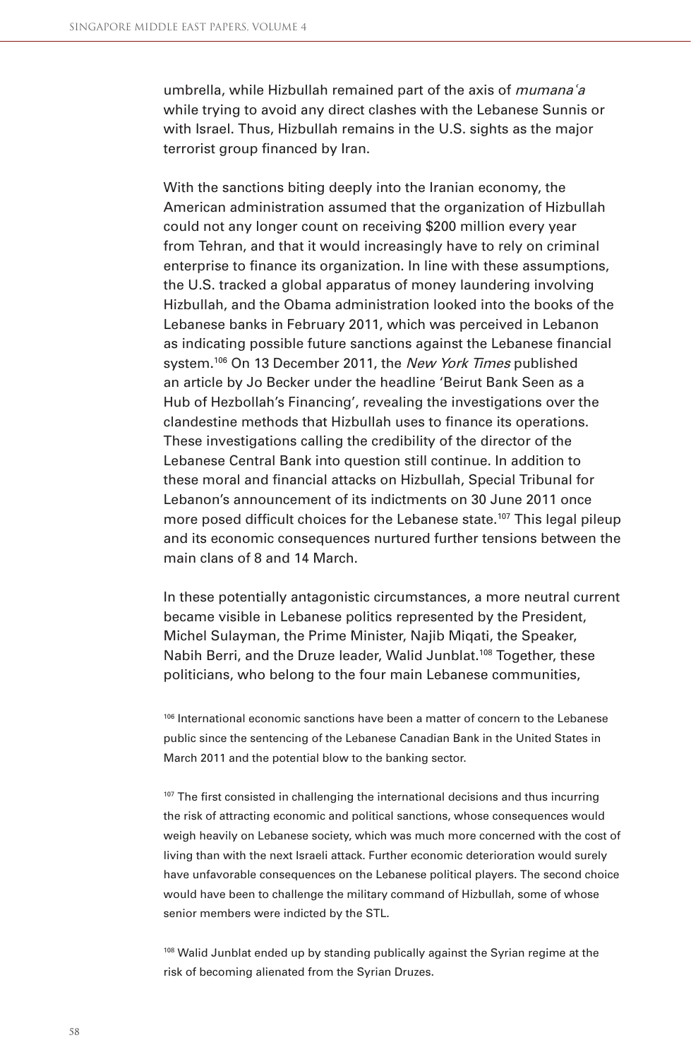umbrella, while Hizbullah remained part of the axis of *mumanaʿa* while trying to avoid any direct clashes with the Lebanese Sunnis or with Israel. Thus, Hizbullah remains in the U.S. sights as the major terrorist group financed by Iran.

With the sanctions biting deeply into the Iranian economy, the American administration assumed that the organization of Hizbullah could not any longer count on receiving $200 million every year from Tehran, and that it would increasingly have to rely on criminal enterprise to finance its organization. In line with these assumptions, the U.S. tracked a global apparatus of money laundering involving Hizbullah, and the Obama administration looked into the books of the Lebanese banks in February 2011, which was perceived in Lebanon as indicating possible future sanctions against the Lebanese financial system.[106] On 13 December 2011, the *New York Times* published an article by Jo Becker under the headline 'Beirut Bank Seen as a Hub of Hezbollah's Financing', revealing the investigations over the clandestine methods that Hizbullah uses to finance its operations. These investigations calling the credibility of the director of the Lebanese Central Bank into question still continue. In addition to these moral and financial attacks on Hizbullah, Special Tribunal for Lebanon's announcement of its indictments on 30 June 2011 once more posed difficult choices for the Lebanese state.[107] This legal pileup and its economic consequences nurtured further tensions between the main clans of 8 and 14 March.

In these potentially antagonistic circumstances, a more neutral current became visible in Lebanese politics represented by the President, Michel Sulayman, the Prime Minister, Najib Miqati, the Speaker, Nabih Berri, and the Druze leader, Walid Junblat.[108] Together, these politicians, who belong to the four main Lebanese communities,

[106] International economic sanctions have been a matter of concern to the Lebanese public since the sentencing of the Lebanese Canadian Bank in the United States in March 2011 and the potential blow to the banking sector.

[107] The first consisted in challenging the international decisions and thus incurring the risk of attracting economic and political sanctions, whose consequences would weigh heavily on Lebanese society, which was much more concerned with the cost of living than with the next Israeli attack. Further economic deterioration would surely have unfavorable consequences on the Lebanese political players. The second choice would have been to challenge the military command of Hizbullah, some of whose senior members were indicted by the STL.

[108] Walid Junblat ended up by standing publically against the Syrian regime at the risk of becoming alienated from the Syrian Druzes.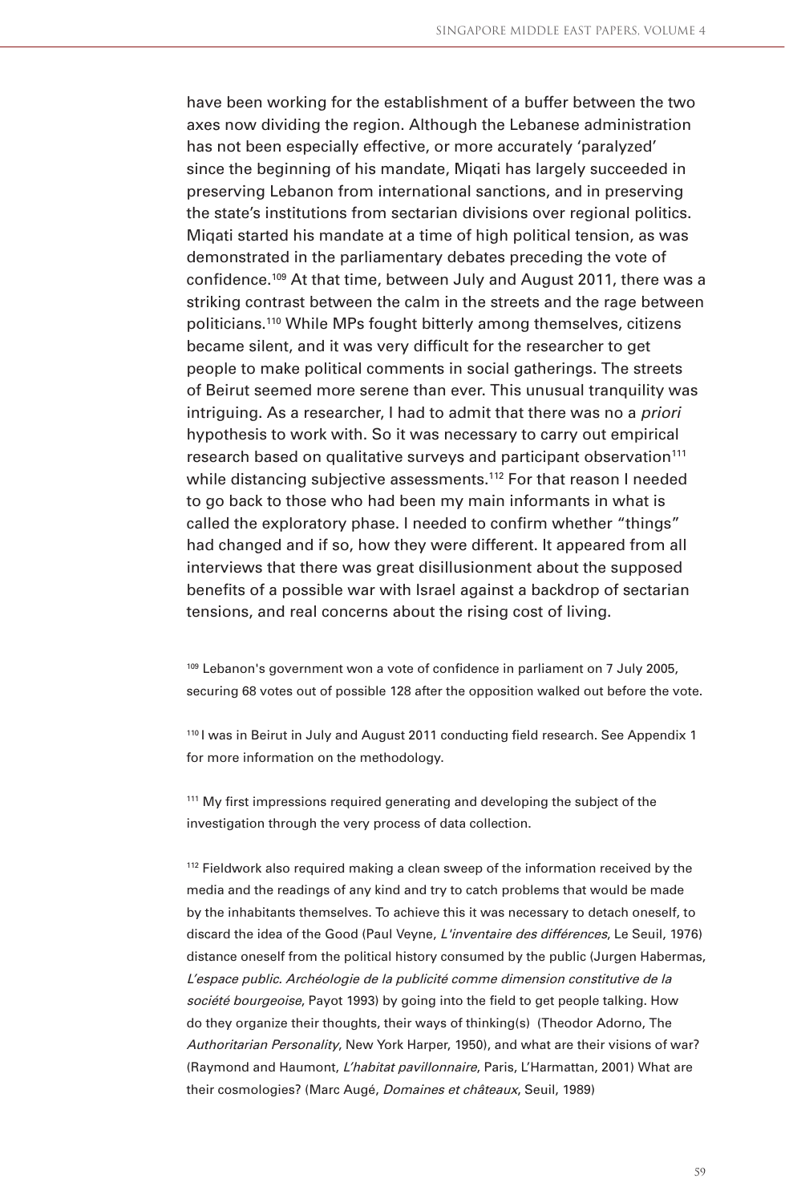have been working for the establishment of a buffer between the two axes now dividing the region. Although the Lebanese administration has not been especially effective, or more accurately 'paralyzed' since the beginning of his mandate, Miqati has largely succeeded in preserving Lebanon from international sanctions, and in preserving the state's institutions from sectarian divisions over regional politics. Miqati started his mandate at a time of high political tension, as was demonstrated in the parliamentary debates preceding the vote of confidence.[109] At that time, between July and August 2011, there was a striking contrast between the calm in the streets and the rage between politicians.[110] While MPs fought bitterly among themselves, citizens became silent, and it was very difficult for the researcher to get people to make political comments in social gatherings. The streets of Beirut seemed more serene than ever. This unusual tranquility was intriguing. As a researcher, I had to admit that there was no a *priori* hypothesis to work with. So it was necessary to carry out empirical research based on qualitative surveys and participant observation[111] while distancing subjective assessments.[112] For that reason I needed to go back to those who had been my main informants in what is called the exploratory phase. I needed to confirm whether "things" had changed and if so, how they were different. It appeared from all interviews that there was great disillusionment about the supposed benefits of a possible war with Israel against a backdrop of sectarian tensions, and real concerns about the rising cost of living.

[109] Lebanon's government won a vote of confidence in parliament on 7 July 2005, securing 68 votes out of possible 128 after the opposition walked out before the vote.

[110] I was in Beirut in July and August 2011 conducting field research. See Appendix 1 for more information on the methodology.

[111] My first impressions required generating and developing the subject of the investigation through the very process of data collection.

[112] Fieldwork also required making a clean sweep of the information received by the media and the readings of any kind and try to catch problems that would be made by the inhabitants themselves. To achieve this it was necessary to detach oneself, to discard the idea of the Good (Paul Veyne, *L'inventaire des différences*, Le Seuil, 1976) distance oneself from the political history consumed by the public (Jurgen Habermas, *L'espace public. Archéologie de la publicité comme dimension constitutive de la société bourgeoise*, Payot 1993) by going into the field to get people talking. How do they organize their thoughts, their ways of thinking(s) (Theodor Adorno, The *Authoritarian Personality*, New York Harper, 1950), and what are their visions of war? (Raymond and Haumont, *L'habitat pavillonnaire*, Paris, L'Harmattan, 2001) What are their cosmologies? (Marc Augé, *Domaines et châteaux*, Seuil, 1989)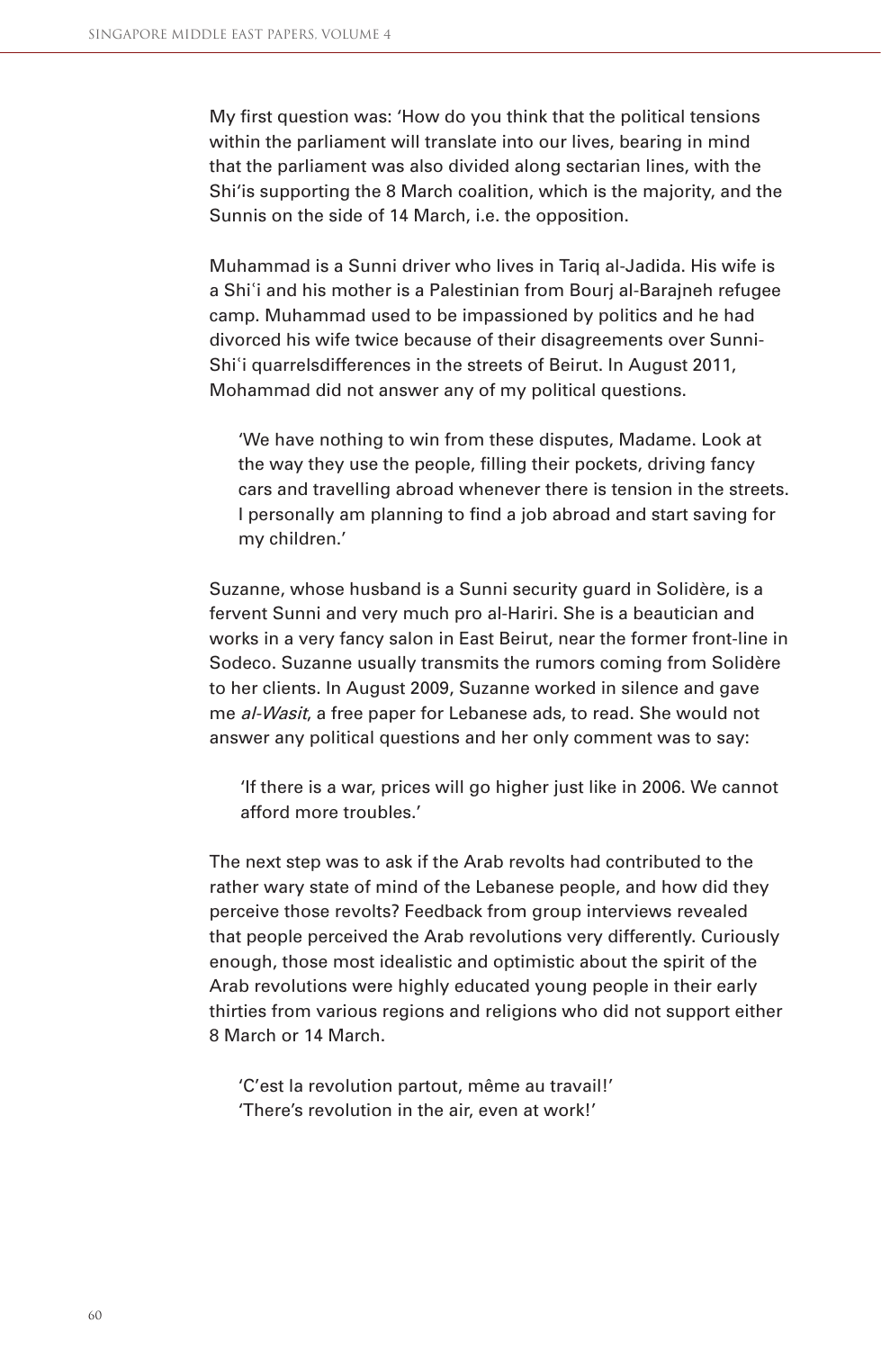My first question was: 'How do you think that the political tensions within the parliament will translate into our lives, bearing in mind that the parliament was also divided along sectarian lines, with the Shi'is supporting the 8 March coalition, which is the majority, and the Sunnis on the side of 14 March, i.e. the opposition.

Muhammad is a Sunni driver who lives in Tariq al-Jadida. His wife is a Shiʿi and his mother is a Palestinian from Bourj al-Barajneh refugee camp. Muhammad used to be impassioned by politics and he had divorced his wife twice because of their disagreements over Sunni-Shiʿi quarrelsdifferences in the streets of Beirut. In August 2011, Mohammad did not answer any of my political questions.

> 'We have nothing to win from these disputes, Madame. Look at the way they use the people, filling their pockets, driving fancy cars and travelling abroad whenever there is tension in the streets. I personally am planning to find a job abroad and start saving for my children.'

Suzanne, whose husband is a Sunni security guard in Solidère, is a fervent Sunni and very much pro al-Hariri. She is a beautician and works in a very fancy salon in East Beirut, near the former front-line in Sodeco. Suzanne usually transmits the rumors coming from Solidère to her clients. In August 2009, Suzanne worked in silence and gave me *al-Wasit*, a free paper for Lebanese ads, to read. She would not answer any political questions and her only comment was to say:

> 'If there is a war, prices will go higher just like in 2006. We cannot afford more troubles.'

The next step was to ask if the Arab revolts had contributed to the rather wary state of mind of the Lebanese people, and how did they perceive those revolts? Feedback from group interviews revealed that people perceived the Arab revolutions very differently. Curiously enough, those most idealistic and optimistic about the spirit of the Arab revolutions were highly educated young people in their early thirties from various regions and religions who did not support either 8 March or 14 March.

> 'C'est la revolution partout, même au travail!'
> 'There's revolution in the air, even at work!'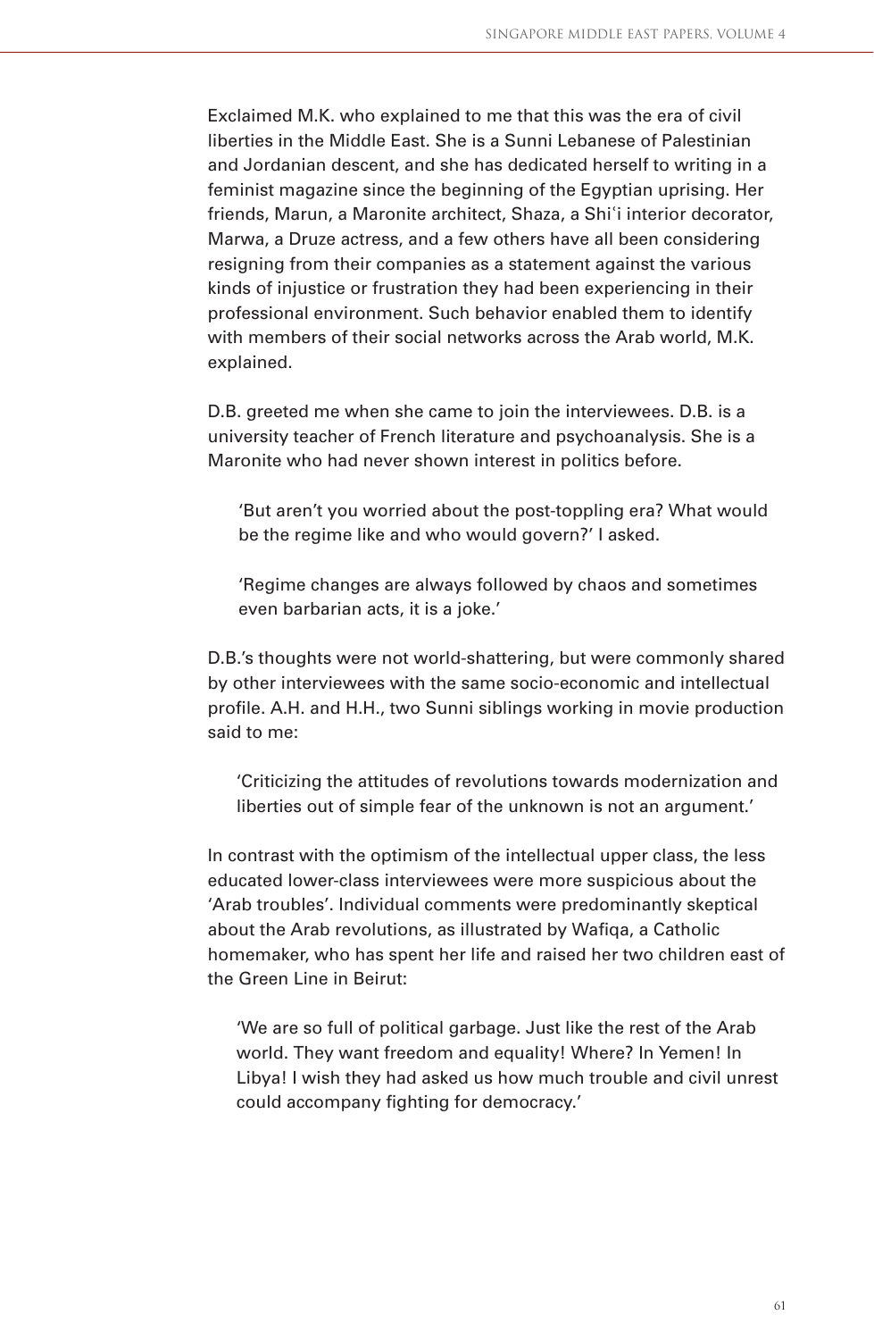Exclaimed M.K. who explained to me that this was the era of civil liberties in the Middle East. She is a Sunni Lebanese of Palestinian and Jordanian descent, and she has dedicated herself to writing in a feminist magazine since the beginning of the Egyptian uprising. Her friends, Marun, a Maronite architect, Shaza, a Shiʿi interior decorator, Marwa, a Druze actress, and a few others have all been considering resigning from their companies as a statement against the various kinds of injustice or frustration they had been experiencing in their professional environment. Such behavior enabled them to identify with members of their social networks across the Arab world, M.K. explained.

D.B. greeted me when she came to join the interviewees. D.B. is a university teacher of French literature and psychoanalysis. She is a Maronite who had never shown interest in politics before.

> 'But aren't you worried about the post-toppling era? What would be the regime like and who would govern?' I asked.
>
> 'Regime changes are always followed by chaos and sometimes even barbarian acts, it is a joke.'

D.B.'s thoughts were not world-shattering, but were commonly shared by other interviewees with the same socio-economic and intellectual profile. A.H. and H.H., two Sunni siblings working in movie production said to me:

> 'Criticizing the attitudes of revolutions towards modernization and liberties out of simple fear of the unknown is not an argument.'

In contrast with the optimism of the intellectual upper class, the less educated lower-class interviewees were more suspicious about the 'Arab troubles'. Individual comments were predominantly skeptical about the Arab revolutions, as illustrated by Wafiqa, a Catholic homemaker, who has spent her life and raised her two children east of the Green Line in Beirut:

> 'We are so full of political garbage. Just like the rest of the Arab world. They want freedom and equality! Where? In Yemen! In Libya! I wish they had asked us how much trouble and civil unrest could accompany fighting for democracy.'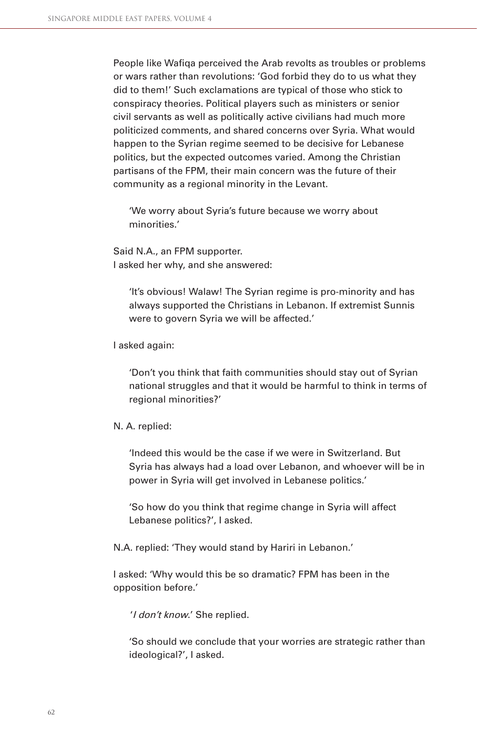People like Wafiqa perceived the Arab revolts as troubles or problems or wars rather than revolutions: 'God forbid they do to us what they did to them!' Such exclamations are typical of those who stick to conspiracy theories. Political players such as ministers or senior civil servants as well as politically active civilians had much more politicized comments, and shared concerns over Syria. What would happen to the Syrian regime seemed to be decisive for Lebanese politics, but the expected outcomes varied. Among the Christian partisans of the FPM, their main concern was the future of their community as a regional minority in the Levant.

> 'We worry about Syria's future because we worry about minorities.'

Said N.A., an FPM supporter.
I asked her why, and she answered:

> 'It's obvious! Walaw! The Syrian regime is pro-minority and has always supported the Christians in Lebanon. If extremist Sunnis were to govern Syria we will be affected.'

I asked again:

> 'Don't you think that faith communities should stay out of Syrian national struggles and that it would be harmful to think in terms of regional minorities?'

N. A. replied:

> 'Indeed this would be the case if we were in Switzerland. But Syria has always had a load over Lebanon, and whoever will be in power in Syria will get involved in Lebanese politics.'
>
> 'So how do you think that regime change in Syria will affect Lebanese politics?', I asked.

N.A. replied: 'They would stand by Hariri in Lebanon.'

I asked: 'Why would this be so dramatic? FPM has been in the opposition before.'

> '*I don't know*.' She replied.
>
> 'So should we conclude that your worries are strategic rather than ideological?', I asked.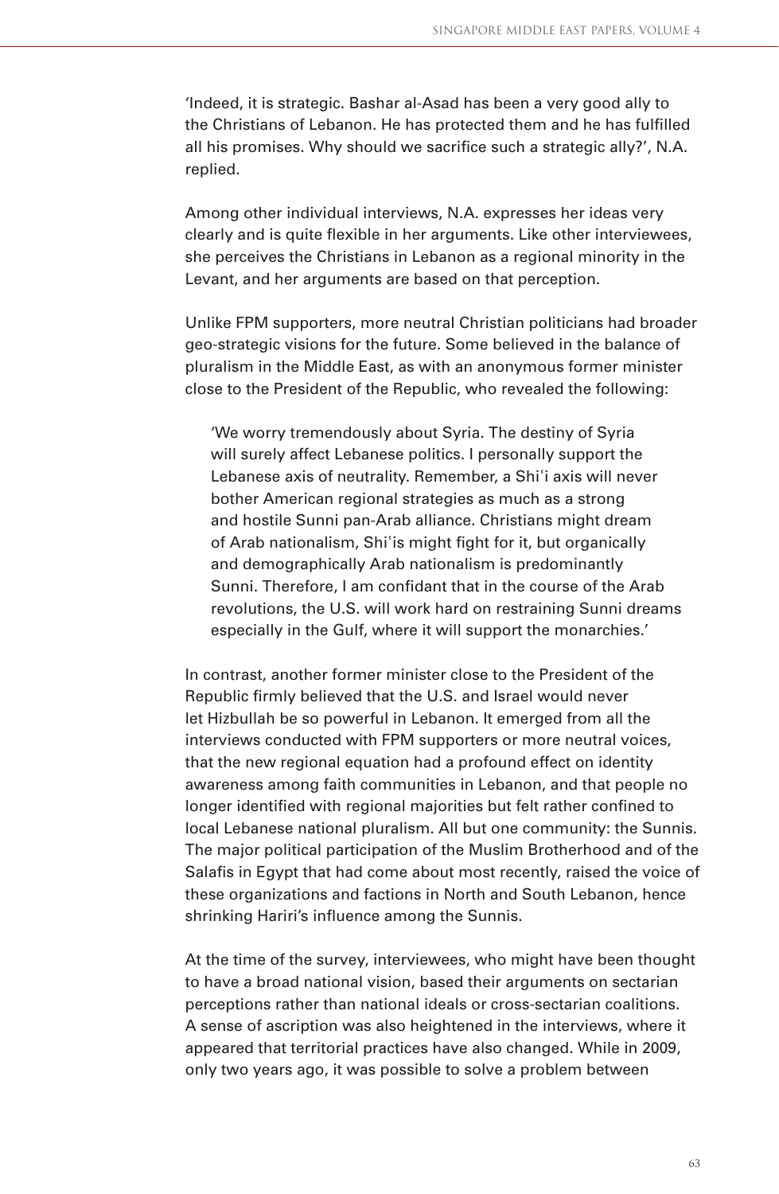'Indeed, it is strategic. Bashar al-Asad has been a very good ally to the Christians of Lebanon. He has protected them and he has fulfilled all his promises. Why should we sacrifice such a strategic ally?', N.A. replied.

Among other individual interviews, N.A. expresses her ideas very clearly and is quite flexible in her arguments. Like other interviewees, she perceives the Christians in Lebanon as a regional minority in the Levant, and her arguments are based on that perception.

Unlike FPM supporters, more neutral Christian politicians had broader geo-strategic visions for the future. Some believed in the balance of pluralism in the Middle East, as with an anonymous former minister close to the President of the Republic, who revealed the following:

> 'We worry tremendously about Syria. The destiny of Syria will surely affect Lebanese politics. I personally support the Lebanese axis of neutrality. Remember, a Shiʿi axis will never bother American regional strategies as much as a strong and hostile Sunni pan-Arab alliance. Christians might dream of Arab nationalism, Shiʿis might fight for it, but organically and demographically Arab nationalism is predominantly Sunni. Therefore, I am confidant that in the course of the Arab revolutions, the U.S. will work hard on restraining Sunni dreams especially in the Gulf, where it will support the monarchies.'

In contrast, another former minister close to the President of the Republic firmly believed that the U.S. and Israel would never let Hizbullah be so powerful in Lebanon. It emerged from all the interviews conducted with FPM supporters or more neutral voices, that the new regional equation had a profound effect on identity awareness among faith communities in Lebanon, and that people no longer identified with regional majorities but felt rather confined to local Lebanese national pluralism. All but one community: the Sunnis. The major political participation of the Muslim Brotherhood and of the Salafis in Egypt that had come about most recently, raised the voice of these organizations and factions in North and South Lebanon, hence shrinking Hariri's influence among the Sunnis.

At the time of the survey, interviewees, who might have been thought to have a broad national vision, based their arguments on sectarian perceptions rather than national ideals or cross-sectarian coalitions. A sense of ascription was also heightened in the interviews, where it appeared that territorial practices have also changed. While in 2009, only two years ago, it was possible to solve a problem between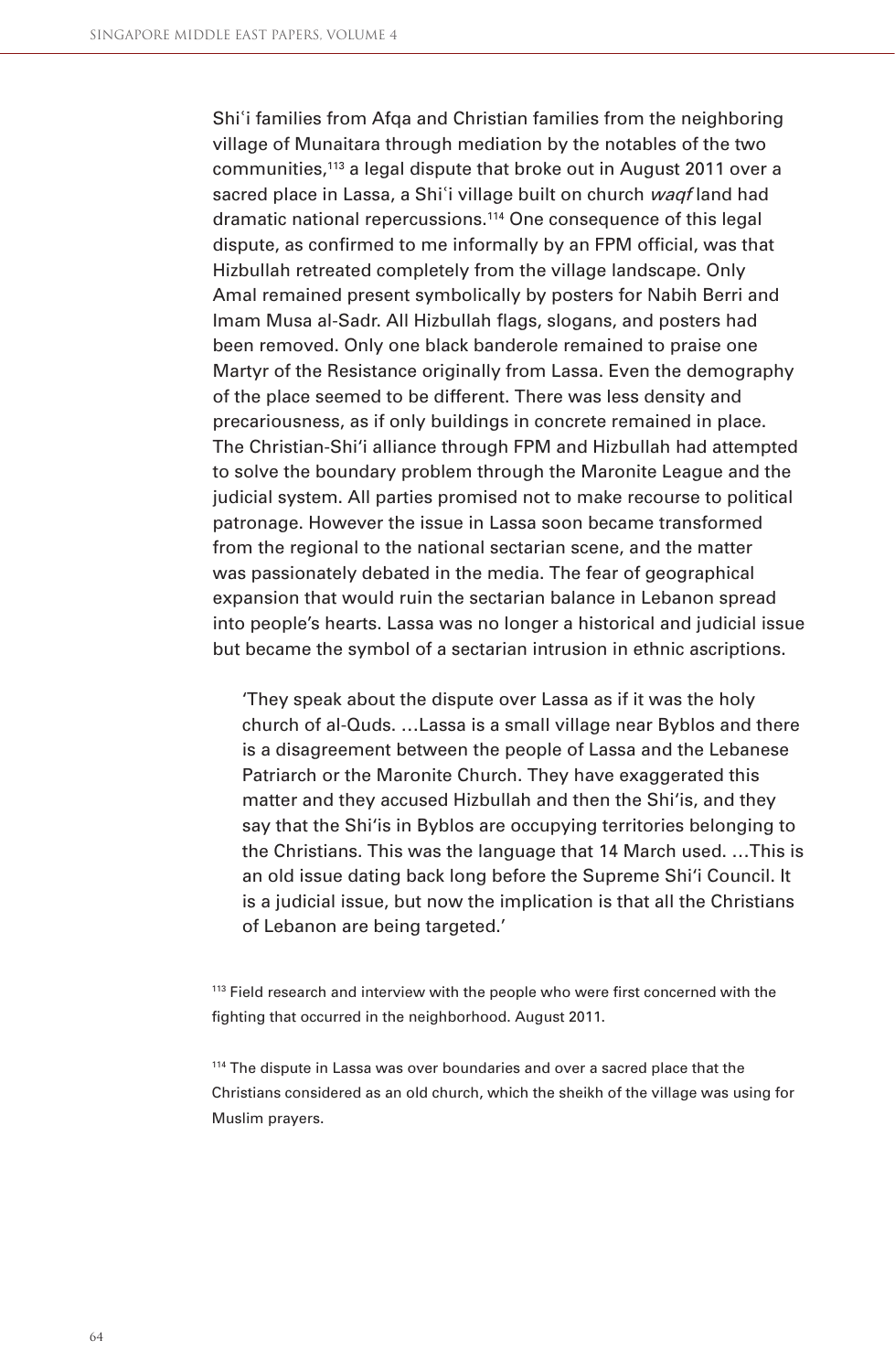Shiʿi families from Afqa and Christian families from the neighboring village of Munaitara through mediation by the notables of the two communities,[113] a legal dispute that broke out in August 2011 over a sacred place in Lassa, a Shiʿi village built on church *waqf* land had dramatic national repercussions.[114] One consequence of this legal dispute, as confirmed to me informally by an FPM official, was that Hizbullah retreated completely from the village landscape. Only Amal remained present symbolically by posters for Nabih Berri and Imam Musa al-Sadr. All Hizbullah flags, slogans, and posters had been removed. Only one black banderole remained to praise one Martyr of the Resistance originally from Lassa. Even the demography of the place seemed to be different. There was less density and precariousness, as if only buildings in concrete remained in place. The Christian-Shiʿi alliance through FPM and Hizbullah had attempted to solve the boundary problem through the Maronite League and the judicial system. All parties promised not to make recourse to political patronage. However the issue in Lassa soon became transformed from the regional to the national sectarian scene, and the matter was passionately debated in the media. The fear of geographical expansion that would ruin the sectarian balance in Lebanon spread into people's hearts. Lassa was no longer a historical and judicial issue but became the symbol of a sectarian intrusion in ethnic ascriptions.

> 'They speak about the dispute over Lassa as if it was the holy church of al-Quds. …Lassa is a small village near Byblos and there is a disagreement between the people of Lassa and the Lebanese Patriarch or the Maronite Church. They have exaggerated this matter and they accused Hizbullah and then the Shiʿis, and they say that the Shiʿis in Byblos are occupying territories belonging to the Christians. This was the language that 14 March used. …This is an old issue dating back long before the Supreme Shiʿi Council. It is a judicial issue, but now the implication is that all the Christians of Lebanon are being targeted.'

[113] Field research and interview with the people who were first concerned with the fighting that occurred in the neighborhood. August 2011.

[114] The dispute in Lassa was over boundaries and over a sacred place that the Christians considered as an old church, which the sheikh of the village was using for Muslim prayers.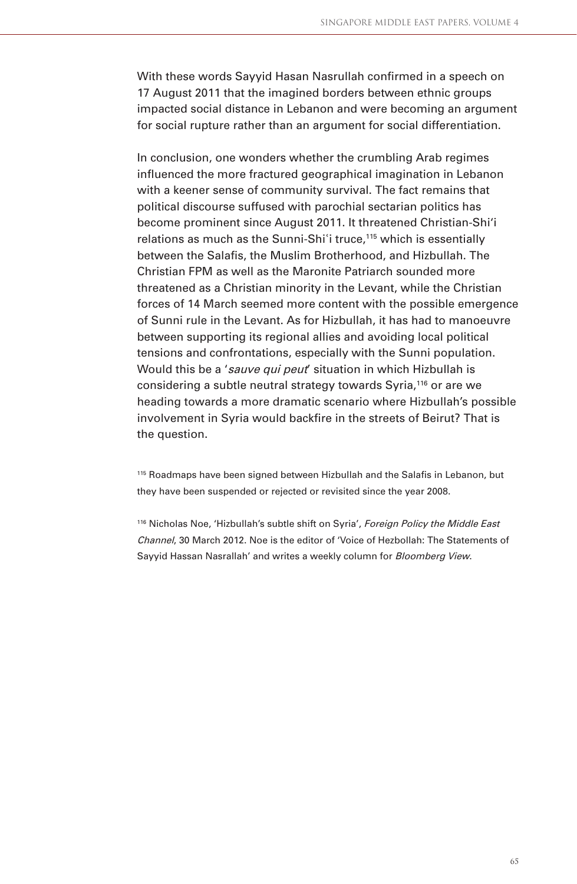With these words Sayyid Hasan Nasrullah confirmed in a speech on 17 August 2011 that the imagined borders between ethnic groups impacted social distance in Lebanon and were becoming an argument for social rupture rather than an argument for social differentiation.

In conclusion, one wonders whether the crumbling Arab regimes influenced the more fractured geographical imagination in Lebanon with a keener sense of community survival. The fact remains that political discourse suffused with parochial sectarian politics has become prominent since August 2011. It threatened Christian-Shi'i relations as much as the Sunni-Shiʿi truce,[115] which is essentially between the Salafis, the Muslim Brotherhood, and Hizbullah. The Christian FPM as well as the Maronite Patriarch sounded more threatened as a Christian minority in the Levant, while the Christian forces of 14 March seemed more content with the possible emergence of Sunni rule in the Levant. As for Hizbullah, it has had to manoeuvre between supporting its regional allies and avoiding local political tensions and confrontations, especially with the Sunni population. Would this be a '*sauve qui peut*' situation in which Hizbullah is considering a subtle neutral strategy towards Syria,[116] or are we heading towards a more dramatic scenario where Hizbullah's possible involvement in Syria would backfire in the streets of Beirut? That is the question.

[115] Roadmaps have been signed between Hizbullah and the Salafis in Lebanon, but they have been suspended or rejected or revisited since the year 2008.

[116] Nicholas Noe, 'Hizbullah's subtle shift on Syria', *Foreign Policy the Middle East Channel*, 30 March 2012. Noe is the editor of 'Voice of Hezbollah: The Statements of Sayyid Hassan Nasrallah' and writes a weekly column for *Bloomberg View*.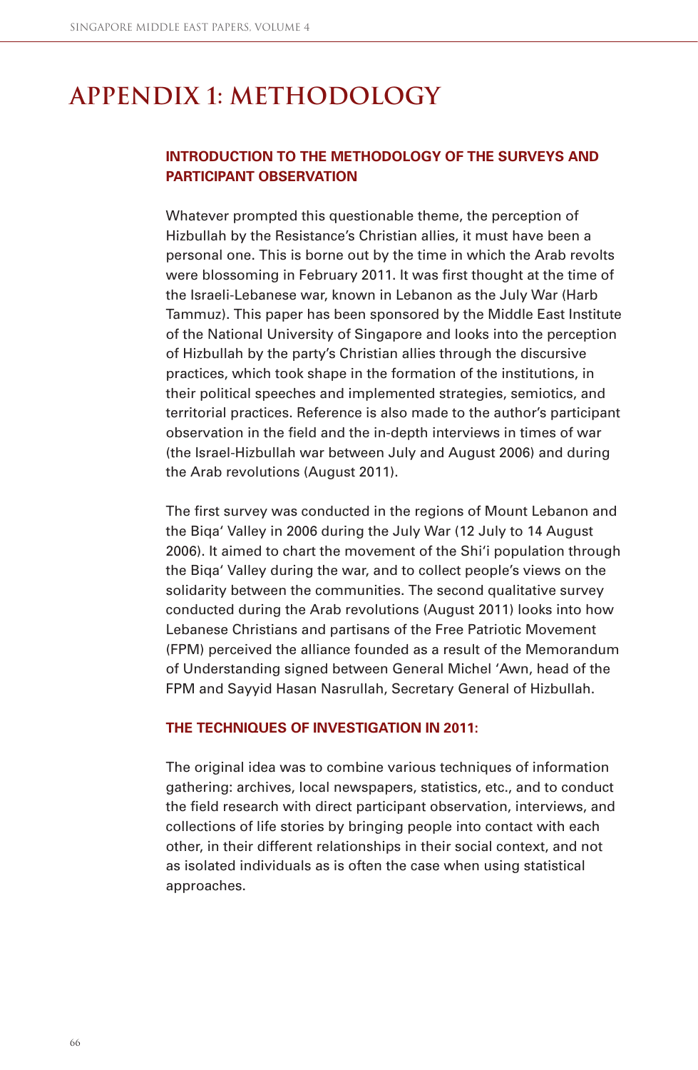# APPENDIX 1: METHODOLOGY

## INTRODUCTION TO THE METHODOLOGY OF THE SURVEYS AND PARTICIPANT OBSERVATION

Whatever prompted this questionable theme, the perception of Hizbullah by the Resistance's Christian allies, it must have been a personal one. This is borne out by the time in which the Arab revolts were blossoming in February 2011. It was first thought at the time of the Israeli-Lebanese war, known in Lebanon as the July War (Harb Tammuz). This paper has been sponsored by the Middle East Institute of the National University of Singapore and looks into the perception of Hizbullah by the party's Christian allies through the discursive practices, which took shape in the formation of the institutions, in their political speeches and implemented strategies, semiotics, and territorial practices. Reference is also made to the author's participant observation in the field and the in-depth interviews in times of war (the Israel-Hizbullah war between July and August 2006) and during the Arab revolutions (August 2011).

The first survey was conducted in the regions of Mount Lebanon and the Biqa' Valley in 2006 during the July War (12 July to 14 August 2006). It aimed to chart the movement of the Shi'i population through the Biqa' Valley during the war, and to collect people's views on the solidarity between the communities. The second qualitative survey conducted during the Arab revolutions (August 2011) looks into how Lebanese Christians and partisans of the Free Patriotic Movement (FPM) perceived the alliance founded as a result of the Memorandum of Understanding signed between General Michel 'Awn, head of the FPM and Sayyid Hasan Nasrullah, Secretary General of Hizbullah.

## THE TECHNIQUES OF INVESTIGATION IN 2011:

The original idea was to combine various techniques of information gathering: archives, local newspapers, statistics, etc., and to conduct the field research with direct participant observation, interviews, and collections of life stories by bringing people into contact with each other, in their different relationships in their social context, and not as isolated individuals as is often the case when using statistical approaches.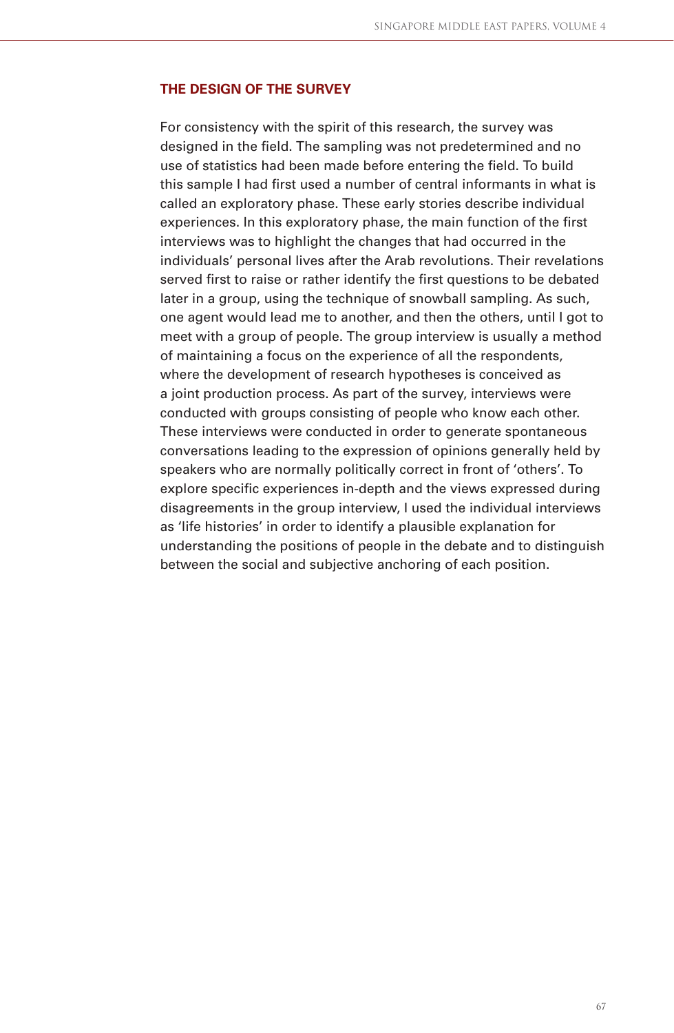## THE DESIGN OF THE SURVEY

For consistency with the spirit of this research, the survey was designed in the field. The sampling was not predetermined and no use of statistics had been made before entering the field. To build this sample I had first used a number of central informants in what is called an exploratory phase. These early stories describe individual experiences. In this exploratory phase, the main function of the first interviews was to highlight the changes that had occurred in the individuals' personal lives after the Arab revolutions. Their revelations served first to raise or rather identify the first questions to be debated later in a group, using the technique of snowball sampling. As such, one agent would lead me to another, and then the others, until I got to meet with a group of people. The group interview is usually a method of maintaining a focus on the experience of all the respondents, where the development of research hypotheses is conceived as a joint production process. As part of the survey, interviews were conducted with groups consisting of people who know each other. These interviews were conducted in order to generate spontaneous conversations leading to the expression of opinions generally held by speakers who are normally politically correct in front of 'others'. To explore specific experiences in-depth and the views expressed during disagreements in the group interview, I used the individual interviews as 'life histories' in order to identify a plausible explanation for understanding the positions of people in the debate and to distinguish between the social and subjective anchoring of each position.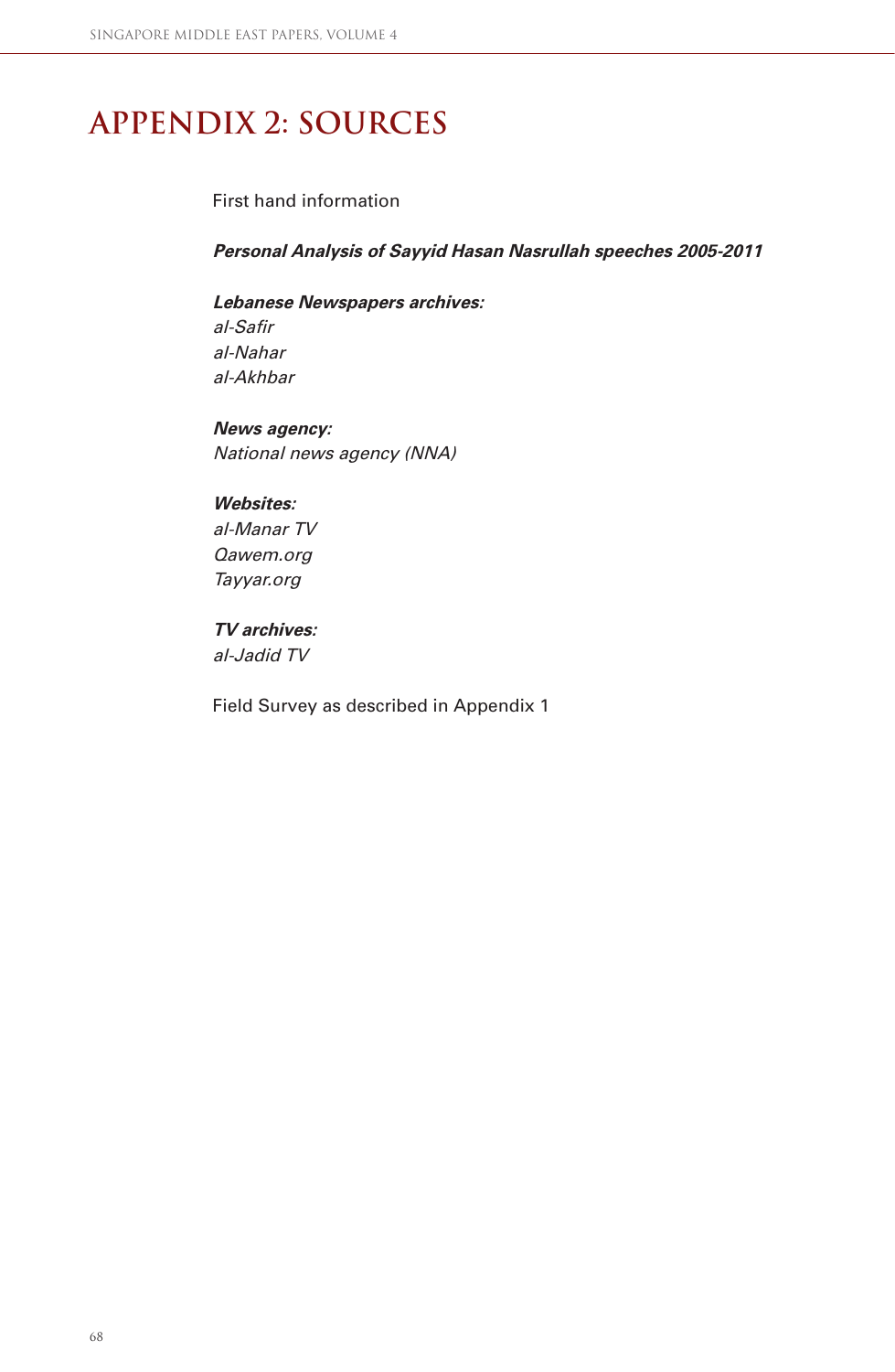# APPENDIX 2: SOURCES

First hand information

***Personal Analysis of Sayyid Hasan Nasrullah speeches 2005-2011***

***Lebanese Newspapers archives:***
*al-Safir*
*al-Nahar*
*al-Akhbar*

***News agency:***
*National news agency (NNA)*

***Websites:***
*al-Manar TV*
*Qawem.org*
*Tayyar.org*

***TV archives:***
*al-Jadid TV*

Field Survey as described in Appendix 1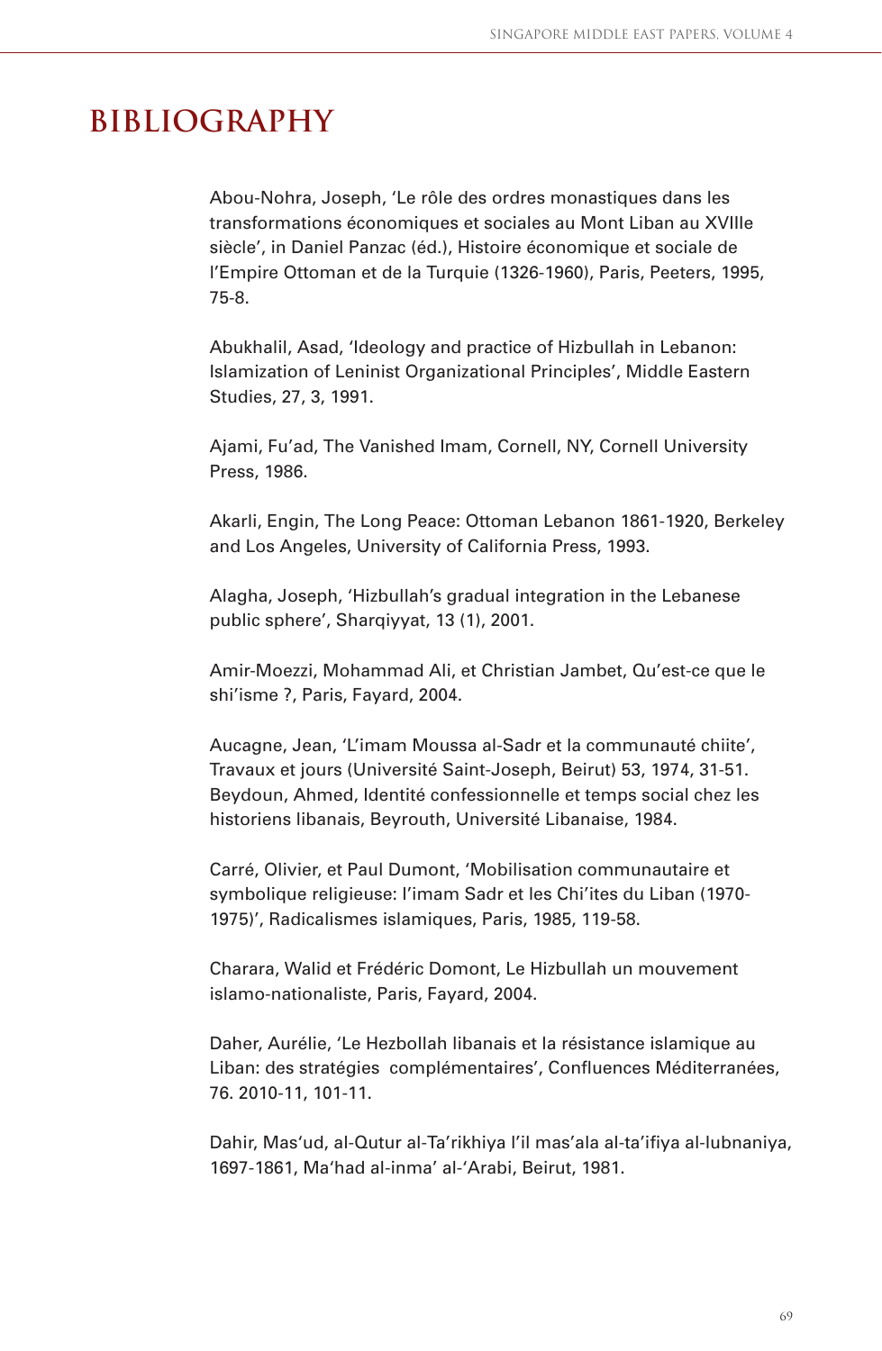# BIBLIOGRAPHY

Abou-Nohra, Joseph, 'Le rôle des ordres monastiques dans les transformations économiques et sociales au Mont Liban au XVIIle siècle', in Daniel Panzac (éd.), Histoire économique et sociale de l'Empire Ottoman et de la Turquie (1326-1960), Paris, Peeters, 1995, 75-8.

Abukhalil, Asad, 'Ideology and practice of Hizbullah in Lebanon: Islamization of Leninist Organizational Principles', Middle Eastern Studies, 27, 3, 1991.

Ajami, Fu'ad, The Vanished Imam, Cornell, NY, Cornell University Press, 1986.

Akarli, Engin, The Long Peace: Ottoman Lebanon 1861-1920, Berkeley and Los Angeles, University of California Press, 1993.

Alagha, Joseph, 'Hizbullah's gradual integration in the Lebanese public sphere', Sharqiyyat, 13 (1), 2001.

Amir-Moezzi, Mohammad Ali, et Christian Jambet, Qu'est-ce que le shi'isme ?, Paris, Fayard, 2004.

Aucagne, Jean, 'L'imam Moussa al-Sadr et la communauté chiite', Travaux et jours (Université Saint-Joseph, Beirut) 53, 1974, 31-51. Beydoun, Ahmed, Identité confessionnelle et temps social chez les historiens libanais, Beyrouth, Université Libanaise, 1984.

Carré, Olivier, et Paul Dumont, 'Mobilisation communautaire et symbolique religieuse: l'imam Sadr et les Chi'ites du Liban (1970-1975)', Radicalismes islamiques, Paris, 1985, 119-58.

Charara, Walid et Frédéric Domont, Le Hizbullah un mouvement islamo-nationaliste, Paris, Fayard, 2004.

Daher, Aurélie, 'Le Hezbollah libanais et la résistance islamique au Liban: des stratégies complémentaires', Confluences Méditerranées, 76. 2010-11, 101-11.

Dahir, Mas'ud, al-Qutur al-Ta'rikhiya l'il mas'ala al-ta'ifiya al-lubnaniya, 1697-1861, Ma'had al-inma' al-'Arabi, Beirut, 1981.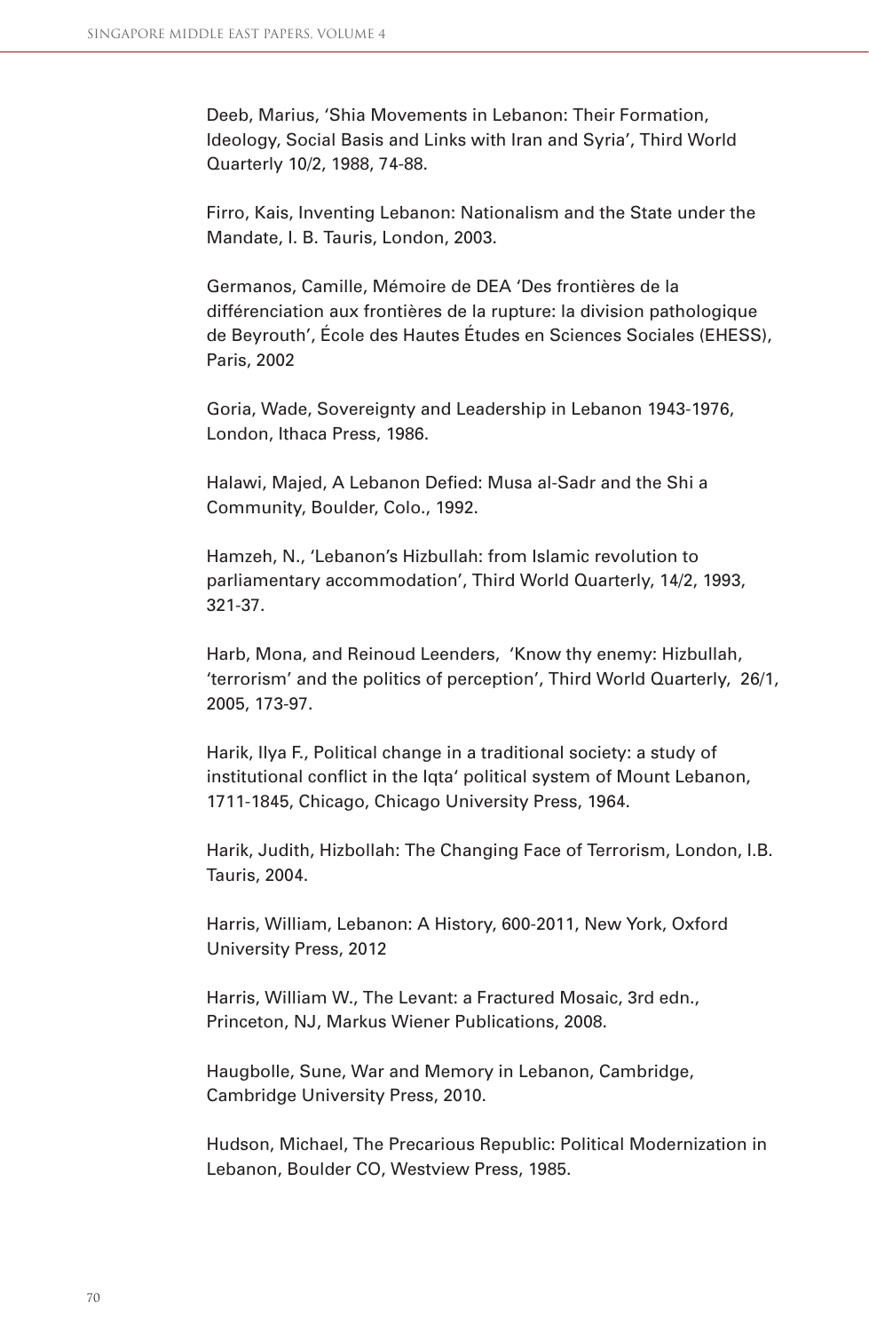Deeb, Marius, 'Shia Movements in Lebanon: Their Formation, Ideology, Social Basis and Links with Iran and Syria', Third World Quarterly 10/2, 1988, 74-88.

Firro, Kais, Inventing Lebanon: Nationalism and the State under the Mandate, I. B. Tauris, London, 2003.

Germanos, Camille, Mémoire de DEA 'Des frontières de la différenciation aux frontières de la rupture: la division pathologique de Beyrouth', École des Hautes Études en Sciences Sociales (EHESS), Paris, 2002

Goria, Wade, Sovereignty and Leadership in Lebanon 1943-1976, London, Ithaca Press, 1986.

Halawi, Majed, A Lebanon Defied: Musa al-Sadr and the Shi a Community, Boulder, Colo., 1992.

Hamzeh, N., 'Lebanon's Hizbullah: from Islamic revolution to parliamentary accommodation', Third World Quarterly, 14/2, 1993, 321-37.

Harb, Mona, and Reinoud Leenders, 'Know thy enemy: Hizbullah, 'terrorism' and the politics of perception', Third World Quarterly, 26/1, 2005, 173-97.

Harik, Ilya F., Political change in a traditional society: a study of institutional conflict in the Iqta' political system of Mount Lebanon, 1711-1845, Chicago, Chicago University Press, 1964.

Harik, Judith, Hizbollah: The Changing Face of Terrorism, London, I.B. Tauris, 2004.

Harris, William, Lebanon: A History, 600-2011, New York, Oxford University Press, 2012

Harris, William W., The Levant: a Fractured Mosaic, 3rd edn., Princeton, NJ, Markus Wiener Publications, 2008.

Haugbolle, Sune, War and Memory in Lebanon, Cambridge, Cambridge University Press, 2010.

Hudson, Michael, The Precarious Republic: Political Modernization in Lebanon, Boulder CO, Westview Press, 1985.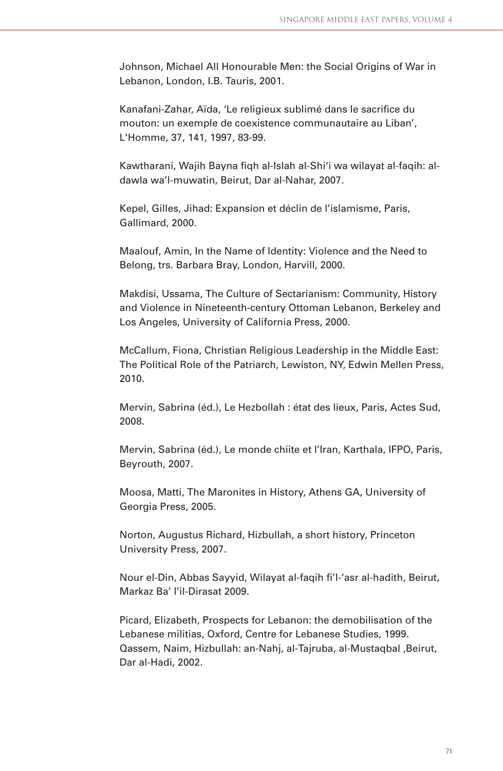Johnson, Michael All Honourable Men: the Social Origins of War in Lebanon, London, I.B. Tauris, 2001.

Kanafani-Zahar, Aïda, 'Le religieux sublimé dans le sacrifice du mouton: un exemple de coexistence communautaire au Liban', L'Homme, 37, 141, 1997, 83-99.

Kawtharani, Wajih Bayna fiqh al-Islah al-Shi'i wa wilayat al-faqih: al-dawla wa'l-muwatin, Beirut, Dar al-Nahar, 2007.

Kepel, Gilles, Jihad: Expansion et déclin de l'islamisme, Paris, Gallimard, 2000.

Maalouf, Amin, In the Name of Identity: Violence and the Need to Belong, trs. Barbara Bray, London, Harvill, 2000.

Makdisi, Ussama, The Culture of Sectarianism: Community, History and Violence in Nineteenth-century Ottoman Lebanon, Berkeley and Los Angeles, University of California Press, 2000.

McCallum, Fiona, Christian Religious Leadership in the Middle East: The Political Role of the Patriarch, Lewiston, NY, Edwin Mellen Press, 2010.

Mervin, Sabrina (éd.), Le Hezbollah : état des lieux, Paris, Actes Sud, 2008.

Mervin, Sabrina (éd.), Le monde chiite et l'Iran, Karthala, IFPO, Paris, Beyrouth, 2007.

Moosa, Matti, The Maronites in History, Athens GA, University of Georgia Press, 2005.

Norton, Augustus Richard, Hizbullah, a short history, Princeton University Press, 2007.

Nour el-Din, Abbas Sayyid, Wilayat al-faqih fi'l-'asr al-hadith, Beirut, Markaz Ba' l'il-Dirasat 2009.

Picard, Elizabeth, Prospects for Lebanon: the demobilisation of the Lebanese militias, Oxford, Centre for Lebanese Studies, 1999.
Qassem, Naim, Hizbullah: an-Nahj, al-Tajruba, al-Mustaqbal ,Beirut, Dar al-Hadi, 2002.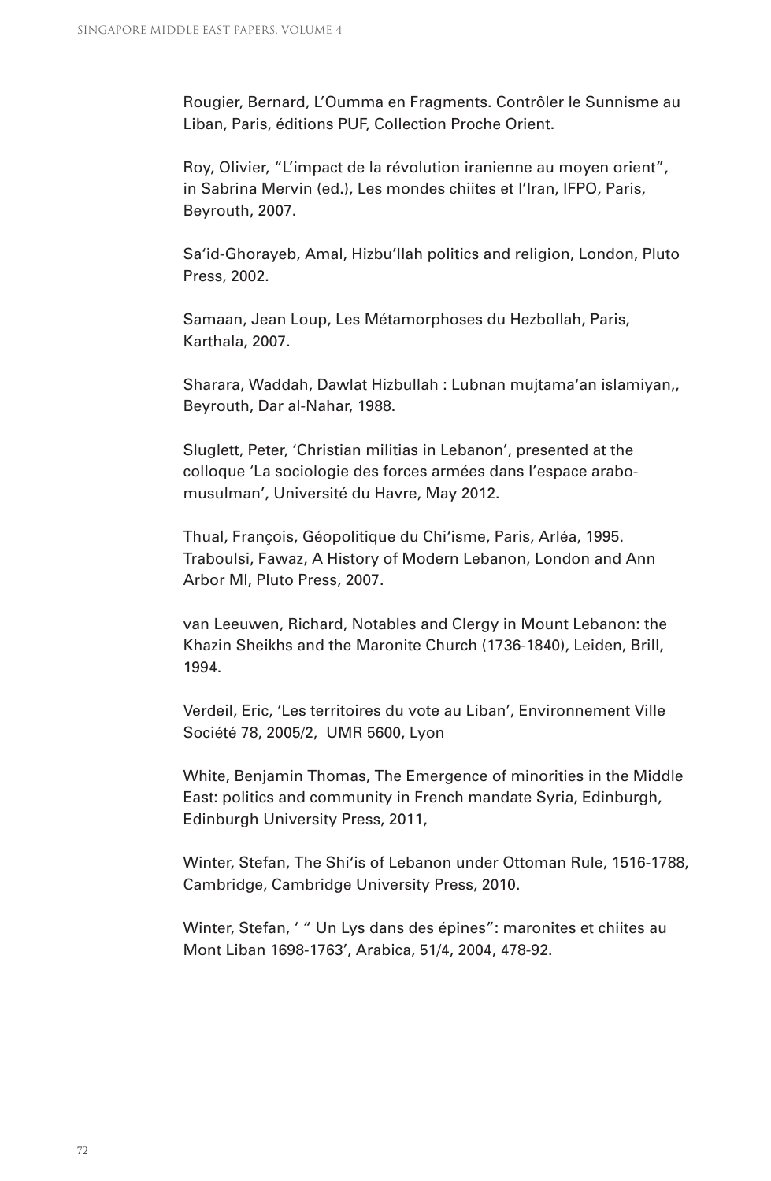Rougier, Bernard, L'Oumma en Fragments. Contrôler le Sunnisme au Liban, Paris, éditions PUF, Collection Proche Orient.

Roy, Olivier, "L'impact de la révolution iranienne au moyen orient", in Sabrina Mervin (ed.), Les mondes chiites et l'Iran, IFPO, Paris, Beyrouth, 2007.

Sa'id-Ghorayeb, Amal, Hizbu'llah politics and religion, London, Pluto Press, 2002.

Samaan, Jean Loup, Les Métamorphoses du Hezbollah, Paris, Karthala, 2007.

Sharara, Waddah, Dawlat Hizbullah : Lubnan mujtama'an islamiyan,, Beyrouth, Dar al-Nahar, 1988.

Sluglett, Peter, 'Christian militias in Lebanon', presented at the colloque 'La sociologie des forces armées dans l'espace arabo-musulman', Université du Havre, May 2012.

Thual, François, Géopolitique du Chi'isme, Paris, Arléa, 1995.
Traboulsi, Fawaz, A History of Modern Lebanon, London and Ann Arbor MI, Pluto Press, 2007.

van Leeuwen, Richard, Notables and Clergy in Mount Lebanon: the Khazin Sheikhs and the Maronite Church (1736-1840), Leiden, Brill, 1994.

Verdeil, Eric, 'Les territoires du vote au Liban', Environnement Ville Société 78, 2005/2, UMR 5600, Lyon

White, Benjamin Thomas, The Emergence of minorities in the Middle East: politics and community in French mandate Syria, Edinburgh, Edinburgh University Press, 2011,

Winter, Stefan, The Shi'is of Lebanon under Ottoman Rule, 1516-1788, Cambridge, Cambridge University Press, 2010.

Winter, Stefan, ' " Un Lys dans des épines": maronites et chiites au Mont Liban 1698-1763', Arabica, 51/4, 2004, 478-92.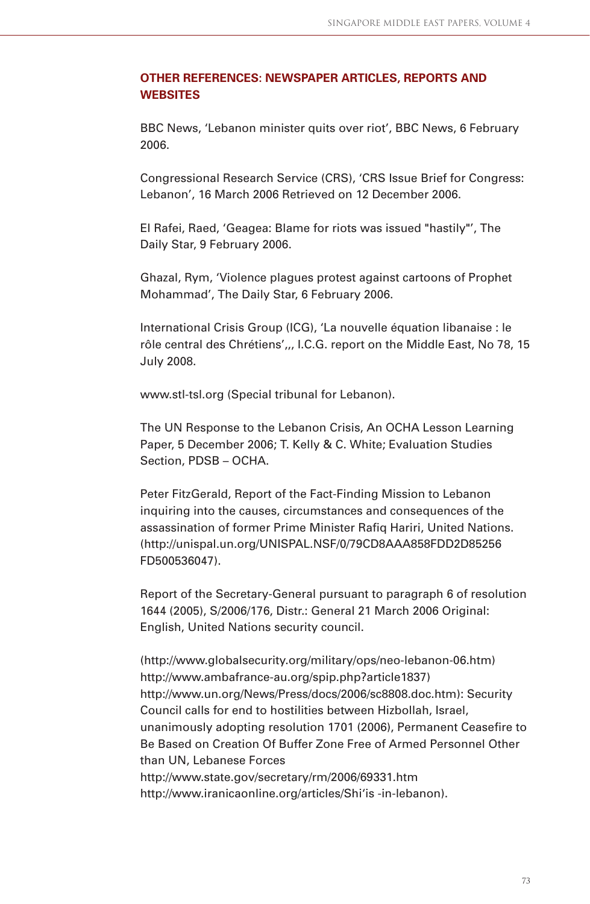## OTHER REFERENCES: NEWSPAPER ARTICLES, REPORTS AND WEBSITES

BBC News, 'Lebanon minister quits over riot', BBC News, 6 February 2006.

Congressional Research Service (CRS), 'CRS Issue Brief for Congress: Lebanon', 16 March 2006 Retrieved on 12 December 2006.

El Rafei, Raed, 'Geagea: Blame for riots was issued "hastily"', The Daily Star, 9 February 2006.

Ghazal, Rym, 'Violence plagues protest against cartoons of Prophet Mohammad', The Daily Star, 6 February 2006.

International Crisis Group (ICG), 'La nouvelle équation libanaise : le rôle central des Chrétiens',,, I.C.G. report on the Middle East, No 78, 15 July 2008.

www.stl-tsl.org (Special tribunal for Lebanon).

The UN Response to the Lebanon Crisis, An OCHA Lesson Learning Paper, 5 December 2006; T. Kelly & C. White; Evaluation Studies Section, PDSB – OCHA.

Peter FitzGerald, Report of the Fact-Finding Mission to Lebanon inquiring into the causes, circumstances and consequences of the assassination of former Prime Minister Rafiq Hariri, United Nations. (http://unispal.un.org/UNISPAL.NSF/0/79CD8AAA858FDD2D85256FD500536047).

Report of the Secretary-General pursuant to paragraph 6 of resolution 1644 (2005), S/2006/176, Distr.: General 21 March 2006 Original: English, United Nations security council.

(http://www.globalsecurity.org/military/ops/neo-lebanon-06.htm)
http://www.ambafrance-au.org/spip.php?article1837)
http://www.un.org/News/Press/docs/2006/sc8808.doc.htm): Security Council calls for end to hostilities between Hizbollah, Israel, unanimously adopting resolution 1701 (2006), Permanent Ceasefire to Be Based on Creation Of Buffer Zone Free of Armed Personnel Other than UN, Lebanese Forces
http://www.state.gov/secretary/rm/2006/69331.htm
http://www.iranicaonline.org/articles/Shi'is -in-lebanon).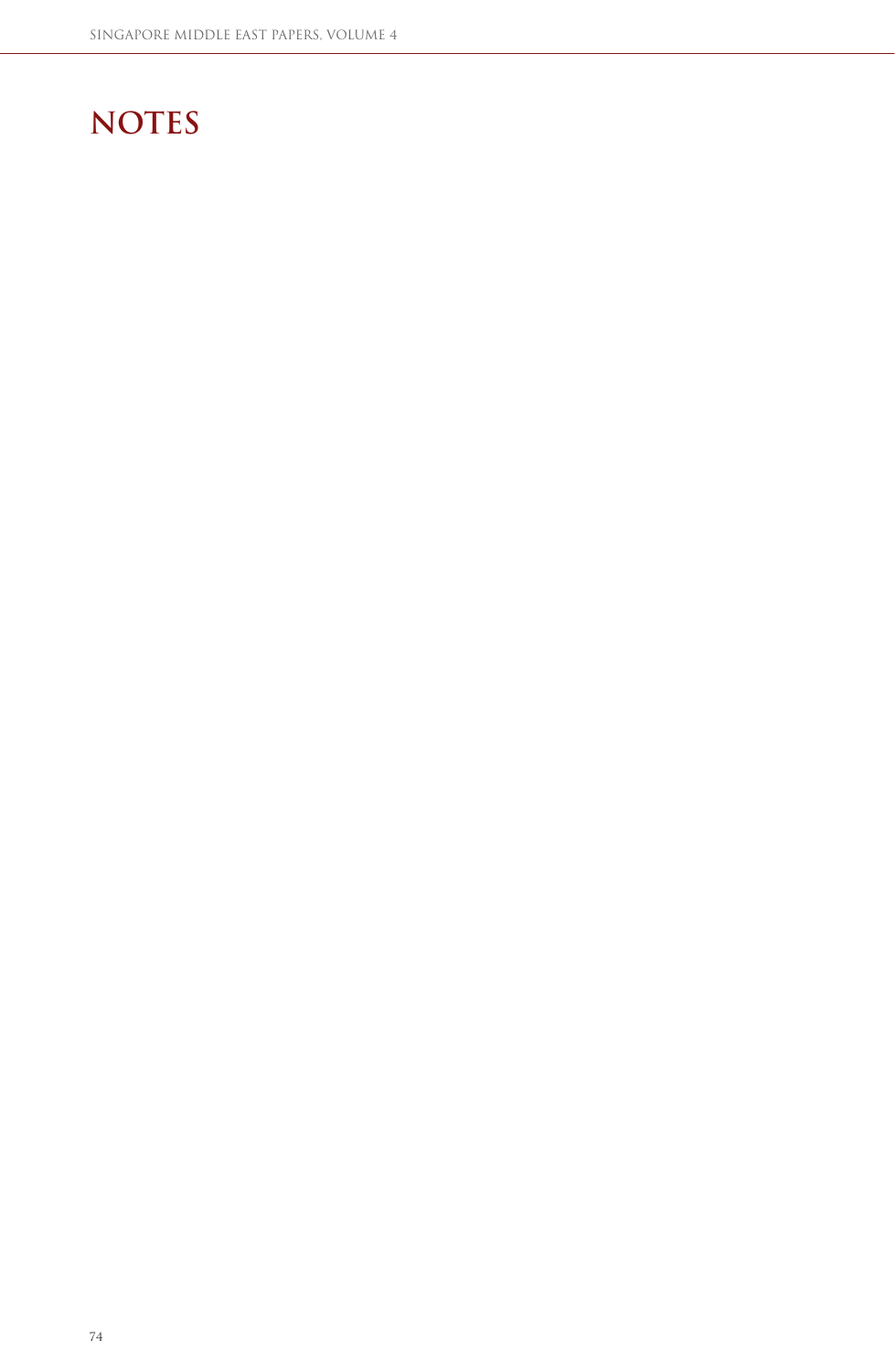# NOTES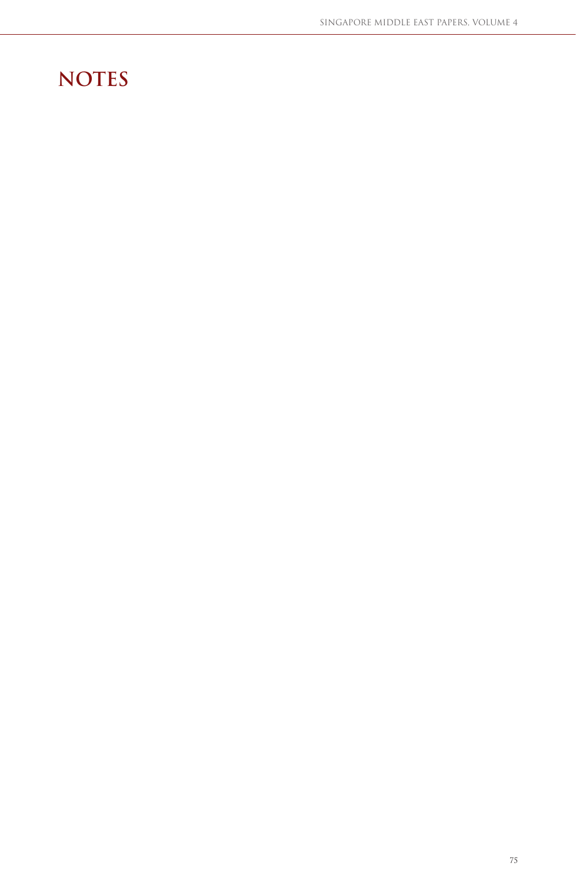# NOTES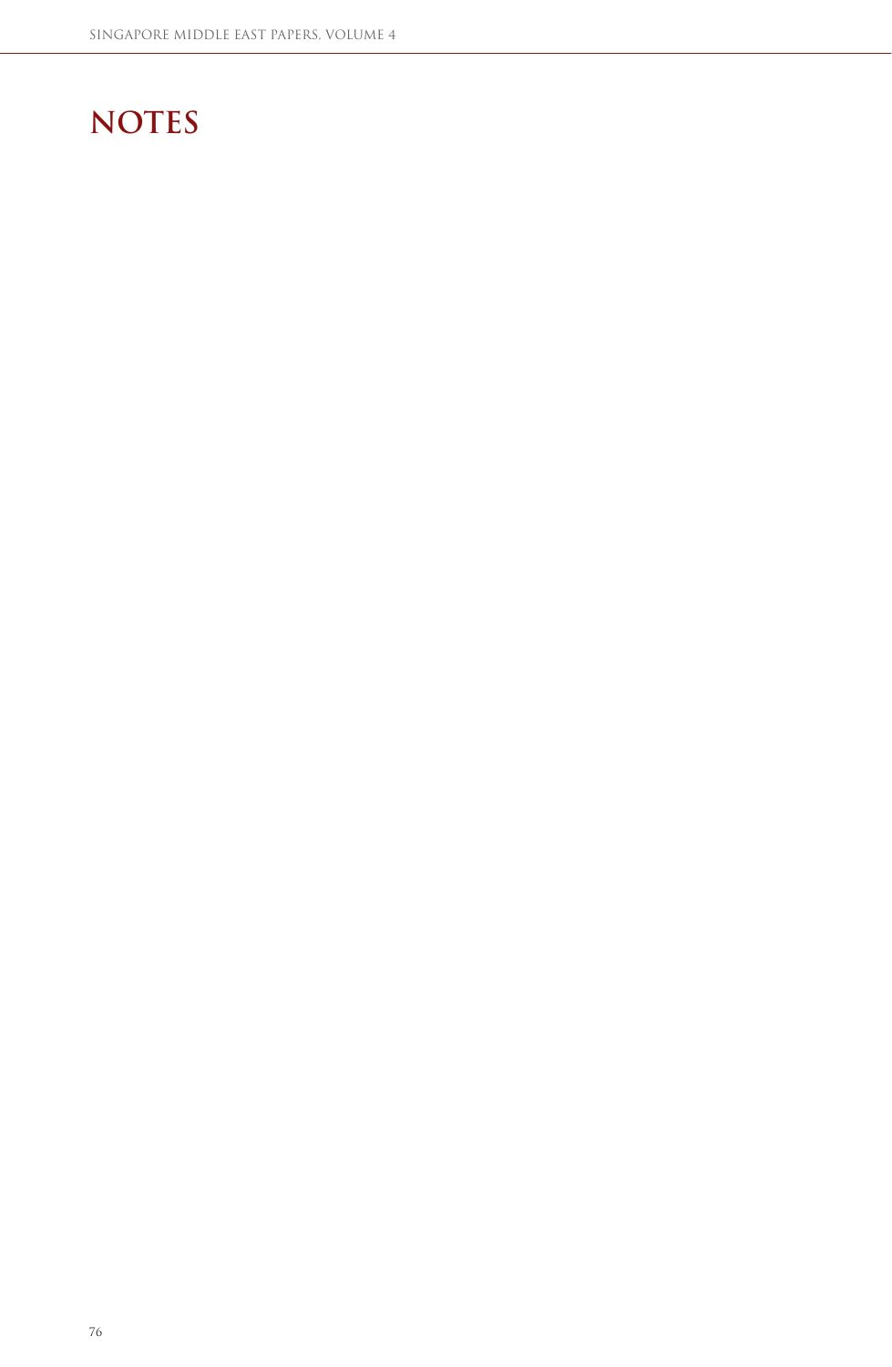# NOTES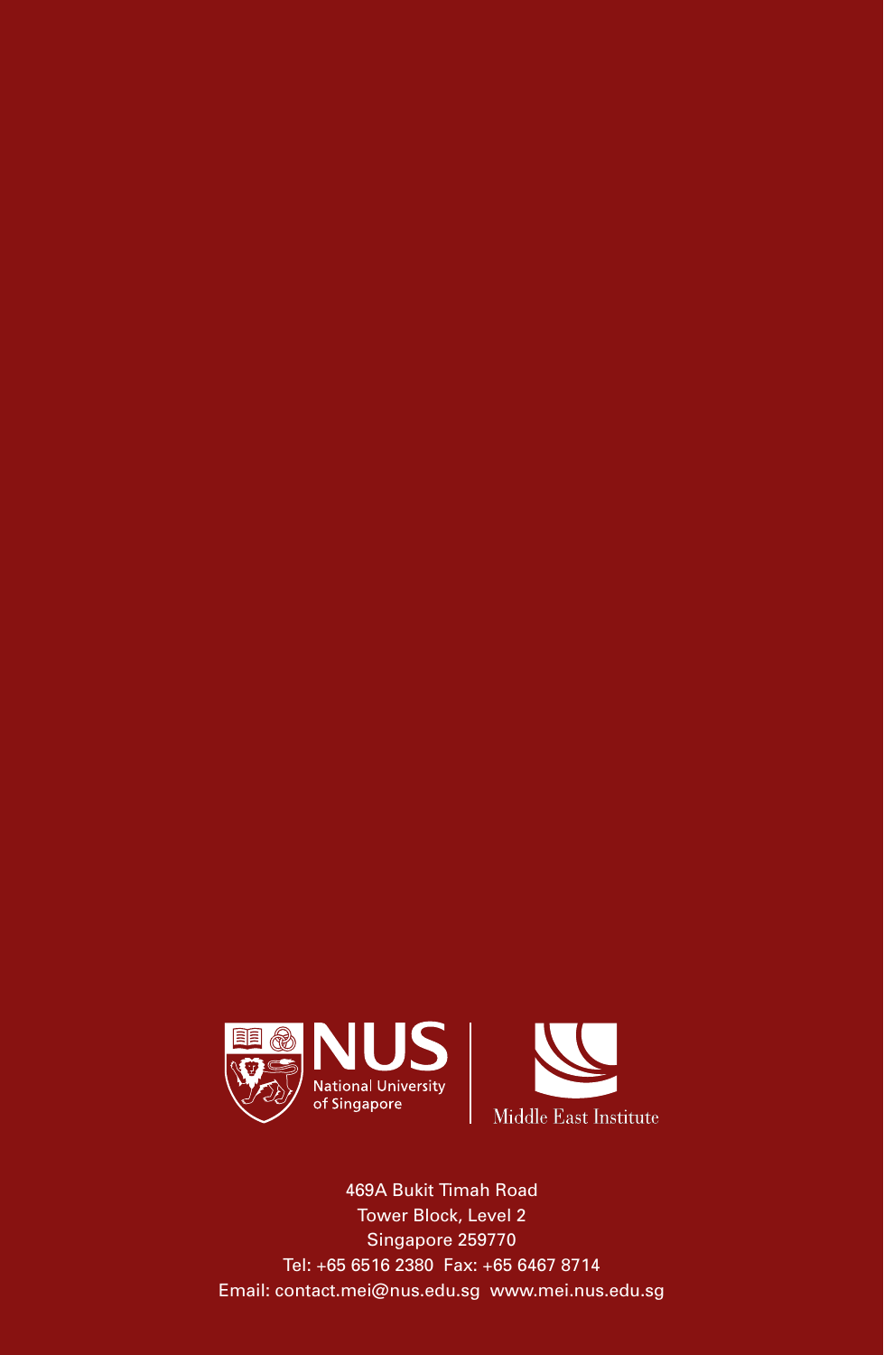NUS National University of Singapore

Middle East Institute

469A Bukit Timah Road
Tower Block, Level 2
Singapore 259770
Tel: +65 6516 2380 Fax: +65 6467 8714
Email: contact.mei@nus.edu.sg www.mei.nus.edu.sg